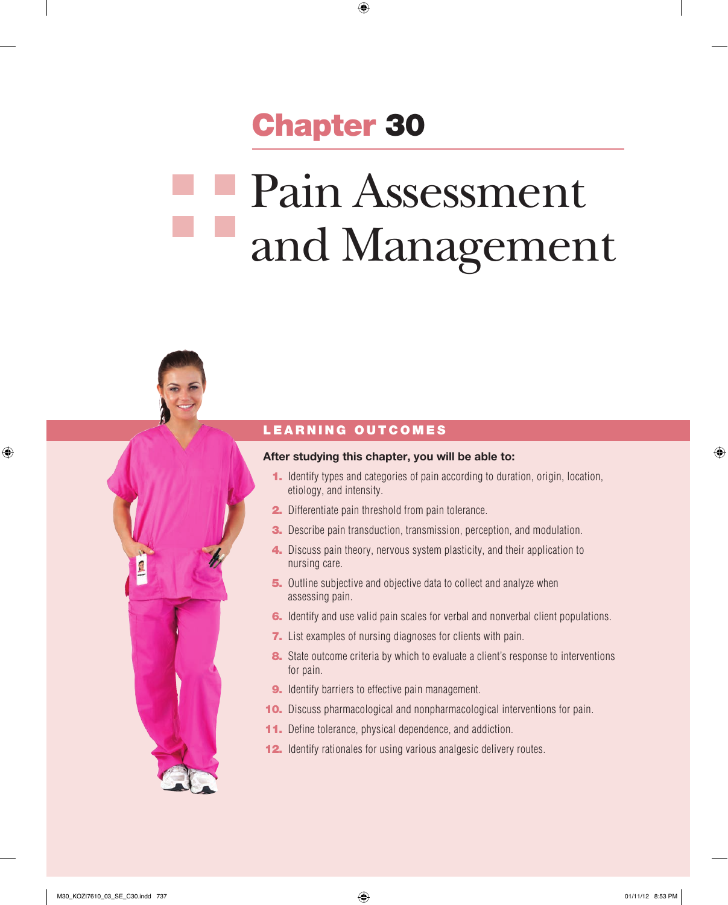# Chapter 30

# Pain Assessment and Management

## LEARNING OUTCOMES

**After studying this chapter, you will be able to:**

1. Identify types and categories of pain according to duration, origin, location, etiology, and intensity.
2. Differentiate pain threshold from pain tolerance.
3. Describe pain transduction, transmission, perception, and modulation.
4. Discuss pain theory, nervous system plasticity, and their application to nursing care.
5. Outline subjective and objective data to collect and analyze when assessing pain.
6. Identify and use valid pain scales for verbal and nonverbal client populations.
7. List examples of nursing diagnoses for clients with pain.
8. State outcome criteria by which to evaluate a client's response to interventions for pain.
9. Identify barriers to effective pain management.
10. Discuss pharmacological and nonpharmacological interventions for pain.
11. Define tolerance, physical dependence, and addiction.
12. Identify rationales for using various analgesic delivery routes.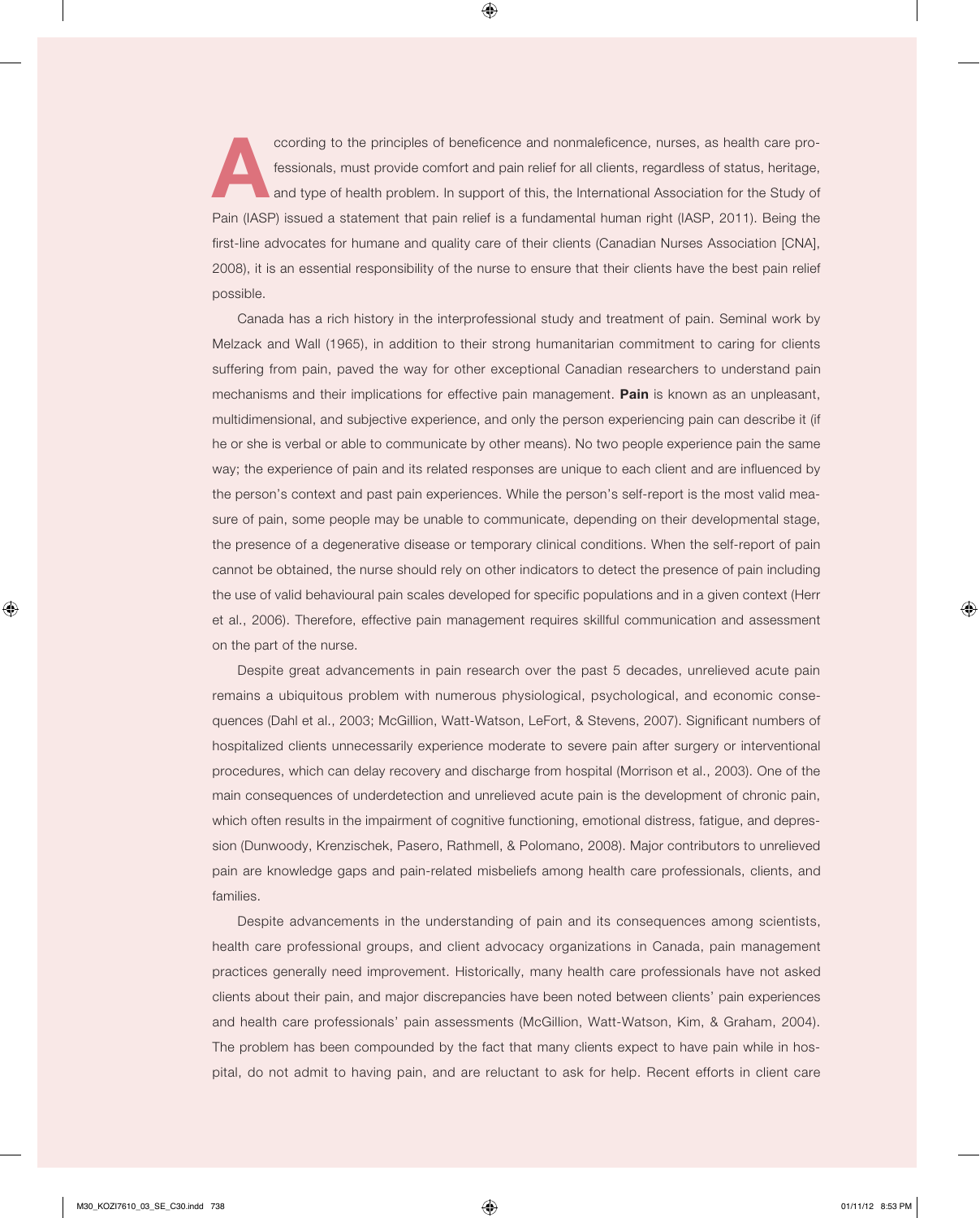According to the principles of beneficence and nonmaleficence, nurses, as health care professionals, must provide comfort and pain relief for all clients, regardless of status, heritage, and type of health problem. In support of this, the International Association for the Study of Pain (IASP) issued a statement that pain relief is a fundamental human right (IASP, 2011). Being the first-line advocates for humane and quality care of their clients (Canadian Nurses Association [CNA], 2008), it is an essential responsibility of the nurse to ensure that their clients have the best pain relief possible.

Canada has a rich history in the interprofessional study and treatment of pain. Seminal work by Melzack and Wall (1965), in addition to their strong humanitarian commitment to caring for clients suffering from pain, paved the way for other exceptional Canadian researchers to understand pain mechanisms and their implications for effective pain management. **Pain** is known as an unpleasant, multidimensional, and subjective experience, and only the person experiencing pain can describe it (if he or she is verbal or able to communicate by other means). No two people experience pain the same way; the experience of pain and its related responses are unique to each client and are influenced by the person's context and past pain experiences. While the person's self-report is the most valid measure of pain, some people may be unable to communicate, depending on their developmental stage, the presence of a degenerative disease or temporary clinical conditions. When the self-report of pain cannot be obtained, the nurse should rely on other indicators to detect the presence of pain including the use of valid behavioural pain scales developed for specific populations and in a given context (Herr et al., 2006). Therefore, effective pain management requires skillful communication and assessment on the part of the nurse.

Despite great advancements in pain research over the past 5 decades, unrelieved acute pain remains a ubiquitous problem with numerous physiological, psychological, and economic consequences (Dahl et al., 2003; McGillion, Watt-Watson, LeFort, & Stevens, 2007). Significant numbers of hospitalized clients unnecessarily experience moderate to severe pain after surgery or interventional procedures, which can delay recovery and discharge from hospital (Morrison et al., 2003). One of the main consequences of underdetection and unrelieved acute pain is the development of chronic pain, which often results in the impairment of cognitive functioning, emotional distress, fatigue, and depression (Dunwoody, Krenzischek, Pasero, Rathmell, & Polomano, 2008). Major contributors to unrelieved pain are knowledge gaps and pain-related misbeliefs among health care professionals, clients, and families.

Despite advancements in the understanding of pain and its consequences among scientists, health care professional groups, and client advocacy organizations in Canada, pain management practices generally need improvement. Historically, many health care professionals have not asked clients about their pain, and major discrepancies have been noted between clients' pain experiences and health care professionals' pain assessments (McGillion, Watt-Watson, Kim, & Graham, 2004). The problem has been compounded by the fact that many clients expect to have pain while in hospital, do not admit to having pain, and are reluctant to ask for help. Recent efforts in client care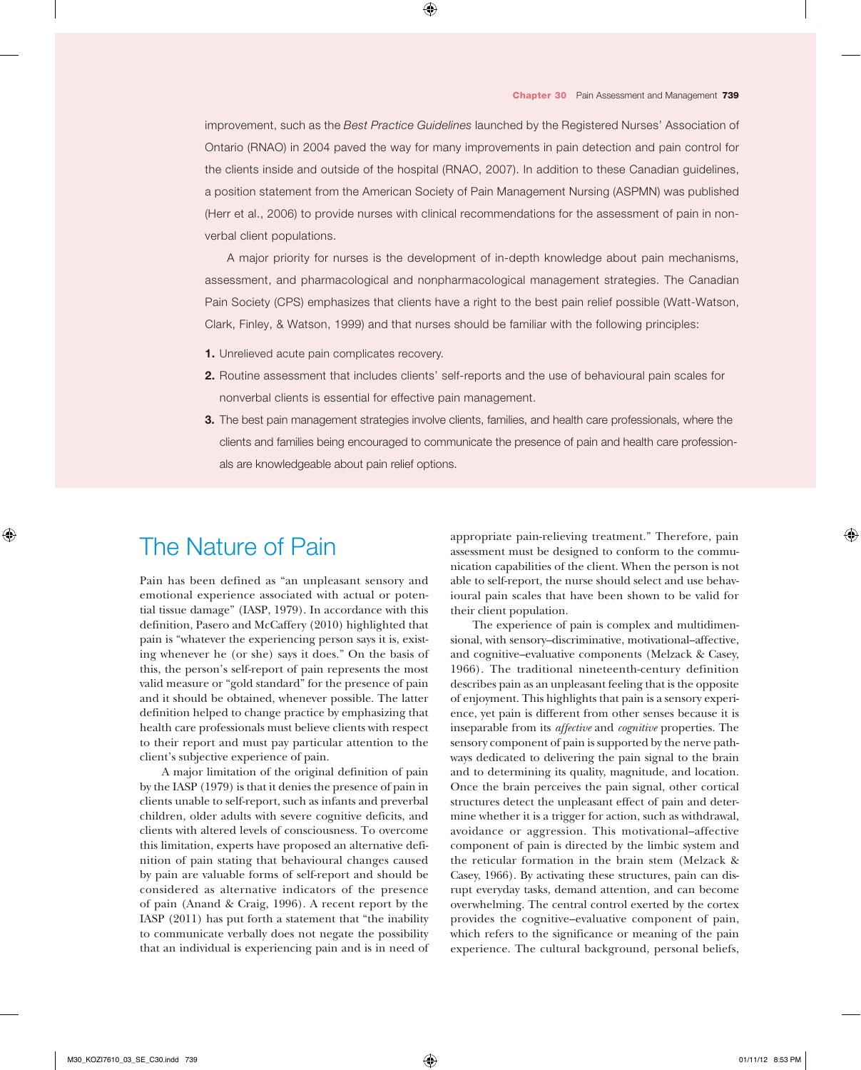improvement, such as the *Best Practice Guidelines* launched by the Registered Nurses' Association of Ontario (RNAO) in 2004 paved the way for many improvements in pain detection and pain control for the clients inside and outside of the hospital (RNAO, 2007). In addition to these Canadian guidelines, a position statement from the American Society of Pain Management Nursing (ASPMN) was published (Herr et al., 2006) to provide nurses with clinical recommendations for the assessment of pain in non-verbal client populations.

A major priority for nurses is the development of in-depth knowledge about pain mechanisms, assessment, and pharmacological and nonpharmacological management strategies. The Canadian Pain Society (CPS) emphasizes that clients have a right to the best pain relief possible (Watt-Watson, Clark, Finley, & Watson, 1999) and that nurses should be familiar with the following principles:

1. Unrelieved acute pain complicates recovery.
2. Routine assessment that includes clients' self-reports and the use of behavioural pain scales for nonverbal clients is essential for effective pain management.
3. The best pain management strategies involve clients, families, and health care professionals, where the clients and families being encouraged to communicate the presence of pain and health care professionals are knowledgeable about pain relief options.

# The Nature of Pain

Pain has been defined as "an unpleasant sensory and emotional experience associated with actual or potential tissue damage" (IASP, 1979). In accordance with this definition, Pasero and McCaffery (2010) highlighted that pain is "whatever the experiencing person says it is, existing whenever he (or she) says it does." On the basis of this, the person's self-report of pain represents the most valid measure or "gold standard" for the presence of pain and it should be obtained, whenever possible. The latter definition helped to change practice by emphasizing that health care professionals must believe clients with respect to their report and must pay particular attention to the client's subjective experience of pain.

A major limitation of the original definition of pain by the IASP (1979) is that it denies the presence of pain in clients unable to self-report, such as infants and preverbal children, older adults with severe cognitive deficits, and clients with altered levels of consciousness. To overcome this limitation, experts have proposed an alternative definition of pain stating that behavioural changes caused by pain are valuable forms of self-report and should be considered as alternative indicators of the presence of pain (Anand & Craig, 1996). A recent report by the IASP (2011) has put forth a statement that "the inability to communicate verbally does not negate the possibility that an individual is experiencing pain and is in need of appropriate pain-relieving treatment." Therefore, pain assessment must be designed to conform to the communication capabilities of the client. When the person is not able to self-report, the nurse should select and use behavioural pain scales that have been shown to be valid for their client population.

The experience of pain is complex and multidimensional, with sensory–discriminative, motivational–affective, and cognitive–evaluative components (Melzack & Casey, 1966). The traditional nineteenth-century definition describes pain as an unpleasant feeling that is the opposite of enjoyment. This highlights that pain is a sensory experience, yet pain is different from other senses because it is inseparable from its *affective* and *cognitive* properties. The sensory component of pain is supported by the nerve pathways dedicated to delivering the pain signal to the brain and to determining its quality, magnitude, and location. Once the brain perceives the pain signal, other cortical structures detect the unpleasant effect of pain and determine whether it is a trigger for action, such as withdrawal, avoidance or aggression. This motivational–affective component of pain is directed by the limbic system and the reticular formation in the brain stem (Melzack & Casey, 1966). By activating these structures, pain can disrupt everyday tasks, demand attention, and can become overwhelming. The central control exerted by the cortex provides the cognitive–evaluative component of pain, which refers to the significance or meaning of the pain experience. The cultural background, personal beliefs,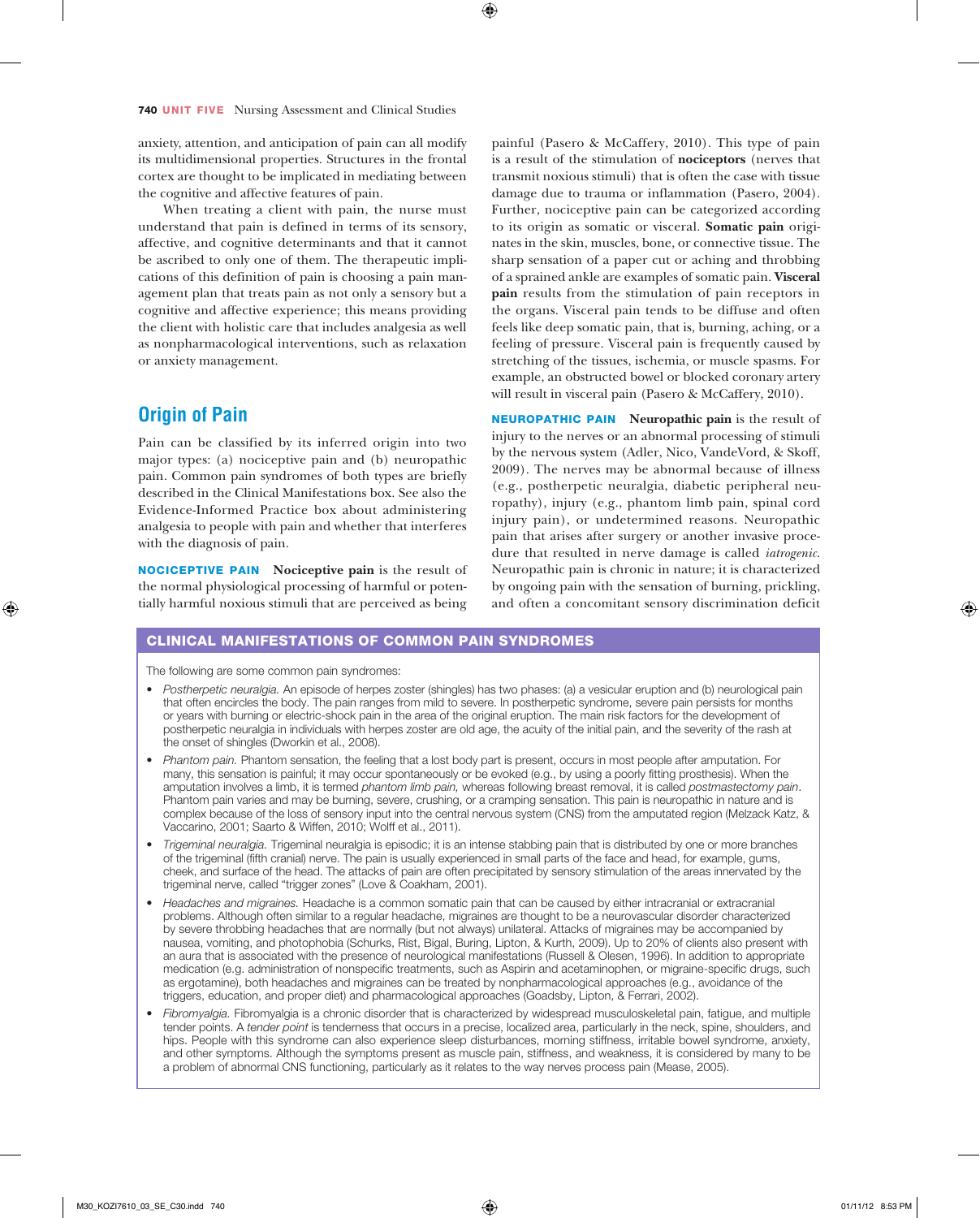anxiety, attention, and anticipation of pain can all modify its multidimensional properties. Structures in the frontal cortex are thought to be implicated in mediating between the cognitive and affective features of pain.

When treating a client with pain, the nurse must understand that pain is defined in terms of its sensory, affective, and cognitive determinants and that it cannot be ascribed to only one of them. The therapeutic implications of this definition of pain is choosing a pain management plan that treats pain as not only a sensory but a cognitive and affective experience; this means providing the client with holistic care that includes analgesia as well as nonpharmacological interventions, such as relaxation or anxiety management.

## Origin of Pain

Pain can be classified by its inferred origin into two major types: (a) nociceptive pain and (b) neuropathic pain. Common pain syndromes of both types are briefly described in the Clinical Manifestations box. See also the Evidence-Informed Practice box about administering analgesia to people with pain and whether that interferes with the diagnosis of pain.

**NOCICEPTIVE PAIN** **Nociceptive pain** is the result of the normal physiological processing of harmful or potentially harmful noxious stimuli that are perceived as being painful (Pasero & McCaffery, 2010). This type of pain is a result of the stimulation of **nociceptors** (nerves that transmit noxious stimuli) that is often the case with tissue damage due to trauma or inflammation (Pasero, 2004). Further, nociceptive pain can be categorized according to its origin as somatic or visceral. **Somatic pain** originates in the skin, muscles, bone, or connective tissue. The sharp sensation of a paper cut or aching and throbbing of a sprained ankle are examples of somatic pain. **Visceral pain** results from the stimulation of pain receptors in the organs. Visceral pain tends to be diffuse and often feels like deep somatic pain, that is, burning, aching, or a feeling of pressure. Visceral pain is frequently caused by stretching of the tissues, ischemia, or muscle spasms. For example, an obstructed bowel or blocked coronary artery will result in visceral pain (Pasero & McCaffery, 2010).

**NEUROPATHIC PAIN** **Neuropathic pain** is the result of injury to the nerves or an abnormal processing of stimuli by the nervous system (Adler, Nico, VandeVord, & Skoff, 2009). The nerves may be abnormal because of illness (e.g., postherpetic neuralgia, diabetic peripheral neuropathy), injury (e.g., phantom limb pain, spinal cord injury pain), or undetermined reasons. Neuropathic pain that arises after surgery or another invasive procedure that resulted in nerve damage is called *iatrogenic*. Neuropathic pain is chronic in nature; it is characterized by ongoing pain with the sensation of burning, prickling, and often a concomitant sensory discrimination deficit

### CLINICAL MANIFESTATIONS OF COMMON PAIN SYNDROMES

The following are some common pain syndromes:

- *Postherpetic neuralgia.* An episode of herpes zoster (shingles) has two phases: (a) a vesicular eruption and (b) neurological pain that often encircles the body. The pain ranges from mild to severe. In postherpetic syndrome, severe pain persists for months or years with burning or electric-shock pain in the area of the original eruption. The main risk factors for the development of postherpetic neuralgia in individuals with herpes zoster are old age, the acuity of the initial pain, and the severity of the rash at the onset of shingles (Dworkin et al., 2008).
- *Phantom pain.* Phantom sensation, the feeling that a lost body part is present, occurs in most people after amputation. For many, this sensation is painful; it may occur spontaneously or be evoked (e.g., by using a poorly fitting prosthesis). When the amputation involves a limb, it is termed *phantom limb pain,* whereas following breast removal, it is called *postmastectomy pain*. Phantom pain varies and may be burning, severe, crushing, or a cramping sensation. This pain is neuropathic in nature and is complex because of the loss of sensory input into the central nervous system (CNS) from the amputated region (Melzack Katz, & Vaccarino, 2001; Saarto & Wiffen, 2010; Wolff et al., 2011).
- *Trigeminal neuralgia.* Trigeminal neuralgia is episodic; it is an intense stabbing pain that is distributed by one or more branches of the trigeminal (fifth cranial) nerve. The pain is usually experienced in small parts of the face and head, for example, gums, cheek, and surface of the head. The attacks of pain are often precipitated by sensory stimulation of the areas innervated by the trigeminal nerve, called "trigger zones" (Love & Coakham, 2001).
- *Headaches and migraines.* Headache is a common somatic pain that can be caused by either intracranial or extracranial problems. Although often similar to a regular headache, migraines are thought to be a neurovascular disorder characterized by severe throbbing headaches that are normally (but not always) unilateral. Attacks of migraines may be accompanied by nausea, vomiting, and photophobia (Schurks, Rist, Bigal, Buring, Lipton, & Kurth, 2009). Up to 20% of clients also present with an aura that is associated with the presence of neurological manifestations (Russell & Olesen, 1996). In addition to appropriate medication (e.g. administration of nonspecific treatments, such as Aspirin and acetaminophen, or migraine-specific drugs, such as ergotamine), both headaches and migraines can be treated by nonpharmacological approaches (e.g., avoidance of the triggers, education, and proper diet) and pharmacological approaches (Goadsby, Lipton, & Ferrari, 2002).
- *Fibromyalgia.* Fibromyalgia is a chronic disorder that is characterized by widespread musculoskeletal pain, fatigue, and multiple tender points. A *tender point* is tenderness that occurs in a precise, localized area, particularly in the neck, spine, shoulders, and hips. People with this syndrome can also experience sleep disturbances, morning stiffness, irritable bowel syndrome, anxiety, and other symptoms. Although the symptoms present as muscle pain, stiffness, and weakness, it is considered by many to be a problem of abnormal CNS functioning, particularly as it relates to the way nerves process pain (Mease, 2005).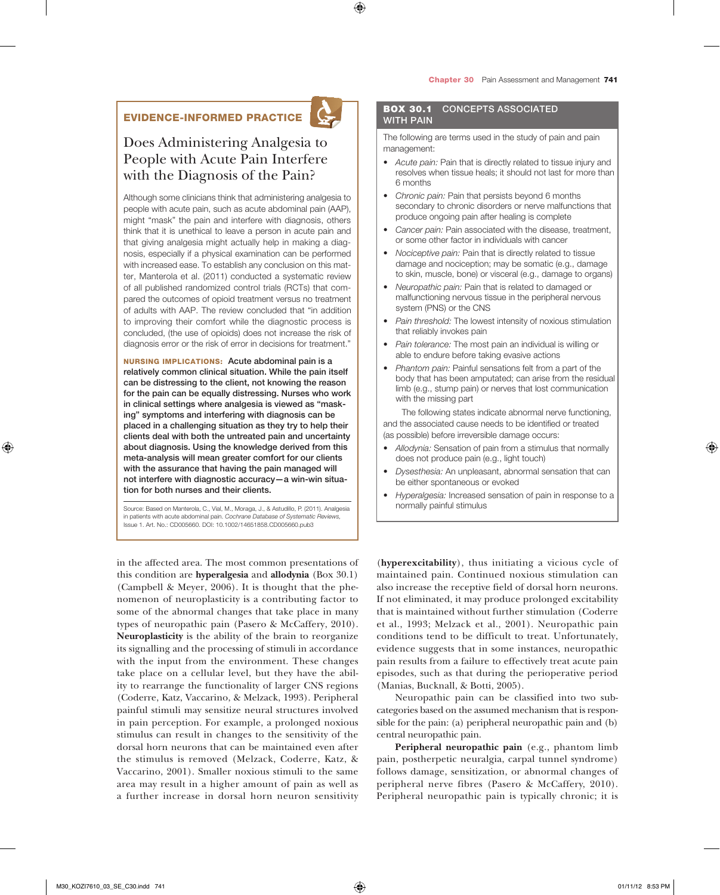## EVIDENCE-INFORMED PRACTICE

### Does Administering Analgesia to People with Acute Pain Interfere with the Diagnosis of the Pain?

Although some clinicians think that administering analgesia to people with acute pain, such as acute abdominal pain (AAP), might "mask" the pain and interfere with diagnosis, others think that it is unethical to leave a person in acute pain and that giving analgesia might actually help in making a diagnosis, especially if a physical examination can be performed with increased ease. To establish any conclusion on this matter, Manterola et al. (2011) conducted a systematic review of all published randomized control trials (RCTs) that compared the outcomes of opioid treatment versus no treatment of adults with AAP. The review concluded that "in addition to improving their comfort while the diagnostic process is concluded, (the use of opioids) does not increase the risk of diagnosis error or the risk of error in decisions for treatment."

**NURSING IMPLICATIONS: Acute abdominal pain is a relatively common clinical situation. While the pain itself can be distressing to the client, not knowing the reason for the pain can be equally distressing. Nurses who work in clinical settings where analgesia is viewed as "masking" symptoms and interfering with diagnosis can be placed in a challenging situation as they try to help their clients deal with both the untreated pain and uncertainty about diagnosis. Using the knowledge derived from this meta-analysis will mean greater comfort for our clients with the assurance that having the pain managed will not interfere with diagnostic accuracy—a win-win situation for both nurses and their clients.**

Source: Based on Manterola, C., Vial, M., Moraga, J., & Astudillo, P. (2011). Analgesia in patients with acute abdominal pain. *Cochrane Database of Systematic Reviews*, Issue 1. Art. No.: CD005660. DOI: 10.1002/14651858.CD005660.pub3

## BOX 30.1 CONCEPTS ASSOCIATED WITH PAIN

The following are terms used in the study of pain and pain management:

- *Acute pain:* Pain that is directly related to tissue injury and resolves when tissue heals; it should not last for more than 6 months
- *Chronic pain:* Pain that persists beyond 6 months secondary to chronic disorders or nerve malfunctions that produce ongoing pain after healing is complete
- *Cancer pain:* Pain associated with the disease, treatment, or some other factor in individuals with cancer
- *Nociceptive pain:* Pain that is directly related to tissue damage and nociception; may be somatic (e.g., damage to skin, muscle, bone) or visceral (e.g., damage to organs)
- *Neuropathic pain:* Pain that is related to damaged or malfunctioning nervous tissue in the peripheral nervous system (PNS) or the CNS
- *Pain threshold:* The lowest intensity of noxious stimulation that reliably invokes pain
- *Pain tolerance:* The most pain an individual is willing or able to endure before taking evasive actions
- *Phantom pain:* Painful sensations felt from a part of the body that has been amputated; can arise from the residual limb (e.g., stump pain) or nerves that lost communication with the missing part

The following states indicate abnormal nerve functioning, and the associated cause needs to be identified or treated (as possible) before irreversible damage occurs:

- *Allodynia:* Sensation of pain from a stimulus that normally does not produce pain (e.g., light touch)
- *Dysesthesia:* An unpleasant, abnormal sensation that can be either spontaneous or evoked
- *Hyperalgesia:* Increased sensation of pain in response to a normally painful stimulus

in the affected area. The most common presentations of this condition are **hyperalgesia** and **allodynia** (Box 30.1) (Campbell & Meyer, 2006). It is thought that the phenomenon of neuroplasticity is a contributing factor to some of the abnormal changes that take place in many types of neuropathic pain (Pasero & McCaffery, 2010). **Neuroplasticity** is the ability of the brain to reorganize its signalling and the processing of stimuli in accordance with the input from the environment. These changes take place on a cellular level, but they have the ability to rearrange the functionality of larger CNS regions (Coderre, Katz, Vaccarino, & Melzack, 1993). Peripheral painful stimuli may sensitize neural structures involved in pain perception. For example, a prolonged noxious stimulus can result in changes to the sensitivity of the dorsal horn neurons that can be maintained even after the stimulus is removed (Melzack, Coderre, Katz, & Vaccarino, 2001). Smaller noxious stimuli to the same area may result in a higher amount of pain as well as a further increase in dorsal horn neuron sensitivity (**hyperexcitability**), thus initiating a vicious cycle of maintained pain. Continued noxious stimulation can also increase the receptive field of dorsal horn neurons. If not eliminated, it may produce prolonged excitability that is maintained without further stimulation (Coderre et al., 1993; Melzack et al., 2001). Neuropathic pain conditions tend to be difficult to treat. Unfortunately, evidence suggests that in some instances, neuropathic pain results from a failure to effectively treat acute pain episodes, such as that during the perioperative period (Manias, Bucknall, & Botti, 2005).

Neuropathic pain can be classified into two subcategories based on the assumed mechanism that is responsible for the pain: (a) peripheral neuropathic pain and (b) central neuropathic pain.

**Peripheral neuropathic pain** (e.g., phantom limb pain, postherpetic neuralgia, carpal tunnel syndrome) follows damage, sensitization, or abnormal changes of peripheral nerve fibres (Pasero & McCaffery, 2010). Peripheral neuropathic pain is typically chronic; it is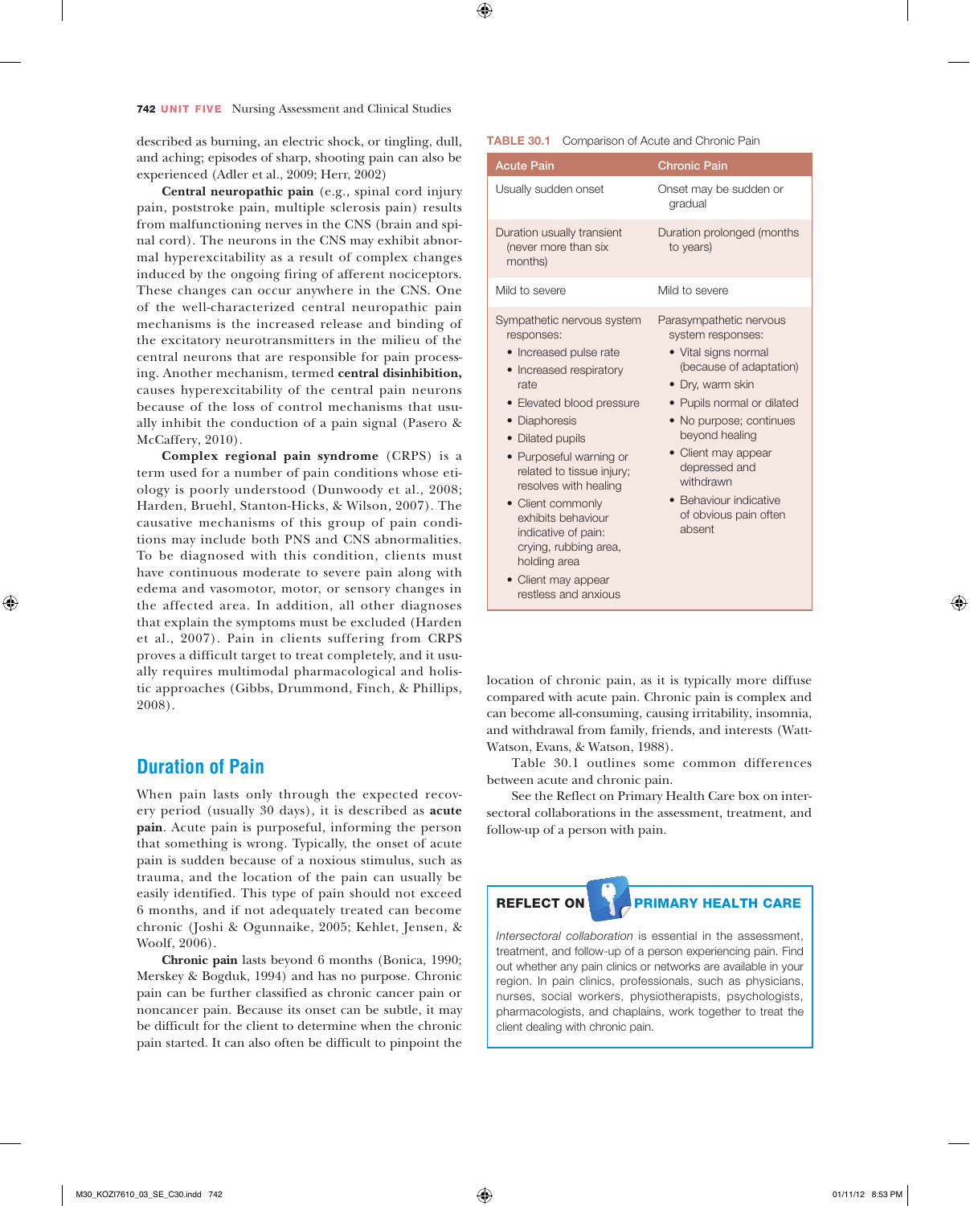described as burning, an electric shock, or tingling, dull, and aching; episodes of sharp, shooting pain can also be experienced (Adler et al., 2009; Herr, 2002)

**Central neuropathic pain** (e.g., spinal cord injury pain, poststroke pain, multiple sclerosis pain) results from malfunctioning nerves in the CNS (brain and spinal cord). The neurons in the CNS may exhibit abnormal hyperexcitability as a result of complex changes induced by the ongoing firing of afferent nociceptors. These changes can occur anywhere in the CNS. One of the well-characterized central neuropathic pain mechanisms is the increased release and binding of the excitatory neurotransmitters in the milieu of the central neurons that are responsible for pain processing. Another mechanism, termed **central disinhibition,** causes hyperexcitability of the central pain neurons because of the loss of control mechanisms that usually inhibit the conduction of a pain signal (Pasero & McCaffery, 2010).

**Complex regional pain syndrome** (CRPS) is a term used for a number of pain conditions whose etiology is poorly understood (Dunwoody et al., 2008; Harden, Bruehl, Stanton-Hicks, & Wilson, 2007). The causative mechanisms of this group of pain conditions may include both PNS and CNS abnormalities. To be diagnosed with this condition, clients must have continuous moderate to severe pain along with edema and vasomotor, motor, or sensory changes in the affected area. In addition, all other diagnoses that explain the symptoms must be excluded (Harden et al., 2007). Pain in clients suffering from CRPS proves a difficult target to treat completely, and it usually requires multimodal pharmacological and holistic approaches (Gibbs, Drummond, Finch, & Phillips, 2008).

## Duration of Pain

When pain lasts only through the expected recovery period (usually 30 days), it is described as **acute pain**. Acute pain is purposeful, informing the person that something is wrong. Typically, the onset of acute pain is sudden because of a noxious stimulus, such as trauma, and the location of the pain can usually be easily identified. This type of pain should not exceed 6 months, and if not adequately treated can become chronic (Joshi & Ogunnaike, 2005; Kehlet, Jensen, & Woolf, 2006).

**Chronic pain** lasts beyond 6 months (Bonica, 1990; Merskey & Bogduk, 1994) and has no purpose. Chronic pain can be further classified as chronic cancer pain or noncancer pain. Because its onset can be subtle, it may be difficult for the client to determine when the chronic pain started. It can also often be difficult to pinpoint the location of chronic pain, as it is typically more diffuse compared with acute pain. Chronic pain is complex and can become all-consuming, causing irritability, insomnia, and withdrawal from family, friends, and interests (Watt-Watson, Evans, & Watson, 1988).

Table 30.1 outlines some common differences between acute and chronic pain.

See the Reflect on Primary Health Care box on intersectoral collaborations in the assessment, treatment, and follow-up of a person with pain.

**TABLE 30.1** Comparison of Acute and Chronic Pain

| Acute Pain | Chronic Pain |
|---|---|
| Usually sudden onset | Onset may be sudden or gradual |
| Duration usually transient (never more than six months) | Duration prolonged (months to years) |
| Mild to severe | Mild to severe |
| Sympathetic nervous system responses:<br>• Increased pulse rate<br>• Increased respiratory rate<br>• Elevated blood pressure<br>• Diaphoresis<br>• Dilated pupils<br>• Purposeful warning or related to tissue injury; resolves with healing<br>• Client commonly exhibits behaviour indicative of pain: crying, rubbing area, holding area<br>• Client may appear restless and anxious | Parasympathetic nervous system responses:<br>• Vital signs normal (because of adaptation)<br>• Dry, warm skin<br>• Pupils normal or dilated<br>• No purpose; continues beyond healing<br>• Client may appear depressed and withdrawn<br>• Behaviour indicative of obvious pain often absent |

**REFLECT ON PRIMARY HEALTH CARE**

*Intersectoral collaboration* is essential in the assessment, treatment, and follow-up of a person experiencing pain. Find out whether any pain clinics or networks are available in your region. In pain clinics, professionals, such as physicians, nurses, physiotherapists, psychologists, pharmacologists, social workers, and chaplains, work together to treat the client dealing with chronic pain.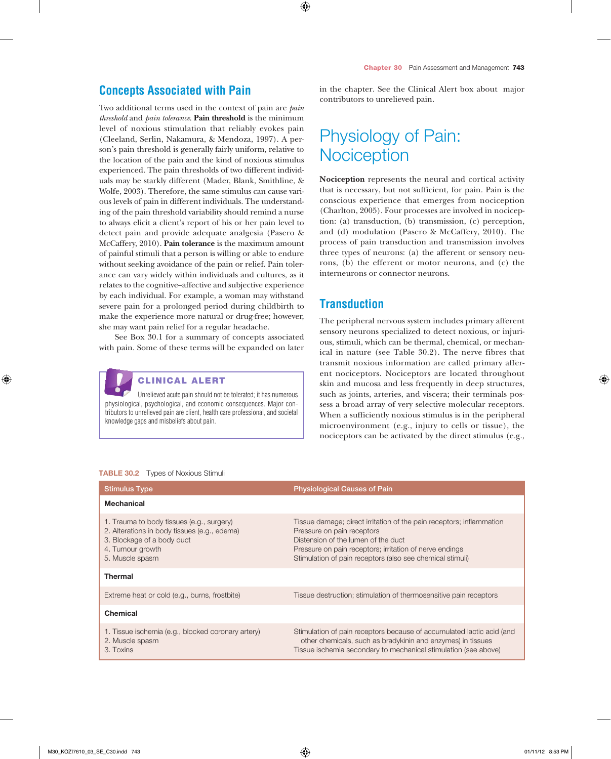## Concepts Associated with Pain

Two additional terms used in the context of pain are *pain threshold* and *pain tolerance*. **Pain threshold** is the minimum level of noxious stimulation that reliably evokes pain (Cleeland, Serlin, Nakamura, & Mendoza, 1997). A person's pain threshold is generally fairly uniform, relative to the location of the pain and the kind of noxious stimulus experienced. The pain thresholds of two different individuals may be starkly different (Mader, Blank, Smithline, & Wolfe, 2003). Therefore, the same stimulus can cause various levels of pain in different individuals. The understanding of the pain threshold variability should remind a nurse to always elicit a client's report of his or her pain level to detect pain and provide adequate analgesia (Pasero & McCaffery, 2010). **Pain tolerance** is the maximum amount of painful stimuli that a person is willing or able to endure without seeking avoidance of the pain or relief. Pain tolerance can vary widely within individuals and cultures, as it relates to the cognitive–affective and subjective experience by each individual. For example, a woman may withstand severe pain for a prolonged period during childbirth to make the experience more natural or drug-free; however, she may want pain relief for a regular headache.

See Box 30.1 for a summary of concepts associated with pain. Some of these terms will be expanded on later in the chapter. See the Clinical Alert box about major contributors to unrelieved pain.

> **CLINICAL ALERT**
>
> Unrelieved acute pain should not be tolerated; it has numerous physiological, psychological, and economic consequences. Major contributors to unrelieved pain are client, health care professional, and societal knowledge gaps and misbeliefs about pain.

# Physiology of Pain: Nociception

**Nociception** represents the neural and cortical activity that is necessary, but not sufficient, for pain. Pain is the conscious experience that emerges from nociception (Charlton, 2005). Four processes are involved in nociception: (a) transduction, (b) transmission, (c) perception, and (d) modulation (Pasero & McCaffery, 2010). The process of pain transduction and transmission involves three types of neurons: (a) the afferent or sensory neurons, (b) the efferent or motor neurons, and (c) the interneurons or connector neurons.

## Transduction

The peripheral nervous system includes primary afferent sensory neurons specialized to detect noxious, or injurious, stimuli, which can be thermal, chemical, or mechanical in nature (see Table 30.2). The nerve fibres that transmit noxious information are called primary afferent nociceptors. Nociceptors are located throughout skin and mucosa and less frequently in deep structures, such as joints, arteries, and viscera; their terminals possess a broad array of very selective molecular receptors. When a sufficiently noxious stimulus is in the peripheral microenvironment (e.g., injury to cells or tissue), the nociceptors can be activated by the direct stimulus (e.g.,

**TABLE 30.2** Types of Noxious Stimuli

| Stimulus Type | Physiological Causes of Pain |
|---|---|
| **Mechanical** | |
| 1. Trauma to body tissues (e.g., surgery) | Tissue damage; direct irritation of the pain receptors; inflammation |
| 2. Alterations in body tissues (e.g., edema) | Pressure on pain receptors |
| 3. Blockage of a body duct | Distension of the lumen of the duct |
| 4. Tumour growth | Pressure on pain receptors; irritation of nerve endings |
| 5. Muscle spasm | Stimulation of pain receptors (also see chemical stimuli) |
| **Thermal** | |
| Extreme heat or cold (e.g., burns, frostbite) | Tissue destruction; stimulation of thermosensitive pain receptors |
| **Chemical** | |
| 1. Tissue ischemia (e.g., blocked coronary artery) | Stimulation of pain receptors because of accumulated lactic acid (and other chemicals, such as bradykinin and enzymes) in tissues |
| 2. Muscle spasm | Tissue ischemia secondary to mechanical stimulation (see above) |
| 3. Toxins | |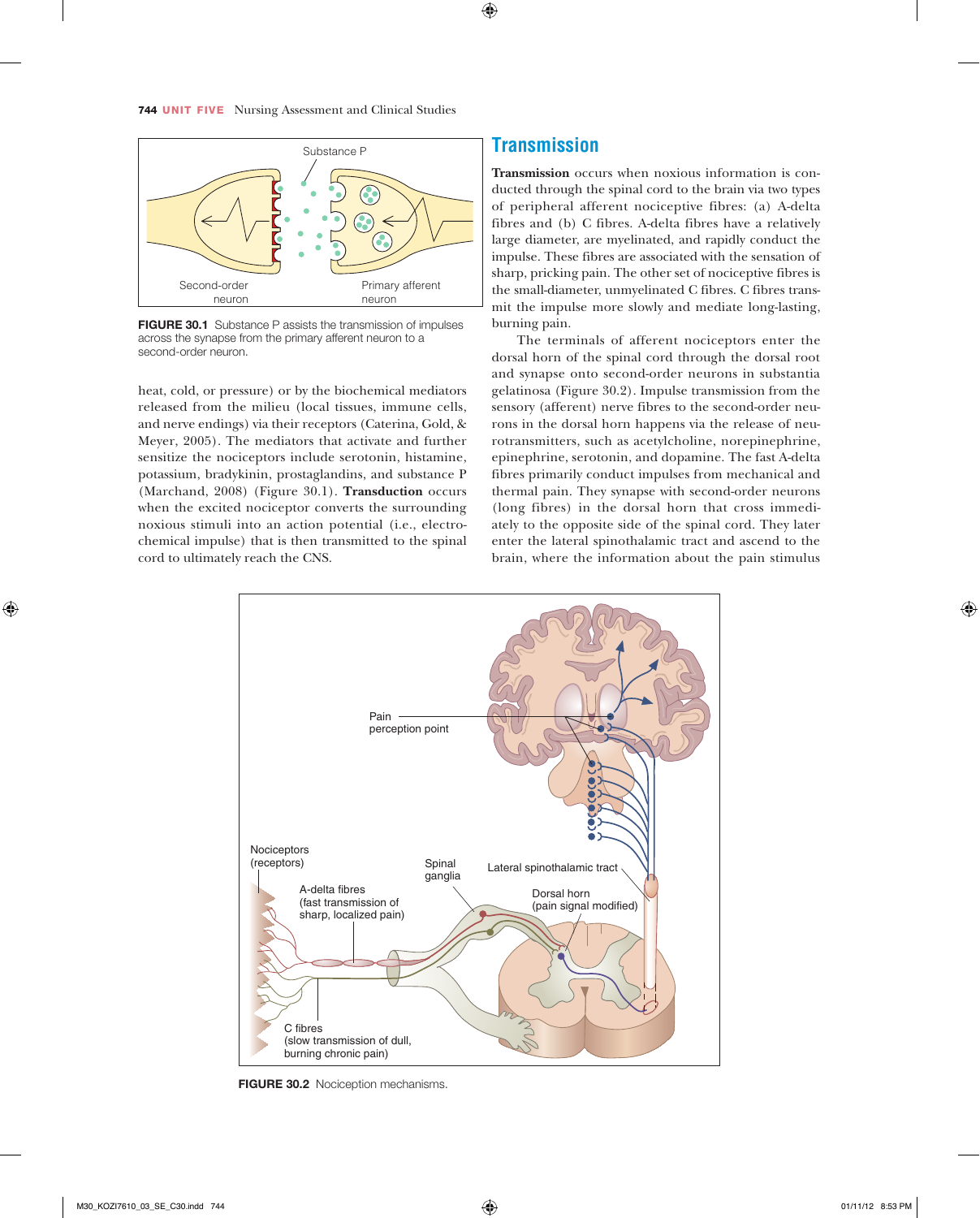FIGURE 30.1 Substance P assists the transmission of impulses across the synapse from the primary afferent neuron to a second-order neuron.

heat, cold, or pressure) or by the biochemical mediators released from the milieu (local tissues, immune cells, and nerve endings) via their receptors (Caterina, Gold, & Meyer, 2005). The mediators that activate and further sensitize the nociceptors include serotonin, histamine, potassium, bradykinin, prostaglandins, and substance P (Marchand, 2008) (Figure 30.1). **Transduction** occurs when the excited nociceptor converts the surrounding noxious stimuli into an action potential (i.e., electrochemical impulse) that is then transmitted to the spinal cord to ultimately reach the CNS.

## Transmission

**Transmission** occurs when noxious information is conducted through the spinal cord to the brain via two types of peripheral afferent nociceptive fibres: (a) A-delta fibres and (b) C fibres. A-delta fibres have a relatively large diameter, are myelinated, and rapidly conduct the impulse. These fibres are associated with the sensation of sharp, pricking pain. The other set of nociceptive fibres is the small-diameter, unmyelinated C fibres. C fibres transmit the impulse more slowly and mediate long-lasting, burning pain.

The terminals of afferent nociceptors enter the dorsal horn of the spinal cord through the dorsal root and synapse onto second-order neurons in substantia gelatinosa (Figure 30.2). Impulse transmission from the sensory (afferent) nerve fibres to the second-order neurons in the dorsal horn happens via the release of neurotransmitters, such as acetylcholine, norepinephrine, epinephrine, serotonin, and dopamine. The fast A-delta fibres primarily conduct impulses from mechanical and thermal pain. They synapse with second-order neurons (long fibres) in the dorsal horn that cross immediately to the opposite side of the spinal cord. They later enter the lateral spinothalamic tract and ascend to the brain, where the information about the pain stimulus

FIGURE 30.2 Nociception mechanisms.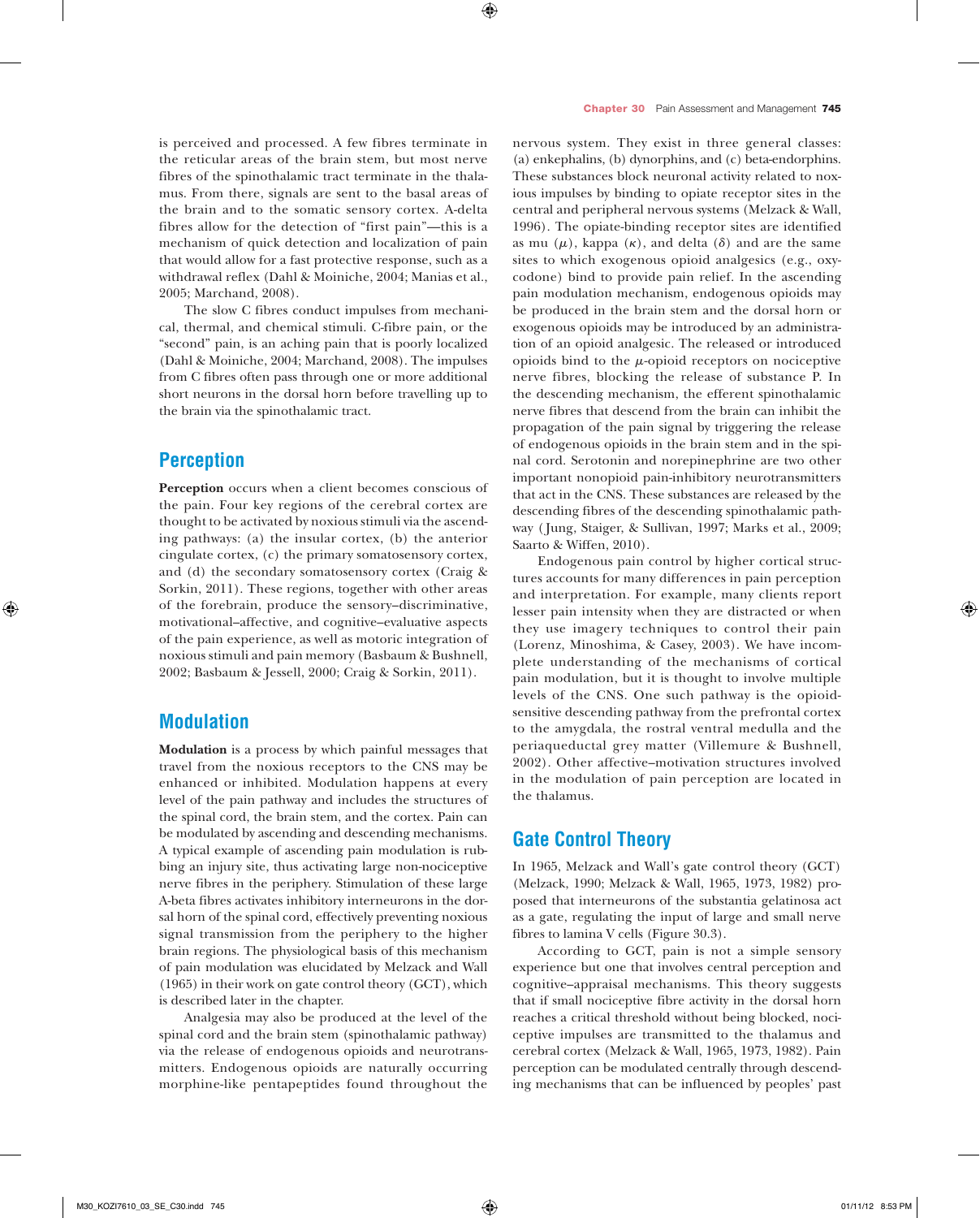is perceived and processed. A few fibres terminate in the reticular areas of the brain stem, but most nerve fibres of the spinothalamic tract terminate in the thalamus. From there, signals are sent to the basal areas of the brain and to the somatic sensory cortex. A-delta fibres allow for the detection of "first pain"—this is a mechanism of quick detection and localization of pain that would allow for a fast protective response, such as a withdrawal reflex (Dahl & Moiniche, 2004; Manias et al., 2005; Marchand, 2008).

The slow C fibres conduct impulses from mechanical, thermal, and chemical stimuli. C-fibre pain, or the "second" pain, is an aching pain that is poorly localized (Dahl & Moiniche, 2004; Marchand, 2008). The impulses from C fibres often pass through one or more additional short neurons in the dorsal horn before travelling up to the brain via the spinothalamic tract.

## Perception

**Perception** occurs when a client becomes conscious of the pain. Four key regions of the cerebral cortex are thought to be activated by noxious stimuli via the ascending pathways: (a) the insular cortex, (b) the anterior cingulate cortex, (c) the primary somatosensory cortex, and (d) the secondary somatosensory cortex (Craig & Sorkin, 2011). These regions, together with other areas of the forebrain, produce the sensory–discriminative, motivational–affective, and cognitive–evaluative aspects of the pain experience, as well as motoric integration of noxious stimuli and pain memory (Basbaum & Bushnell, 2002; Basbaum & Jessell, 2000; Craig & Sorkin, 2011).

## Modulation

**Modulation** is a process by which painful messages that travel from the noxious receptors to the CNS may be enhanced or inhibited. Modulation happens at every level of the pain pathway and includes the structures of the spinal cord, the brain stem, and the cortex. Pain can be modulated by ascending and descending mechanisms. A typical example of ascending pain modulation is rubbing an injury site, thus activating large non-nociceptive nerve fibres in the periphery. Stimulation of these large A-beta fibres activates inhibitory interneurons in the dorsal horn of the spinal cord, effectively preventing noxious signal transmission from the periphery to the higher brain regions. The physiological basis of this mechanism of pain modulation was elucidated by Melzack and Wall (1965) in their work on gate control theory (GCT), which is described later in the chapter.

Analgesia may also be produced at the level of the spinal cord and the brain stem (spinothalamic pathway) via the release of endogenous opioids and neurotransmitters. Endogenous opioids are naturally occurring morphine-like pentapeptides found throughout the nervous system. They exist in three general classes: (a) enkephalins, (b) dynorphins, and (c) beta-endorphins. These substances block neuronal activity related to noxious impulses by binding to opiate receptor sites in the central and peripheral nervous systems (Melzack & Wall, 1996). The opiate-binding receptor sites are identified as mu ($\mu$), kappa ($\kappa$), and delta ($\delta$) and are the same sites to which exogenous opioid analgesics (e.g., oxycodone) bind to provide pain relief. In the ascending pain modulation mechanism, endogenous opioids may be produced in the brain stem and the dorsal horn or exogenous opioids may be introduced by an administration of an opioid analgesic. The released or introduced opioids bind to the $\mu$-opioid receptors on nociceptive nerve fibres, blocking the release of substance P. In the descending mechanism, the efferent spinothalamic nerve fibres that descend from the brain can inhibit the propagation of the pain signal by triggering the release of endogenous opioids in the brain stem and in the spinal cord. Serotonin and norepinephrine are two other important nonopioid pain-inhibitory neurotransmitters that act in the CNS. These substances are released by the descending fibres of the descending spinothalamic pathway (Jung, Staiger, & Sullivan, 1997; Marks et al., 2009; Saarto & Wiffen, 2010).

Endogenous pain control by higher cortical structures accounts for many differences in pain perception and interpretation. For example, many clients report lesser pain intensity when they are distracted or when they use imagery techniques to control their pain (Lorenz, Minoshima, & Casey, 2003). We have incomplete understanding of the mechanisms of cortical pain modulation, but it is thought to involve multiple levels of the CNS. One such pathway is the opioid-sensitive descending pathway from the prefrontal cortex to the amygdala, the rostral ventral medulla and the periaqueductal grey matter (Villemure & Bushnell, 2002). Other affective–motivation structures involved in the modulation of pain perception are located in the thalamus.

## Gate Control Theory

In 1965, Melzack and Wall's gate control theory (GCT) (Melzack, 1990; Melzack & Wall, 1965, 1973, 1982) proposed that interneurons of the substantia gelatinosa act as a gate, regulating the input of large and small nerve fibres to lamina V cells (Figure 30.3).

According to GCT, pain is not a simple sensory experience but one that involves central perception and cognitive–appraisal mechanisms. This theory suggests that if small nociceptive fibre activity in the dorsal horn reaches a critical threshold without being blocked, nociceptive impulses are transmitted to the thalamus and cerebral cortex (Melzack & Wall, 1965, 1973, 1982). Pain perception can be modulated centrally through descending mechanisms that can be influenced by peoples' past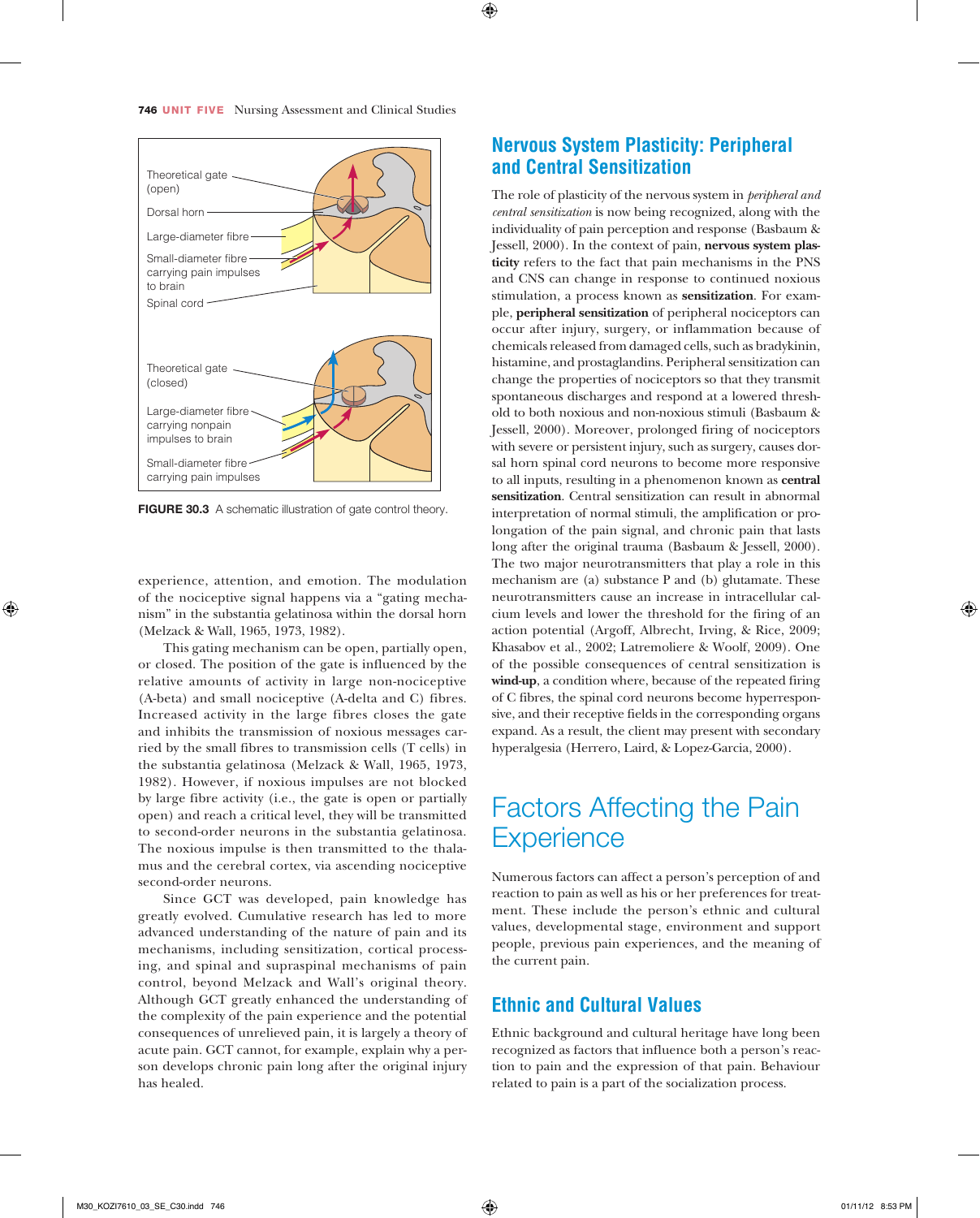Theoretical gate (open)

Dorsal horn

Large-diameter fibre

Small-diameter fibre carrying pain impulses to brain

Spinal cord

Theoretical gate (closed)

Large-diameter fibre carrying nonpain impulses to brain

Small-diameter fibre carrying pain impulses

**FIGURE 30.3** A schematic illustration of gate control theory.

experience, attention, and emotion. The modulation of the nociceptive signal happens via a "gating mechanism" in the substantia gelatinosa within the dorsal horn (Melzack & Wall, 1965, 1973, 1982).

This gating mechanism can be open, partially open, or closed. The position of the gate is influenced by the relative amounts of activity in large non-nociceptive (A-beta) and small nociceptive (A-delta and C) fibres. Increased activity in the large fibres closes the gate and inhibits the transmission of noxious messages carried by the small fibres to transmission cells (T cells) in the substantia gelatinosa (Melzack & Wall, 1965, 1973, 1982). However, if noxious impulses are not blocked by large fibre activity (i.e., the gate is open or partially open) and reach a critical level, they will be transmitted to second-order neurons in the substantia gelatinosa. The noxious impulse is then transmitted to the thalamus and the cerebral cortex, via ascending nociceptive second-order neurons.

Since GCT was developed, pain knowledge has greatly evolved. Cumulative research has led to more advanced understanding of the nature of pain and its mechanisms, including sensitization, cortical processing, and spinal and supraspinal mechanisms of pain control, beyond Melzack and Wall's original theory. Although GCT greatly enhanced the understanding of the complexity of the pain experience and the potential consequences of unrelieved pain, it is largely a theory of acute pain. GCT cannot, for example, explain why a person develops chronic pain long after the original injury has healed.

### Nervous System Plasticity: Peripheral and Central Sensitization

The role of plasticity of the nervous system in *peripheral and central sensitization* is now being recognized, along with the individuality of pain perception and response (Basbaum & Jessell, 2000). In the context of pain, **nervous system plasticity** refers to the fact that pain mechanisms in the PNS and CNS can change in response to continued noxious stimulation, a process known as **sensitization**. For example, **peripheral sensitization** of peripheral nociceptors can occur after injury, surgery, or inflammation because of chemicals released from damaged cells, such as bradykinin, histamine, and prostaglandins. Peripheral sensitization can change the properties of nociceptors so that they transmit spontaneous discharges and respond at a lowered threshold to both noxious and non-noxious stimuli (Basbaum & Jessell, 2000). Moreover, prolonged firing of nociceptors with severe or persistent injury, such as surgery, causes dorsal horn spinal cord neurons to become more responsive to all inputs, resulting in a phenomenon known as **central sensitization**. Central sensitization can result in abnormal interpretation of normal stimuli, the amplification or prolongation of the pain signal, and chronic pain that lasts long after the original trauma (Basbaum & Jessell, 2000). The two major neurotransmitters that play a role in this mechanism are (a) substance P and (b) glutamate. These neurotransmitters cause an increase in intracellular calcium levels and lower the threshold for the firing of an action potential (Argoff, Albrecht, Irving, & Rice, 2009; Khasabov et al., 2002; Latremoliere & Woolf, 2009). One of the possible consequences of central sensitization is **wind-up**, a condition where, because of the repeated firing of C fibres, the spinal cord neurons become hyperresponsive, and their receptive fields in the corresponding organs expand. As a result, the client may present with secondary hyperalgesia (Herrero, Laird, & Lopez-Garcia, 2000).

## Factors Affecting the Pain Experience

Numerous factors can affect a person's perception of and reaction to pain as well as his or her preferences for treatment. These include the person's ethnic and cultural values, developmental stage, environment and support people, previous pain experiences, and the meaning of the current pain.

### Ethnic and Cultural Values

Ethnic background and cultural heritage have long been recognized as factors that influence both a person's reaction to pain and the expression of that pain. Behaviour related to pain is a part of the socialization process.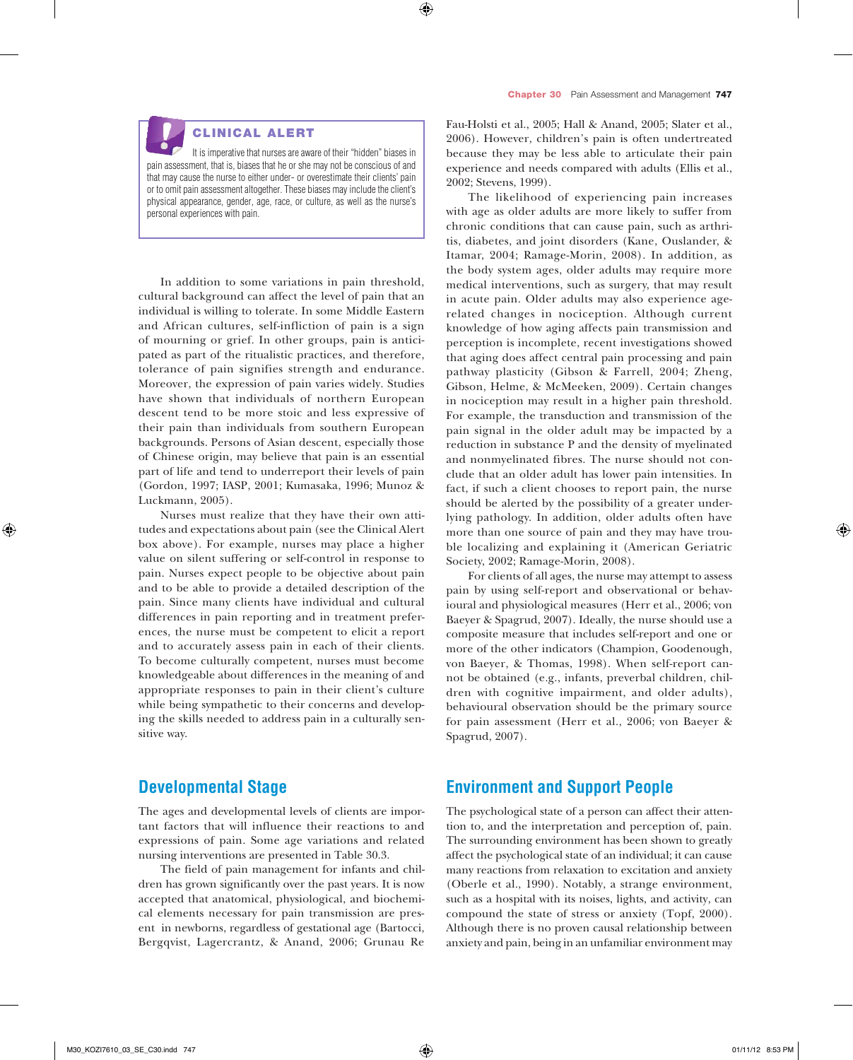**CLINICAL ALERT**

It is imperative that nurses are aware of their "hidden" biases in pain assessment, that is, biases that he or she may not be conscious of and that may cause the nurse to either under- or overestimate their clients' pain or to omit pain assessment altogether. These biases may include the client's physical appearance, gender, age, race, or culture, as well as the nurse's personal experiences with pain.

In addition to some variations in pain threshold, cultural background can affect the level of pain that an individual is willing to tolerate. In some Middle Eastern and African cultures, self-infliction of pain is a sign of mourning or grief. In other groups, pain is anticipated as part of the ritualistic practices, and therefore, tolerance of pain signifies strength and endurance. Moreover, the expression of pain varies widely. Studies have shown that individuals of northern European descent tend to be more stoic and less expressive of their pain than individuals from southern European backgrounds. Persons of Asian descent, especially those of Chinese origin, may believe that pain is an essential part of life and tend to underreport their levels of pain (Gordon, 1997; IASP, 2001; Kumasaka, 1996; Munoz & Luckmann, 2005).

Nurses must realize that they have their own attitudes and expectations about pain (see the Clinical Alert box above). For example, nurses may place a higher value on silent suffering or self-control in response to pain. Nurses expect people to be objective about pain and to be able to provide a detailed description of the pain. Since many clients have individual and cultural differences in pain reporting and in treatment preferences, the nurse must be competent to elicit a report and to accurately assess pain in each of their clients. To become culturally competent, nurses must become knowledgeable about differences in the meaning of and appropriate responses to pain in their client's culture while being sympathetic to their concerns and developing the skills needed to address pain in a culturally sensitive way.

## Developmental Stage

The ages and developmental levels of clients are important factors that will influence their reactions to and expressions of pain. Some age variations and related nursing interventions are presented in Table 30.3.

The field of pain management for infants and children has grown significantly over the past years. It is now accepted that anatomical, physiological, and biochemical elements necessary for pain transmission are present in newborns, regardless of gestational age (Bartocci, Bergqvist, Lagercrantz, & Anand, 2006; Grunau Re Fau-Holsti et al., 2005; Hall & Anand, 2005; Slater et al., 2006). However, children's pain is often undertreated because they may be less able to articulate their pain experience and needs compared with adults (Ellis et al., 2002; Stevens, 1999).

The likelihood of experiencing pain increases with age as older adults are more likely to suffer from chronic conditions that can cause pain, such as arthritis, diabetes, and joint disorders (Kane, Ouslander, & Itamar, 2004; Ramage-Morin, 2008). In addition, as the body system ages, older adults may require more medical interventions, such as surgery, that may result in acute pain. Older adults may also experience age-related changes in nociception. Although current knowledge of how aging affects pain transmission and perception is incomplete, recent investigations showed that aging does affect central pain processing and pain pathway plasticity (Gibson & Farrell, 2004; Zheng, Gibson, Helme, & McMeeken, 2009). Certain changes in nociception may result in a higher pain threshold. For example, the transduction and transmission of the pain signal in the older adult may be impacted by a reduction in substance P and the density of myelinated and nonmyelinated fibres. The nurse should not conclude that an older adult has lower pain intensities. In fact, if such a client chooses to report pain, the nurse should be alerted by the possibility of a greater underlying pathology. In addition, older adults often have more than one source of pain and they may have trouble localizing and explaining it (American Geriatric Society, 2002; Ramage-Morin, 2008).

For clients of all ages, the nurse may attempt to assess pain by using self-report and observational or behavioural and physiological measures (Herr et al., 2006; von Baeyer & Spagrud, 2007). Ideally, the nurse should use a composite measure that includes self-report and one or more of the other indicators (Champion, Goodenough, von Baeyer, & Thomas, 1998). When self-report cannot be obtained (e.g., infants, preverbal children, children with cognitive impairment, and older adults), behavioural observation should be the primary source for pain assessment (Herr et al., 2006; von Baeyer & Spagrud, 2007).

## Environment and Support People

The psychological state of a person can affect their attention to, and the interpretation and perception of, pain. The surrounding environment has been shown to greatly affect the psychological state of an individual; it can cause many reactions from relaxation to excitation and anxiety (Oberle et al., 1990). Notably, a strange environment, such as a hospital with its noises, lights, and activity, can compound the state of stress or anxiety (Topf, 2000). Although there is no proven causal relationship between anxiety and pain, being in an unfamiliar environment may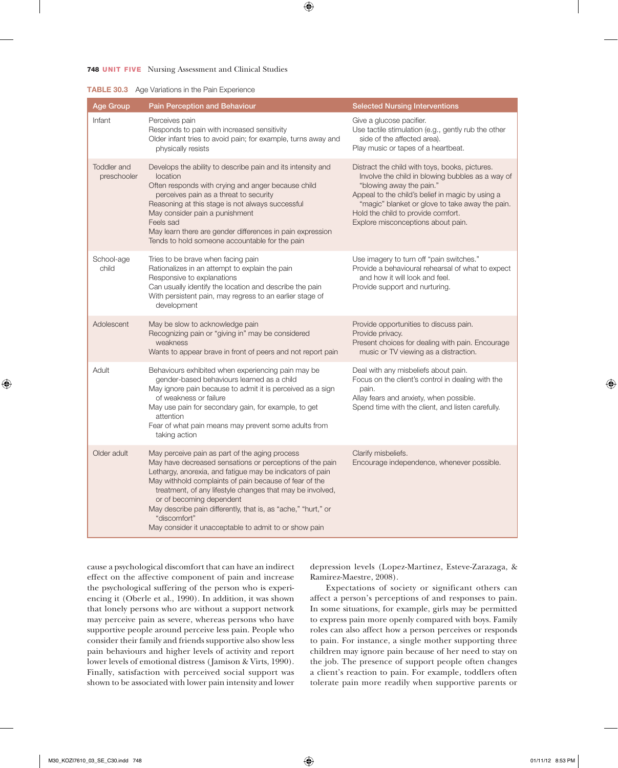**TABLE 30.3** Age Variations in the Pain Experience

| Age Group | Pain Perception and Behaviour | Selected Nursing Interventions |
|---|---|---|
| Infant | Perceives pain<br>Responds to pain with increased sensitivity<br>Older infant tries to avoid pain; for example, turns away and physically resists | Give a glucose pacifier.<br>Use tactile stimulation (e.g., gently rub the other side of the affected area).<br>Play music or tapes of a heartbeat. |
| Toddler and preschooler | Develops the ability to describe pain and its intensity and location<br>Often responds with crying and anger because child perceives pain as a threat to security<br>Reasoning at this stage is not always successful<br>May consider pain a punishment<br>Feels sad<br>May learn there are gender differences in pain expression<br>Tends to hold someone accountable for the pain | Distract the child with toys, books, pictures.<br>Involve the child in blowing bubbles as a way of "blowing away the pain."<br>Appeal to the child's belief in magic by using a "magic" blanket or glove to take away the pain.<br>Hold the child to provide comfort.<br>Explore misconceptions about pain. |
| School-age child | Tries to be brave when facing pain<br>Rationalizes in an attempt to explain the pain<br>Responsive to explanations<br>Can usually identify the location and describe the pain<br>With persistent pain, may regress to an earlier stage of development | Use imagery to turn off "pain switches."<br>Provide a behavioural rehearsal of what to expect and how it will look and feel.<br>Provide support and nurturing. |
| Adolescent | May be slow to acknowledge pain<br>Recognizing pain or "giving in" may be considered weakness<br>Wants to appear brave in front of peers and not report pain | Provide opportunities to discuss pain.<br>Provide privacy.<br>Present choices for dealing with pain. Encourage music or TV viewing as a distraction. |
| Adult | Behaviours exhibited when experiencing pain may be gender-based behaviours learned as a child<br>May ignore pain because to admit it is perceived as a sign of weakness or failure<br>May use pain for secondary gain, for example, to get attention<br>Fear of what pain means may prevent some adults from taking action | Deal with any misbeliefs about pain.<br>Focus on the client's control in dealing with the pain.<br>Allay fears and anxiety, when possible.<br>Spend time with the client, and listen carefully. |
| Older adult | May perceive pain as part of the aging process<br>May have decreased sensations or perceptions of the pain<br>Lethargy, anorexia, and fatigue may be indicators of pain<br>May withhold complaints of pain because of fear of the treatment, of any lifestyle changes that may be involved, or of becoming dependent<br>May describe pain differently, that is, as "ache," "hurt," or "discomfort"<br>May consider it unacceptable to admit to or show pain | Clarify misbeliefs.<br>Encourage independence, whenever possible. |

cause a psychological discomfort that can have an indirect effect on the affective component of pain and increase the psychological suffering of the person who is experiencing it (Oberle et al., 1990). In addition, it was shown that lonely persons who are without a support network may perceive pain as severe, whereas persons who have supportive people around perceive less pain. People who consider their family and friends supportive also show less pain behaviours and higher levels of activity and report lower levels of emotional distress (Jamison & Virts, 1990). Finally, satisfaction with perceived social support was shown to be associated with lower pain intensity and lower depression levels (Lopez-Martinez, Esteve-Zarazaga, & Ramirez-Maestre, 2008).

Expectations of society or significant others can affect a person's perceptions of and responses to pain. In some situations, for example, girls may be permitted to express pain more openly compared with boys. Family roles can also affect how a person perceives or responds to pain. For instance, a single mother supporting three children may ignore pain because of her need to stay on the job. The presence of support people often changes a client's reaction to pain. For example, toddlers often tolerate pain more readily when supportive parents or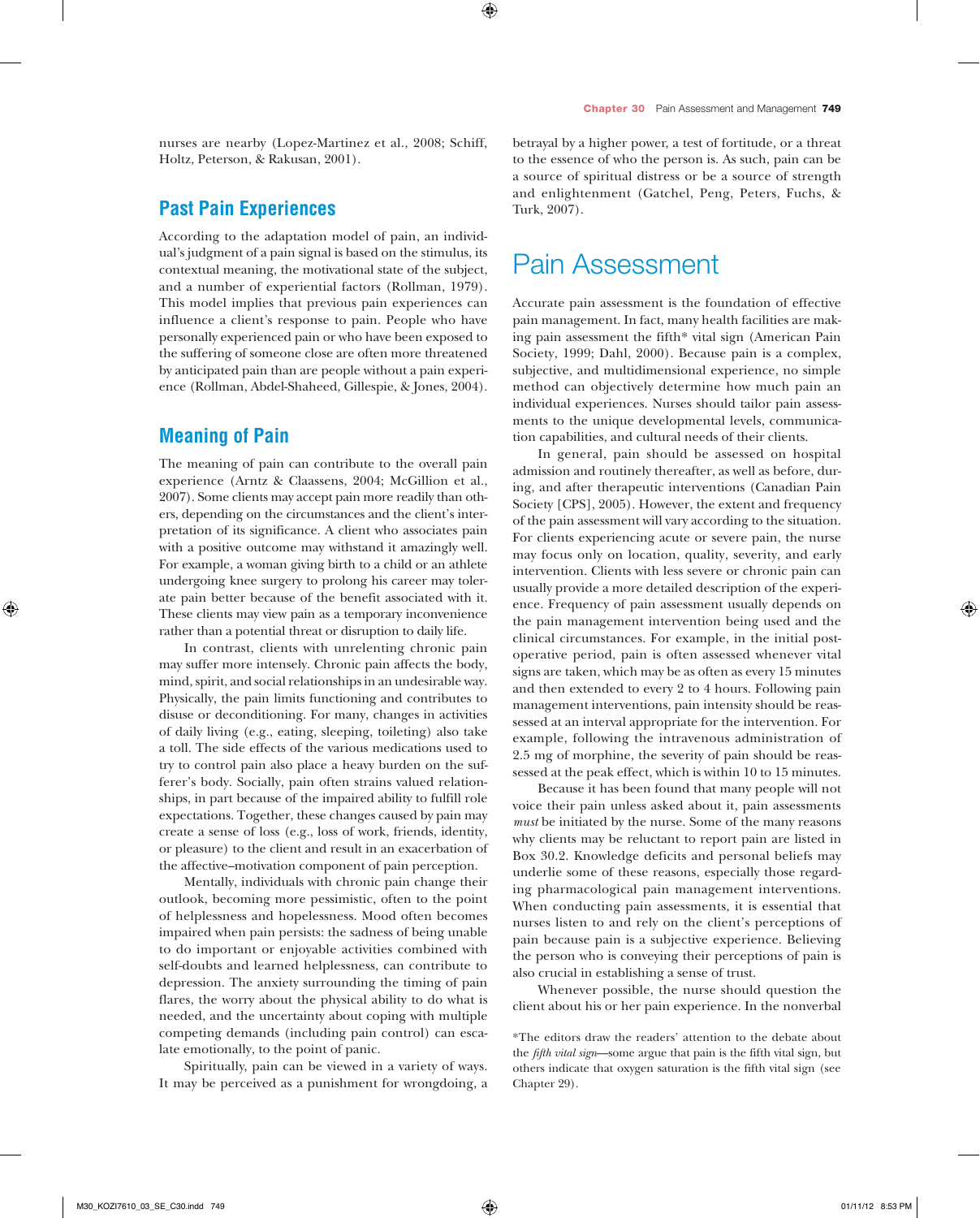nurses are nearby (Lopez-Martinez et al., 2008; Schiff, Holtz, Peterson, & Rakusan, 2001).

## Past Pain Experiences

According to the adaptation model of pain, an individual's judgment of a pain signal is based on the stimulus, its contextual meaning, the motivational state of the subject, and a number of experiential factors (Rollman, 1979). This model implies that previous pain experiences can influence a client's response to pain. People who have personally experienced pain or who have been exposed to the suffering of someone close are often more threatened by anticipated pain than are people without a pain experience (Rollman, Abdel-Shaheed, Gillespie, & Jones, 2004).

## Meaning of Pain

The meaning of pain can contribute to the overall pain experience (Arntz & Claassens, 2004; McGillion et al., 2007). Some clients may accept pain more readily than others, depending on the circumstances and the client's interpretation of its significance. A client who associates pain with a positive outcome may withstand it amazingly well. For example, a woman giving birth to a child or an athlete undergoing knee surgery to prolong his career may tolerate pain better because of the benefit associated with it. These clients may view pain as a temporary inconvenience rather than a potential threat or disruption to daily life.

In contrast, clients with unrelenting chronic pain may suffer more intensely. Chronic pain affects the body, mind, spirit, and social relationships in an undesirable way. Physically, the pain limits functioning and contributes to disuse or deconditioning. For many, changes in activities of daily living (e.g., eating, sleeping, toileting) also take a toll. The side effects of the various medications used to try to control pain also place a heavy burden on the sufferer's body. Socially, pain often strains valued relationships, in part because of the impaired ability to fulfill role expectations. Together, these changes caused by pain may create a sense of loss (e.g., loss of work, friends, identity, or pleasure) to the client and result in an exacerbation of the affective–motivation component of pain perception.

Mentally, individuals with chronic pain change their outlook, becoming more pessimistic, often to the point of helplessness and hopelessness. Mood often becomes impaired when pain persists: the sadness of being unable to do important or enjoyable activities combined with self-doubts and learned helplessness, can contribute to depression. The anxiety surrounding the timing of pain flares, the worry about the physical ability to do what is needed, and the uncertainty about coping with multiple competing demands (including pain control) can escalate emotionally, to the point of panic.

Spiritually, pain can be viewed in a variety of ways. It may be perceived as a punishment for wrongdoing, a betrayal by a higher power, a test of fortitude, or a threat to the essence of who the person is. As such, pain can be a source of spiritual distress or be a source of strength and enlightenment (Gatchel, Peng, Peters, Fuchs, & Turk, 2007).

# Pain Assessment

Accurate pain assessment is the foundation of effective pain management. In fact, many health facilities are making pain assessment the fifth* vital sign (American Pain Society, 1999; Dahl, 2000). Because pain is a complex, subjective, and multidimensional experience, no simple method can objectively determine how much pain an individual experiences. Nurses should tailor pain assessments to the unique developmental levels, communication capabilities, and cultural needs of their clients.

In general, pain should be assessed on hospital admission and routinely thereafter, as well as before, during, and after therapeutic interventions (Canadian Pain Society [CPS], 2005). However, the extent and frequency of the pain assessment will vary according to the situation. For clients experiencing acute or severe pain, the nurse may focus only on location, quality, severity, and early intervention. Clients with less severe or chronic pain can usually provide a more detailed description of the experience. Frequency of pain assessment usually depends on the pain management intervention being used and the clinical circumstances. For example, in the initial postoperative period, pain is often assessed whenever vital signs are taken, which may be as often as every 15 minutes and then extended to every 2 to 4 hours. Following pain management interventions, pain intensity should be reassessed at an interval appropriate for the intervention. For example, following the intravenous administration of 2.5 mg of morphine, the severity of pain should be reassessed at the peak effect, which is within 10 to 15 minutes.

Because it has been found that many people will not voice their pain unless asked about it, pain assessments *must* be initiated by the nurse. Some of the many reasons why clients may be reluctant to report pain are listed in Box 30.2. Knowledge deficits and personal beliefs may underlie some of these reasons, especially those regarding pharmacological pain management interventions. When conducting pain assessments, it is essential that nurses listen to and rely on the client's perceptions of pain because pain is a subjective experience. Believing the person who is conveying their perceptions of pain is also crucial in establishing a sense of trust.

Whenever possible, the nurse should question the client about his or her pain experience. In the nonverbal

*The editors draw the readers' attention to the debate about the *fifth vital sign*—some argue that pain is the fifth vital sign, but others indicate that oxygen saturation is the fifth vital sign (see Chapter 29).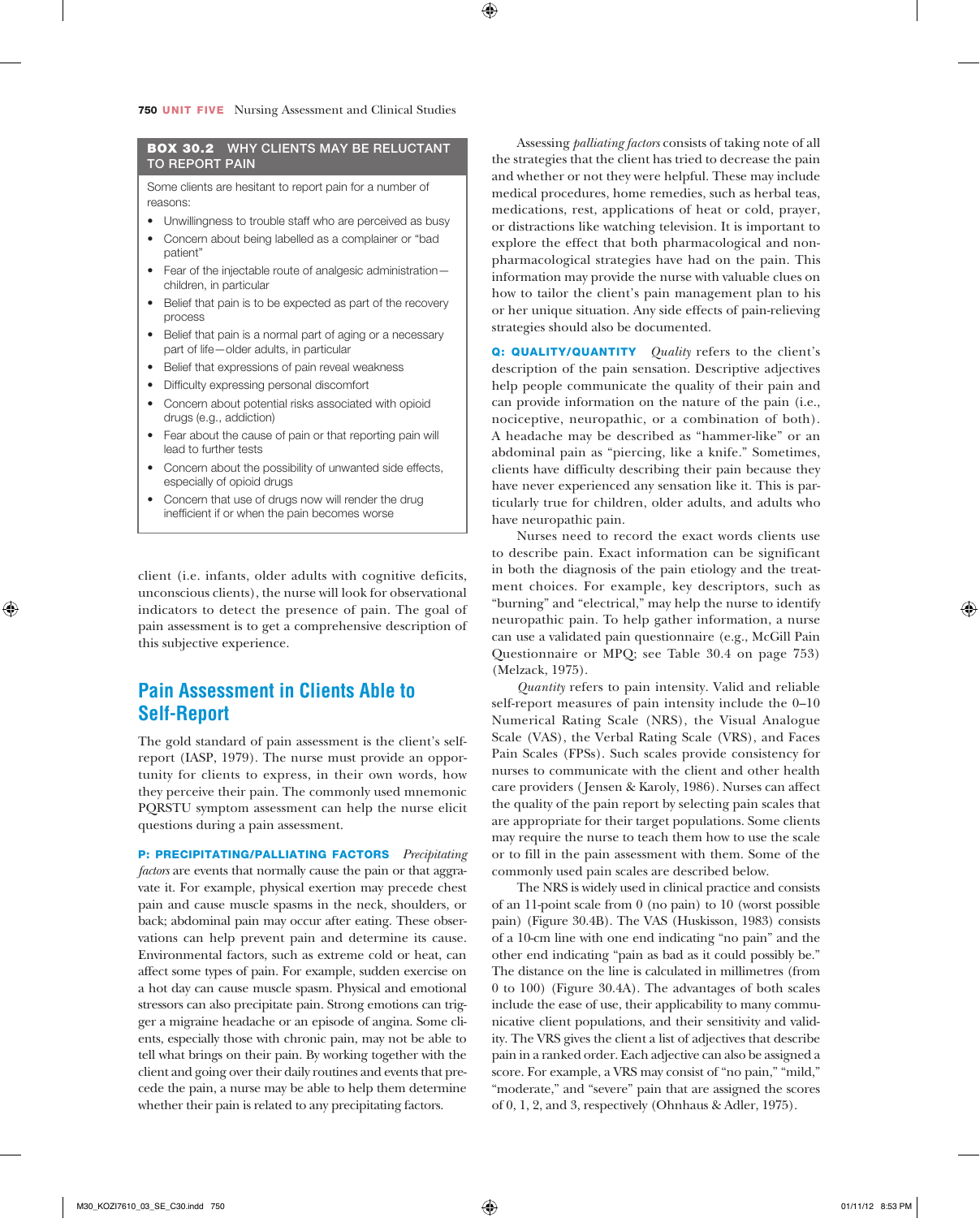## BOX 30.2 WHY CLIENTS MAY BE RELUCTANT TO REPORT PAIN

Some clients are hesitant to report pain for a number of reasons:

- Unwillingness to trouble staff who are perceived as busy
- Concern about being labelled as a complainer or "bad patient"
- Fear of the injectable route of analgesic administration—children, in particular
- Belief that pain is to be expected as part of the recovery process
- Belief that pain is a normal part of aging or a necessary part of life—older adults, in particular
- Belief that expressions of pain reveal weakness
- Difficulty expressing personal discomfort
- Concern about potential risks associated with opioid drugs (e.g., addiction)
- Fear about the cause of pain or that reporting pain will lead to further tests
- Concern about the possibility of unwanted side effects, especially of opioid drugs
- Concern that use of drugs now will render the drug inefficient if or when the pain becomes worse

client (i.e. infants, older adults with cognitive deficits, unconscious clients), the nurse will look for observational indicators to detect the presence of pain. The goal of pain assessment is to get a comprehensive description of this subjective experience.

## Pain Assessment in Clients Able to Self-Report

The gold standard of pain assessment is the client's self-report (IASP, 1979). The nurse must provide an opportunity for clients to express, in their own words, how they perceive their pain. The commonly used mnemonic PQRSTU symptom assessment can help the nurse elicit questions during a pain assessment.

**P: PRECIPITATING/PALLIATING FACTORS** *Precipitating factors* are events that normally cause the pain or that aggravate it. For example, physical exertion may precede chest pain and cause muscle spasms in the neck, shoulders, or back; abdominal pain may occur after eating. These observations can help prevent pain and determine its cause. Environmental factors, such as extreme cold or heat, can affect some types of pain. For example, sudden exercise on a hot day can cause muscle spasm. Physical and emotional stressors can also precipitate pain. Strong emotions can trigger a migraine headache or an episode of angina. Some clients, especially those with chronic pain, may not be able to tell what brings on their pain. By working together with the client and going over their daily routines and events that precede the pain, a nurse may be able to help them determine whether their pain is related to any precipitating factors.

Assessing *palliating factors* consists of taking note of all the strategies that the client has tried to decrease the pain and whether or not they were helpful. These may include medical procedures, home remedies, such as herbal teas, medications, rest, applications of heat or cold, prayer, or distractions like watching television. It is important to explore the effect that both pharmacological and non-pharmacological strategies have had on the pain. This information may provide the nurse with valuable clues on how to tailor the client's pain management plan to his or her unique situation. Any side effects of pain-relieving strategies should also be documented.

**Q: QUALITY/QUANTITY** *Quality* refers to the client's description of the pain sensation. Descriptive adjectives help people communicate the quality of their pain and can provide information on the nature of the pain (i.e., nociceptive, neuropathic, or a combination of both). A headache may be described as "hammer-like" or an abdominal pain as "piercing, like a knife." Sometimes, clients have difficulty describing their pain because they have never experienced any sensation like it. This is particularly true for children, older adults, and adults who have neuropathic pain.

Nurses need to record the exact words clients use to describe pain. Exact information can be significant in both the diagnosis of the pain etiology and the treatment choices. For example, key descriptors, such as "burning" and "electrical," may help the nurse to identify neuropathic pain. To help gather information, a nurse can use a validated pain questionnaire (e.g., McGill Pain Questionnaire or MPQ; see Table 30.4 on page 753) (Melzack, 1975).

*Quantity* refers to pain intensity. Valid and reliable self-report measures of pain intensity include the 0–10 Numerical Rating Scale (NRS), the Visual Analogue Scale (VAS), the Verbal Rating Scale (VRS), and Faces Pain Scales (FPSs). Such scales provide consistency for nurses to communicate with the client and other health care providers (Jensen & Karoly, 1986). Nurses can affect the quality of the pain report by selecting pain scales that are appropriate for their target populations. Some clients may require the nurse to teach them how to use the scale or to fill in the pain assessment with them. Some of the commonly used pain scales are described below.

The NRS is widely used in clinical practice and consists of an 11-point scale from 0 (no pain) to 10 (worst possible pain) (Figure 30.4B). The VAS (Huskisson, 1983) consists of a 10-cm line with one end indicating "no pain" and the other end indicating "pain as bad as it could possibly be." The distance on the line is calculated in millimetres (from 0 to 100) (Figure 30.4A). The advantages of both scales include the ease of use, their applicability to many communicative client populations, and their sensitivity and validity. The VRS gives the client a list of adjectives that describe pain in a ranked order. Each adjective can also be assigned a score. For example, a VRS may consist of "no pain," "mild," "moderate," and "severe" pain that are assigned the scores of 0, 1, 2, and 3, respectively (Ohnhaus & Adler, 1975).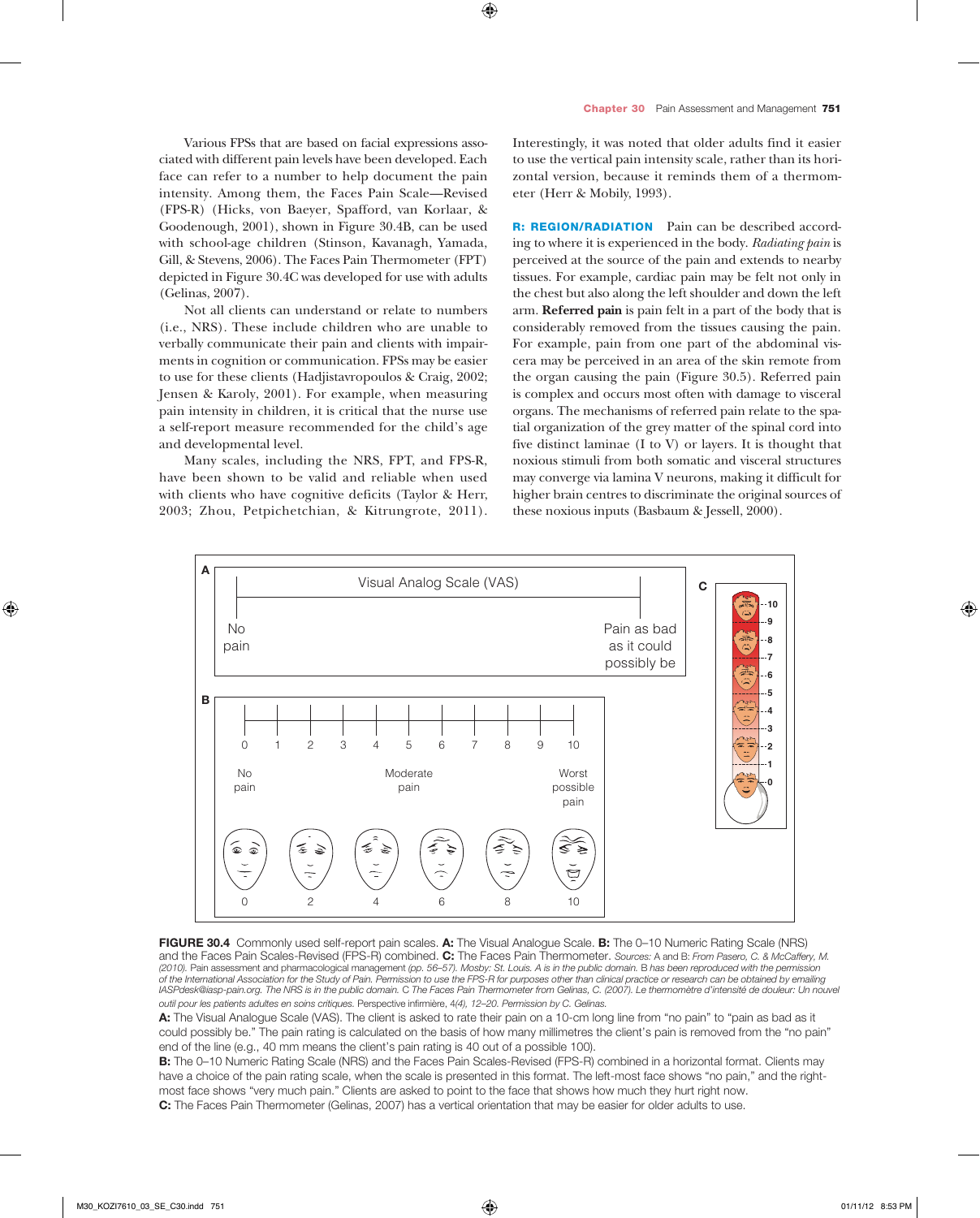Various FPSs that are based on facial expressions associated with different pain levels have been developed. Each face can refer to a number to help document the pain intensity. Among them, the Faces Pain Scale—Revised (FPS-R) (Hicks, von Baeyer, Spafford, van Korlaar, & Goodenough, 2001), shown in Figure 30.4B, can be used with school-age children (Stinson, Kavanagh, Yamada, Gill, & Stevens, 2006). The Faces Pain Thermometer (FPT) depicted in Figure 30.4C was developed for use with adults (Gelinas, 2007).

Not all clients can understand or relate to numbers (i.e., NRS). These include children who are unable to verbally communicate their pain and clients with impairments in cognition or communication. FPSs may be easier to use for these clients (Hadjistavropoulos & Craig, 2002; Jensen & Karoly, 2001). For example, when measuring pain intensity in children, it is critical that the nurse use a self-report measure recommended for the child's age and developmental level.

Many scales, including the NRS, FPT, and FPS-R, have been shown to be valid and reliable when used with clients who have cognitive deficits (Taylor & Herr, 2003; Zhou, Petpichetchian, & Kitrungrote, 2011). Interestingly, it was noted that older adults find it easier to use the vertical pain intensity scale, rather than its horizontal version, because it reminds them of a thermometer (Herr & Mobily, 1993).

**R: REGION/RADIATION** Pain can be described according to where it is experienced in the body. *Radiating pain* is perceived at the source of the pain and extends to nearby tissues. For example, cardiac pain may be felt not only in the chest but also along the left shoulder and down the left arm. **Referred pain** is pain felt in a part of the body that is considerably removed from the tissues causing the pain. For example, pain from one part of the abdominal viscera may be perceived in an area of the skin remote from the organ causing the pain (Figure 30.5). Referred pain is complex and occurs most often with damage to visceral organs. The mechanisms of referred pain relate to the spatial organization of the grey matter of the spinal cord into five distinct laminae (I to V) or layers. It is thought that noxious stimuli from both somatic and visceral structures may converge via lamina V neurons, making it difficult for higher brain centres to discriminate the original sources of these noxious inputs (Basbaum & Jessell, 2000).

A — Visual Analog Scale (VAS): No pain — Pain as bad as it could possibly be

B — 0 1 2 3 4 5 6 7 8 9 10: No pain — Moderate pain — Worst possible pain; faces 0 2 4 6 8 10

C — 0 1 2 3 4 5 6 7 8 9 10

**FIGURE 30.4** Commonly used self-report pain scales. **A:** The Visual Analogue Scale. **B:** The 0–10 Numeric Rating Scale (NRS) and the Faces Pain Scales-Revised (FPS-R) combined. **C:** The Faces Pain Thermometer. *Sources: A and B: From Pasero, C. & McCaffery, M. (2010).* Pain assessment and pharmacological management *(pp. 56–57). Mosby: St. Louis. A is in the public domain. B has been reproduced with the permission of the International Association for the Study of Pain. Permission to use the FPS-R for purposes other than clinical practice or research can be obtained by emailing IASPdesk@iasp-pain.org. The NRS is in the public domain. C The Faces Pain Thermometer from Gelinas, C. (2007). Le thermomètre d'intensité de douleur: Un nouvel outil pour les patients adultes en soins critiques.* Perspective infirmière, *4(4), 12–20. Permission by C. Gelinas.*

**A:** The Visual Analogue Scale (VAS). The client is asked to rate their pain on a 10-cm long line from "no pain" to "pain as bad as it could possibly be." The pain rating is calculated on the basis of how many millimetres the client's pain is removed from the "no pain" end of the line (e.g., 40 mm means the client's pain rating is 40 out of a possible 100).

**B:** The 0–10 Numeric Rating Scale (NRS) and the Faces Pain Scales-Revised (FPS-R) combined in a horizontal format. Clients may have a choice of the pain rating scale, when the scale is presented in this format. The left-most face shows "no pain," and the right-most face shows "very much pain." Clients are asked to point to the face that shows how much they hurt right now.

**C:** The Faces Pain Thermometer (Gelinas, 2007) has a vertical orientation that may be easier for older adults to use.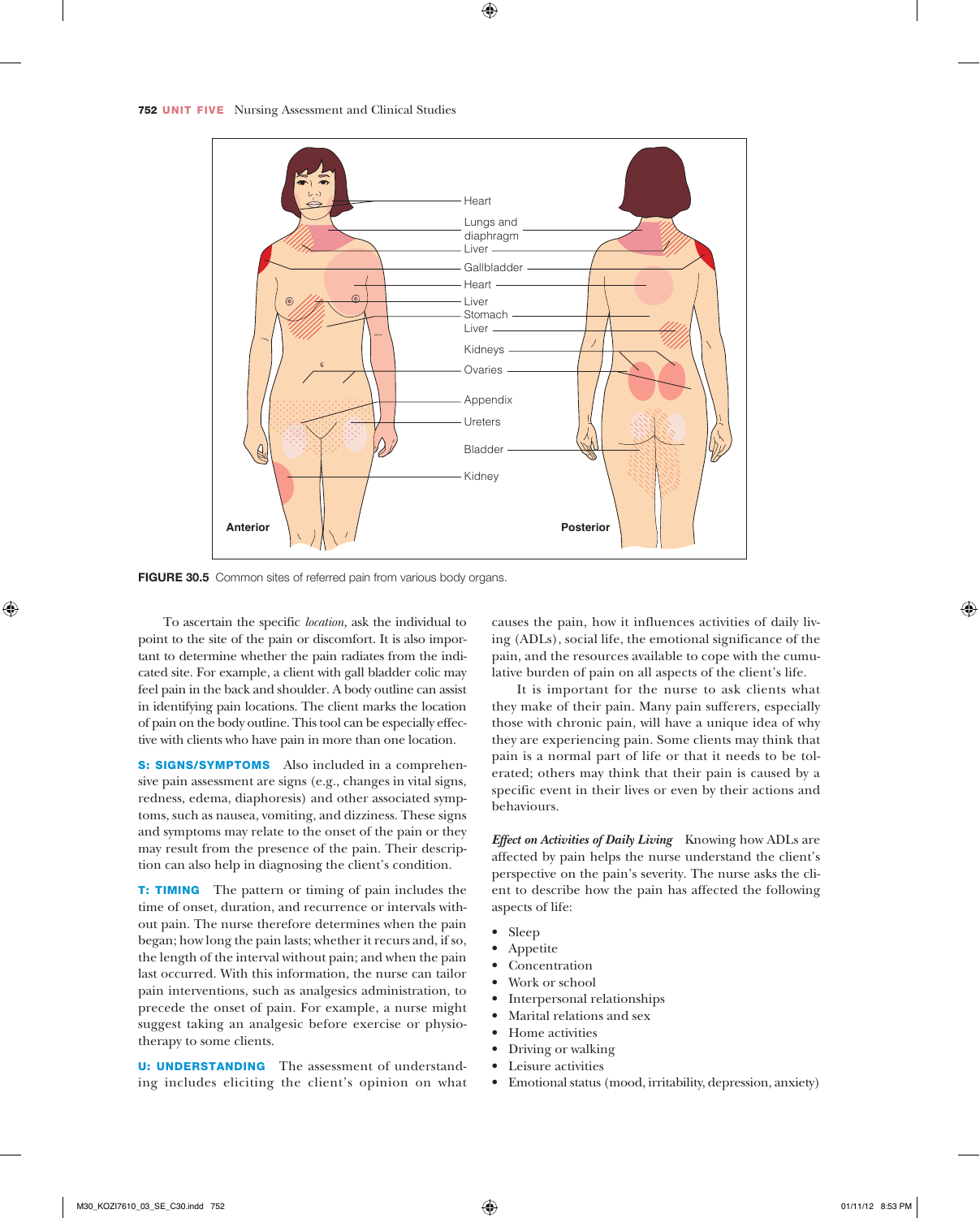FIGURE 30.5 Common sites of referred pain from various body organs.

To ascertain the specific *location*, ask the individual to point to the site of the pain or discomfort. It is also important to determine whether the pain radiates from the indicated site. For example, a client with gall bladder colic may feel pain in the back and shoulder. A body outline can assist in identifying pain locations. The client marks the location of pain on the body outline. This tool can be especially effective with clients who have pain in more than one location.

**S: SIGNS/SYMPTOMS** Also included in a comprehensive pain assessment are signs (e.g., changes in vital signs, redness, edema, diaphoresis) and other associated symptoms, such as nausea, vomiting, and dizziness. These signs and symptoms may relate to the onset of the pain or they may result from the presence of the pain. Their description can also help in diagnosing the client's condition.

**T: TIMING** The pattern or timing of pain includes the time of onset, duration, and recurrence or intervals without pain. The nurse therefore determines when the pain began; how long the pain lasts; whether it recurs and, if so, the length of the interval without pain; and when the pain last occurred. With this information, the nurse can tailor pain interventions, such as analgesics administration, to precede the onset of pain. For example, a nurse might suggest taking an analgesic before exercise or physiotherapy to some clients.

**U: UNDERSTANDING** The assessment of understanding includes eliciting the client's opinion on what causes the pain, how it influences activities of daily living (ADLs), social life, the emotional significance of the pain, and the resources available to cope with the cumulative burden of pain on all aspects of the client's life.

It is important for the nurse to ask clients what they make of their pain. Many pain sufferers, especially those with chronic pain, will have a unique idea of why they are experiencing pain. Some clients may think that pain is a normal part of life or that it needs to be tolerated; others may think that their pain is caused by a specific event in their lives or even by their actions and behaviours.

***Effect on Activities of Daily Living*** Knowing how ADLs are affected by pain helps the nurse understand the client's perspective on the pain's severity. The nurse asks the client to describe how the pain has affected the following aspects of life:

- Sleep
- Appetite
- Concentration
- Work or school
- Interpersonal relationships
- Marital relations and sex
- Home activities
- Driving or walking
- Leisure activities
- Emotional status (mood, irritability, depression, anxiety)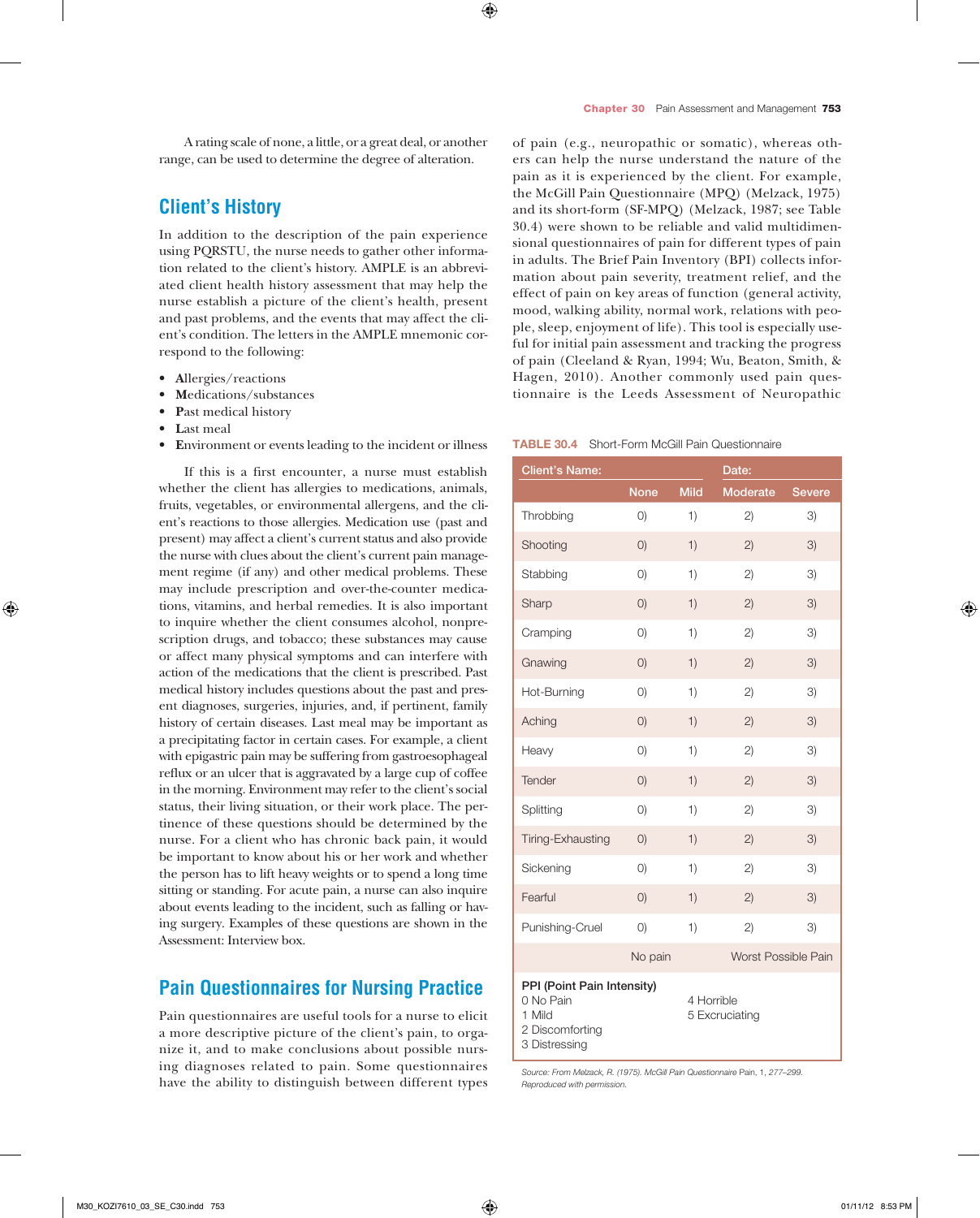A rating scale of none, a little, or a great deal, or another range, can be used to determine the degree of alteration.

## Client's History

In addition to the description of the pain experience using PQRSTU, the nurse needs to gather other information related to the client's history. AMPLE is an abbreviated client health history assessment that may help the nurse establish a picture of the client's health, present and past problems, and the events that may affect the client's condition. The letters in the AMPLE mnemonic correspond to the following:

- **A**llergies/reactions
- **M**edications/substances
- **P**ast medical history
- **L**ast meal
- **E**nvironment or events leading to the incident or illness

If this is a first encounter, a nurse must establish whether the client has allergies to medications, animals, fruits, vegetables, or environmental allergens, and the client's reactions to those allergies. Medication use (past and present) may affect a client's current status and also provide the nurse with clues about the client's current pain management regime (if any) and other medical problems. These may include prescription and over-the-counter medications, vitamins, and herbal remedies. It is also important to inquire whether the client consumes alcohol, nonprescription drugs, and tobacco; these substances may cause or affect many physical symptoms and can interfere with action of the medications that the client is prescribed. Past medical history includes questions about the past and present diagnoses, surgeries, injuries, and, if pertinent, family history of certain diseases. Last meal may be important as a precipitating factor in certain cases. For example, a client with epigastric pain may be suffering from gastroesophageal reflux or an ulcer that is aggravated by a large cup of coffee in the morning. Environment may refer to the client's social status, their living situation, or their work place. The pertinence of these questions should be determined by the nurse. For a client who has chronic back pain, it would be important to know about his or her work and whether the person has to lift heavy weights or to spend a long time sitting or standing. For acute pain, a nurse can also inquire about events leading to the incident, such as falling or having surgery. Examples of these questions are shown in the Assessment: Interview box.

## Pain Questionnaires for Nursing Practice

Pain questionnaires are useful tools for a nurse to elicit a more descriptive picture of the client's pain, to organize it, and to make conclusions about possible nursing diagnoses related to pain. Some questionnaires have the ability to distinguish between different types of pain (e.g., neuropathic or somatic), whereas others can help the nurse understand the nature of the pain as it is experienced by the client. For example, the McGill Pain Questionnaire (MPQ) (Melzack, 1975) and its short-form (SF-MPQ) (Melzack, 1987; see Table 30.4) were shown to be reliable and valid multidimensional questionnaires of pain for different types of pain in adults. The Brief Pain Inventory (BPI) collects information about pain severity, treatment relief, and the effect of pain on key areas of function (general activity, mood, walking ability, normal work, relations with people, sleep, enjoyment of life). This tool is especially useful for initial pain assessment and tracking the progress of pain (Cleeland & Ryan, 1994; Wu, Beaton, Smith, & Hagen, 2010). Another commonly used pain questionnaire is the Leeds Assessment of Neuropathic

**TABLE 30.4** Short-Form McGill Pain Questionnaire

| Client's Name: | | | Date: | |
|---|---|---|---|---|
| | None | Mild | Moderate | Severe |
| Throbbing | 0) | 1) | 2) | 3) |
| Shooting | 0) | 1) | 2) | 3) |
| Stabbing | 0) | 1) | 2) | 3) |
| Sharp | 0) | 1) | 2) | 3) |
| Cramping | 0) | 1) | 2) | 3) |
| Gnawing | 0) | 1) | 2) | 3) |
| Hot-Burning | 0) | 1) | 2) | 3) |
| Aching | 0) | 1) | 2) | 3) |
| Heavy | 0) | 1) | 2) | 3) |
| Tender | 0) | 1) | 2) | 3) |
| Splitting | 0) | 1) | 2) | 3) |
| Tiring-Exhausting | 0) | 1) | 2) | 3) |
| Sickening | 0) | 1) | 2) | 3) |
| Fearful | 0) | 1) | 2) | 3) |
| Punishing-Cruel | 0) | 1) | 2) | 3) |
| | No pain | | Worst Possible Pain | |

**PPI (Point Pain Intensity)**
0 No Pain
1 Mild
2 Discomforting
3 Distressing
4 Horrible
5 Excruciating

*Source: From Melzack, R. (1975). McGill Pain Questionnaire* Pain, 1, 277–299. *Reproduced with permission.*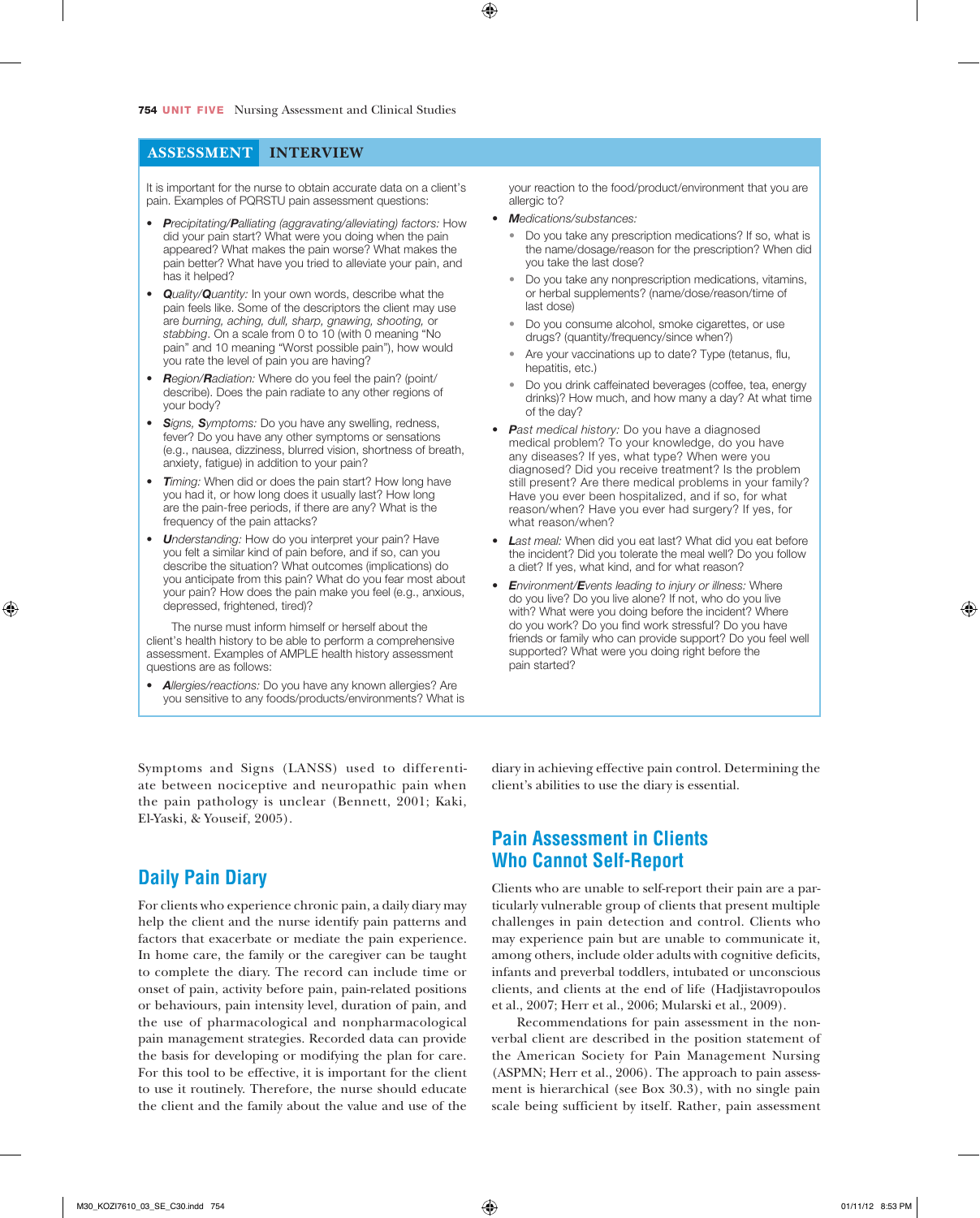## ASSESSMENT INTERVIEW

It is important for the nurse to obtain accurate data on a client's pain. Examples of PQRSTU pain assessment questions:

- ***P**recipitating/**P**alliating (aggravating/alleviating) factors:* How did your pain start? What were you doing when the pain appeared? What makes the pain worse? What makes the pain better? What have you tried to alleviate your pain, and has it helped?
- ***Q**uality/**Q**uantity:* In your own words, describe what the pain feels like. Some of the descriptors the client may use are *burning, aching, dull, sharp, gnawing, shooting,* or *stabbing*. On a scale from 0 to 10 (with 0 meaning "No pain" and 10 meaning "Worst possible pain"), how would you rate the level of pain you are having?
- ***R**egion/**R**adiation:* Where do you feel the pain? (point/describe). Does the pain radiate to any other regions of your body?
- ***S**igns, **S**ymptoms:* Do you have any swelling, redness, fever? Do you have any other symptoms or sensations (e.g., nausea, dizziness, blurred vision, shortness of breath, anxiety, fatigue) in addition to your pain?
- ***T**iming:* When did or does the pain start? How long have you had it, or how long does it usually last? How long are the pain-free periods, if there are any? What is the frequency of the pain attacks?
- ***U**nderstanding:* How do you interpret your pain? Have you felt a similar kind of pain before, and if so, can you describe the situation? What outcomes (implications) do you anticipate from this pain? What do you fear most about your pain? How does the pain make you feel (e.g., anxious, depressed, frightened, tired)?

The nurse must inform himself or herself about the client's health history to be able to perform a comprehensive assessment. Examples of AMPLE health history assessment questions are as follows:

- ***A**llergies/reactions:* Do you have any known allergies? Are you sensitive to any foods/products/environments? What is your reaction to the food/product/environment that you are allergic to?
- ***M**edications/substances:*
  - Do you take any prescription medications? If so, what is the name/dosage/reason for the prescription? When did you take the last dose?
  - Do you take any nonprescription medications, vitamins, or herbal supplements? (name/dose/reason/time of last dose)
  - Do you consume alcohol, smoke cigarettes, or use drugs? (quantity/frequency/since when?)
  - Are your vaccinations up to date? Type (tetanus, flu, hepatitis, etc.)
  - Do you drink caffeinated beverages (coffee, tea, energy drinks)? How much, and how many a day? At what time of the day?
- ***P**ast medical history:* Do you have a diagnosed medical problem? To your knowledge, do you have any diseases? If yes, what type? When were you diagnosed? Did you receive treatment? Is the problem still present? Are there medical problems in your family? Have you ever been hospitalized, and if so, for what reason/when? Have you ever had surgery? If yes, for what reason/when?
- ***L**ast meal:* When did you eat last? What did you eat before the incident? Did you tolerate the meal well? Do you follow a diet? If yes, what kind, and for what reason?
- ***E**nvironment/**E**vents leading to injury or illness:* Where do you live? Do you live alone? If not, who do you live with? What were you doing before the incident? Where do you work? Do you find work stressful? Do you have friends or family who can provide support? Do you feel well supported? What were you doing right before the pain started?

Symptoms and Signs (LANSS) used to differentiate between nociceptive and neuropathic pain when the pain pathology is unclear (Bennett, 2001; Kaki, El-Yaski, & Youseif, 2005).

## Daily Pain Diary

For clients who experience chronic pain, a daily diary may help the client and the nurse identify pain patterns and factors that exacerbate or mediate the pain experience. In home care, the family or the caregiver can be taught to complete the diary. The record can include time or onset of pain, activity before pain, pain-related positions or behaviours, pain intensity level, duration of pain, and the use of pharmacological and nonpharmacological pain management strategies. Recorded data can provide the basis for developing or modifying the plan for care. For this tool to be effective, it is important for the client to use it routinely. Therefore, the nurse should educate the client and the family about the value and use of the diary in achieving effective pain control. Determining the client's abilities to use the diary is essential.

## Pain Assessment in Clients Who Cannot Self-Report

Clients who are unable to self-report their pain are a particularly vulnerable group of clients that present multiple challenges in pain detection and control. Clients who may experience pain but are unable to communicate it, among others, include older adults with cognitive deficits, infants and preverbal toddlers, intubated or unconscious clients, and clients at the end of life (Hadjistavropoulos et al., 2007; Herr et al., 2006; Mularski et al., 2009).

Recommendations for pain assessment in the nonverbal client are described in the position statement of the American Society for Pain Management Nursing (ASPMN; Herr et al., 2006). The approach to pain assessment is hierarchical (see Box 30.3), with no single pain scale being sufficient by itself. Rather, pain assessment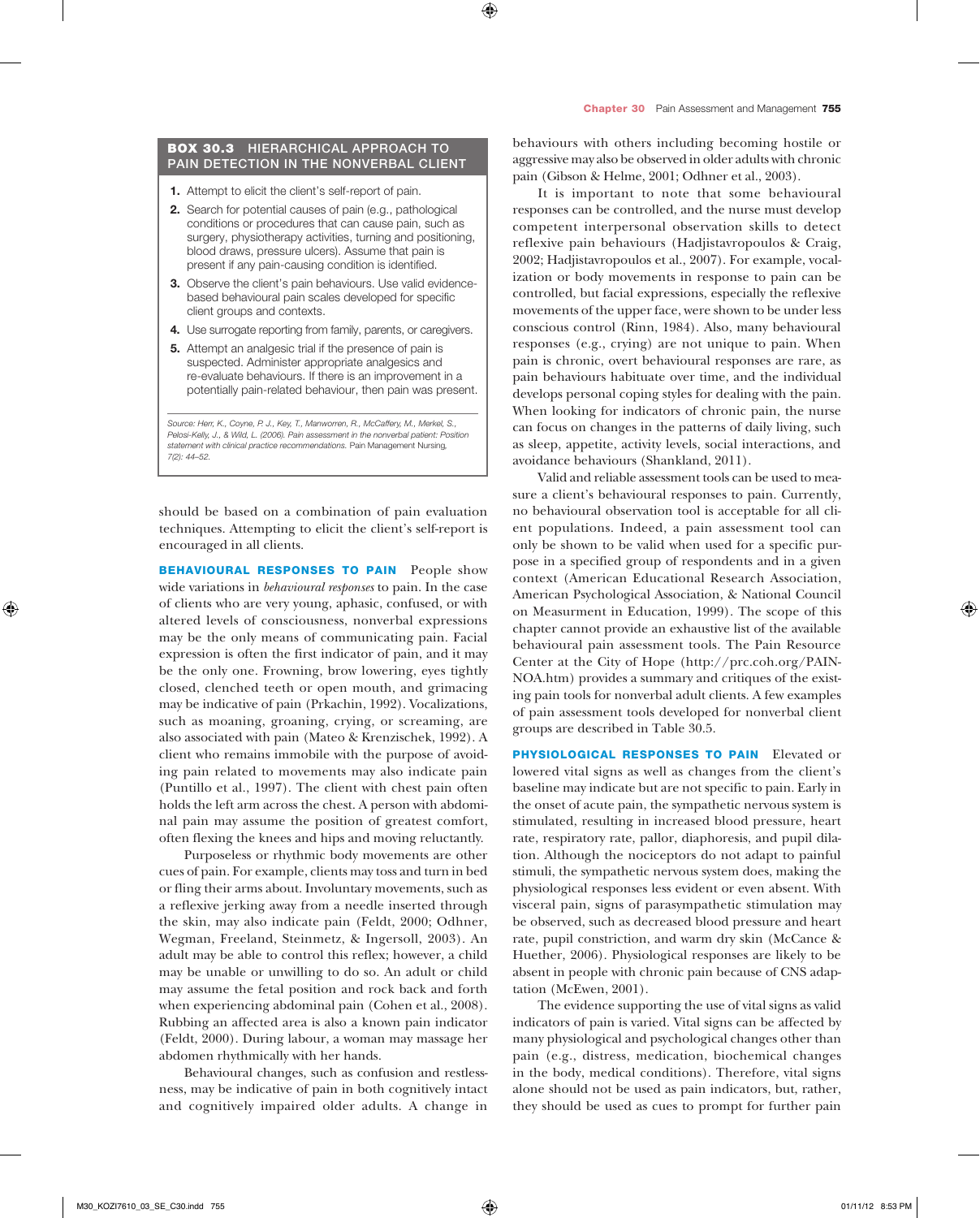## BOX 30.3 HIERARCHICAL APPROACH TO PAIN DETECTION IN THE NONVERBAL CLIENT

1. Attempt to elicit the client's self-report of pain.
2. Search for potential causes of pain (e.g., pathological conditions or procedures that can cause pain, such as surgery, physiotherapy activities, turning and positioning, blood draws, pressure ulcers). Assume that pain is present if any pain-causing condition is identified.
3. Observe the client's pain behaviours. Use valid evidence-based behavioural pain scales developed for specific client groups and contexts.
4. Use surrogate reporting from family, parents, or caregivers.
5. Attempt an analgesic trial if the presence of pain is suspected. Administer appropriate analgesics and re-evaluate behaviours. If there is an improvement in a potentially pain-related behaviour, then pain was present.

*Source: Herr, K., Coyne, P. J., Key, T., Manworren, R., McCaffery, M., Merkel, S., Pelosi-Kelly, J., & Wild, L. (2006). Pain assessment in the nonverbal patient: Position statement with clinical practice recommendations.* Pain Management Nursing, *7(2): 44–52.*

should be based on a combination of pain evaluation techniques. Attempting to elicit the client's self-report is encouraged in all clients.

**BEHAVIOURAL RESPONSES TO PAIN** People show wide variations in *behavioural responses* to pain. In the case of clients who are very young, aphasic, confused, or with altered levels of consciousness, nonverbal expressions may be the only means of communicating pain. Facial expression is often the first indicator of pain, and it may be the only one. Frowning, brow lowering, eyes tightly closed, clenched teeth or open mouth, and grimacing may be indicative of pain (Prkachin, 1992). Vocalizations, such as moaning, groaning, crying, or screaming, are also associated with pain (Mateo & Krenzischek, 1992). A client who remains immobile with the purpose of avoiding pain related to movements may also indicate pain (Puntillo et al., 1997). The client with chest pain often holds the left arm across the chest. A person with abdominal pain may assume the position of greatest comfort, often flexing the knees and hips and moving reluctantly.

Purposeless or rhythmic body movements are other cues of pain. For example, clients may toss and turn in bed or fling their arms about. Involuntary movements, such as a reflexive jerking away from a needle inserted through the skin, may also indicate pain (Feldt, 2000; Odhner, Wegman, Freeland, Steinmetz, & Ingersoll, 2003). An adult may be able to control this reflex; however, a child may be unable or unwilling to do so. An adult or child may assume the fetal position and rock back and forth when experiencing abdominal pain (Cohen et al., 2008). Rubbing an affected area is also a known pain indicator (Feldt, 2000). During labour, a woman may massage her abdomen rhythmically with her hands.

Behavioural changes, such as confusion and restlessness, may be indicative of pain in both cognitively intact and cognitively impaired older adults. A change in behaviours with others including becoming hostile or aggressive may also be observed in older adults with chronic pain (Gibson & Helme, 2001; Odhner et al., 2003).

It is important to note that some behavioural responses can be controlled, and the nurse must develop competent interpersonal observation skills to detect reflexive pain behaviours (Hadjistavropoulos & Craig, 2002; Hadjistavropoulos et al., 2007). For example, vocalization or body movements in response to pain can be controlled, but facial expressions, especially the reflexive movements of the upper face, were shown to be under less conscious control (Rinn, 1984). Also, many behavioural responses (e.g., crying) are not unique to pain. When pain is chronic, overt behavioural responses are rare, as pain behaviours habituate over time, and the individual develops personal coping styles for dealing with the pain. When looking for indicators of chronic pain, the nurse can focus on changes in the patterns of daily living, such as sleep, appetite, activity levels, social interactions, and avoidance behaviours (Shankland, 2011).

Valid and reliable assessment tools can be used to measure a client's behavioural responses to pain. Currently, no behavioural observation tool is acceptable for all client populations. Indeed, a pain assessment tool can only be shown to be valid when used for a specific purpose in a specified group of respondents and in a given context (American Educational Research Association, American Psychological Association, & National Council on Measurment in Education, 1999). The scope of this chapter cannot provide an exhaustive list of the available behavioural pain assessment tools. The Pain Resource Center at the City of Hope (http://prc.coh.org/PAIN-NOA.htm) provides a summary and critiques of the existing pain tools for nonverbal adult clients. A few examples of pain assessment tools developed for nonverbal client groups are described in Table 30.5.

**PHYSIOLOGICAL RESPONSES TO PAIN** Elevated or lowered vital signs as well as changes from the client's baseline may indicate but are not specific to pain. Early in the onset of acute pain, the sympathetic nervous system is stimulated, resulting in increased blood pressure, heart rate, respiratory rate, pallor, diaphoresis, and pupil dilation. Although the nociceptors do not adapt to painful stimuli, the sympathetic nervous system does, making the physiological responses less evident or even absent. With visceral pain, signs of parasympathetic stimulation may be observed, such as decreased blood pressure and heart rate, pupil constriction, and warm dry skin (McCance & Huether, 2006). Physiological responses are likely to be absent in people with chronic pain because of CNS adaptation (McEwen, 2001).

The evidence supporting the use of vital signs as valid indicators of pain is varied. Vital signs can be affected by many physiological and psychological changes other than pain (e.g., distress, medication, biochemical changes in the body, medical conditions). Therefore, vital signs alone should not be used as pain indicators, but, rather, they should be used as cues to prompt for further pain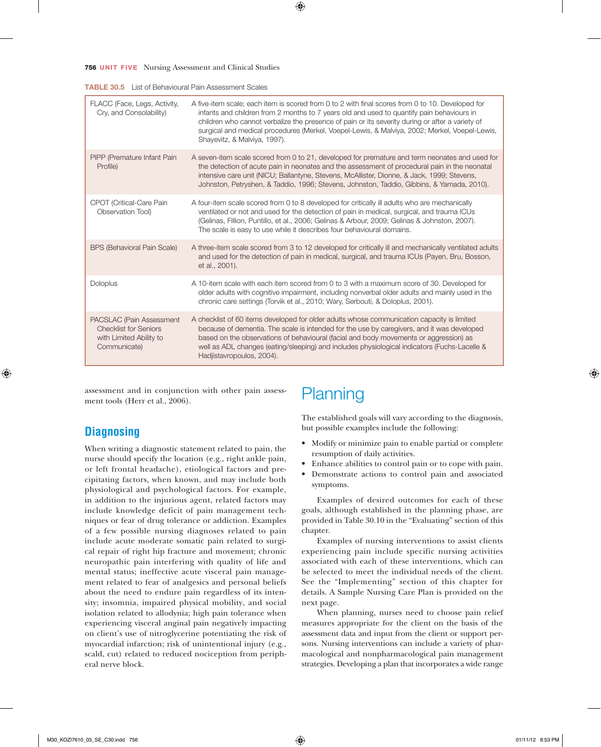**TABLE 30.5** List of Behavioural Pain Assessment Scales

| Scale | Description |
|---|---|
| FLACC (Face, Legs, Activity, Cry, and Consolability) | A five-item scale; each item is scored from 0 to 2 with final scores from 0 to 10. Developed for infants and children from 2 months to 7 years old and used to quantify pain behaviours in children who cannot verbalize the presence of pain or its severity during or after a variety of surgical and medical procedures (Merkel, Voepel-Lewis, & Malviya, 2002; Merkel, Voepel-Lewis, Shayevitz, & Malviya, 1997). |
| PIPP (Premature Infant Pain Profile) | A seven-item scale scored from 0 to 21, developed for premature and term neonates and used for the detection of acute pain in neonates and the assessment of procedural pain in the neonatal intensive care unit (NICU; Ballantyne, Stevens, McAllister, Dionne, & Jack, 1999; Stevens, Johnston, Petryshen, & Taddio, 1996; Stevens, Johnston, Taddio, Gibbins, & Yamada, 2010). |
| CPOT (Critical-Care Pain Observation Tool) | A four-item scale scored from 0 to 8 developed for critically ill adults who are mechanically ventilated or not and used for the detection of pain in medical, surgical, and trauma ICUs (Gelinas, Fillion, Puntillo, et al., 2006; Gelinas & Arbour, 2009; Gelinas & Johnston, 2007). The scale is easy to use while it describes four behavioural domains. |
| BPS (Behavioral Pain Scale) | A three-item scale scored from 3 to 12 developed for critically ill and mechanically ventilated adults and used for the detection of pain in medical, surgical, and trauma ICUs (Payen, Bru, Bosson, et al., 2001). |
| Doloplus | A 10-item scale with each item scored from 0 to 3 with a maximum score of 30. Developed for older adults with cognitive impairment, including nonverbal older adults and mainly used in the chronic care settings (Torvik et al., 2010; Wary, Serbouti, & Doloplus, 2001). |
| PACSLAC (Pain Assessment Checklist for Seniors with Limited Ability to Communicate) | A checklist of 60 items developed for older adults whose communication capacity is limited because of dementia. The scale is intended for the use by caregivers, and it was developed based on the observations of behavioural (facial and body movements or aggression) as well as ADL changes (eating/sleeping) and includes physiological indicators (Fuchs-Lacelle & Hadjistavropoulos, 2004). |

assessment and in conjunction with other pain assessment tools (Herr et al., 2006).

## Diagnosing

When writing a diagnostic statement related to pain, the nurse should specify the location (e.g., right ankle pain, or left frontal headache), etiological factors and precipitating factors, when known, and may include both physiological and psychological factors. For example, in addition to the injurious agent, related factors may include knowledge deficit of pain management techniques or fear of drug tolerance or addiction. Examples of a few possible nursing diagnoses related to pain include acute moderate somatic pain related to surgical repair of right hip fracture and movement; chronic neuropathic pain interfering with quality of life and mental status; ineffective acute visceral pain management related to fear of analgesics and personal beliefs about the need to endure pain regardless of its intensity; insomnia, impaired physical mobility, and social isolation related to allodynia; high pain tolerance when experiencing visceral anginal pain negatively impacting on client's use of nitroglycerine potentiating the risk of myocardial infarction; risk of unintentional injury (e.g., scald, cut) related to reduced nociception from peripheral nerve block.

# Planning

The established goals will vary according to the diagnosis, but possible examples include the following:

- Modify or minimize pain to enable partial or complete resumption of daily activities.
- Enhance abilities to control pain or to cope with pain.
- Demonstrate actions to control pain and associated symptoms.

Examples of desired outcomes for each of these goals, although established in the planning phase, are provided in Table 30.10 in the "Evaluating" section of this chapter.

Examples of nursing interventions to assist clients experiencing pain include specific nursing activities associated with each of these interventions, which can be selected to meet the individual needs of the client. See the "Implementing" section of this chapter for details. A Sample Nursing Care Plan is provided on the next page.

When planning, nurses need to choose pain relief measures appropriate for the client on the basis of the assessment data and input from the client or support persons. Nursing interventions can include a variety of pharmacological and nonpharmacological pain management strategies. Developing a plan that incorporates a wide range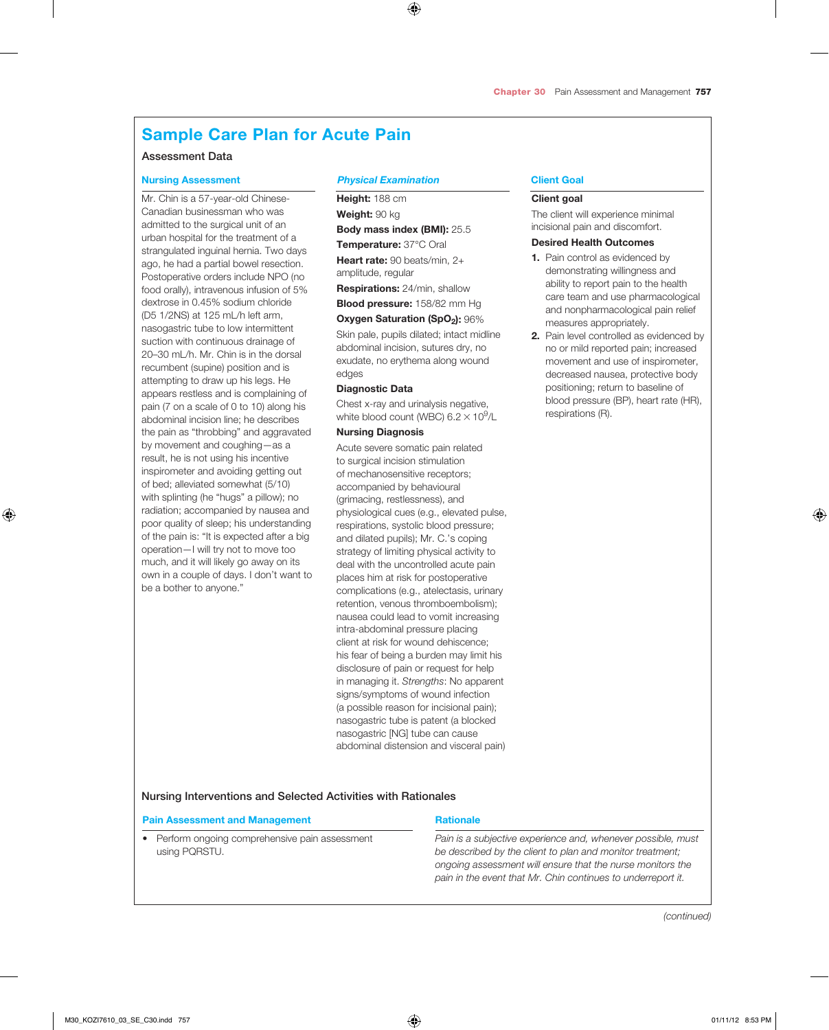# Sample Care Plan for Acute Pain

## Assessment Data

### Nursing Assessment

Mr. Chin is a 57-year-old Chinese-Canadian businessman who was admitted to the surgical unit of an urban hospital for the treatment of a strangulated inguinal hernia. Two days ago, he had a partial bowel resection. Postoperative orders include NPO (no food orally), intravenous infusion of 5% dextrose in 0.45% sodium chloride (D5 1/2NS) at 125 mL/h left arm, nasogastric tube to low intermittent suction with continuous drainage of 20–30 mL/h. Mr. Chin is in the dorsal recumbent (supine) position and is attempting to draw up his legs. He appears restless and is complaining of pain (7 on a scale of 0 to 10) along his abdominal incision line; he describes the pain as "throbbing" and aggravated by movement and coughing—as a result, he is not using his incentive inspirometer and avoiding getting out of bed; alleviated somewhat (5/10) with splinting (he "hugs" a pillow); no radiation; accompanied by nausea and poor quality of sleep; his understanding of the pain is: "It is expected after a big operation—I will try not to move too much, and it will likely go away on its own in a couple of days. I don't want to be a bother to anyone."

### *Physical Examination*

**Height:** 188 cm

**Weight:** 90 kg

**Body mass index (BMI):** 25.5

**Temperature:** 37°C Oral

**Heart rate:** 90 beats/min, 2+ amplitude, regular

**Respirations:** 24/min, shallow

**Blood pressure:** 158/82 mm Hg

**Oxygen Saturation ($SpO_2$):** 96%

Skin pale, pupils dilated; intact midline abdominal incision, sutures dry, no exudate, no erythema along wound edges

**Diagnostic Data**

Chest x-ray and urinalysis negative, white blood count (WBC) $6.2 \times 10^9$/L

**Nursing Diagnosis**

Acute severe somatic pain related to surgical incision stimulation of mechanosensitive receptors; accompanied by behavioural (grimacing, restlessness), and physiological cues (e.g., elevated pulse, respirations, systolic blood pressure; and dilated pupils); Mr. C.'s coping strategy of limiting physical activity to deal with the uncontrolled acute pain places him at risk for postoperative complications (e.g., atelectasis, urinary retention, venous thromboembolism); nausea could lead to vomit increasing intra-abdominal pressure placing client at risk for wound dehiscence; his fear of being a burden may limit his disclosure of pain or request for help in managing it. *Strengths*: No apparent signs/symptoms of wound infection (a possible reason for incisional pain); nasogastric tube is patent (a blocked nasogastric [NG] tube can cause abdominal distension and visceral pain)

### Client Goal

**Client goal**

The client will experience minimal incisional pain and discomfort.

**Desired Health Outcomes**

1. Pain control as evidenced by demonstrating willingness and ability to report pain to the health care team and use pharmacological and nonpharmacological pain relief measures appropriately.
2. Pain level controlled as evidenced by no or mild reported pain; increased movement and use of inspirometer, decreased nausea, protective body positioning; return to baseline of blood pressure (BP), heart rate (HR), respirations (R).

## Nursing Interventions and Selected Activities with Rationales

| Pain Assessment and Management | Rationale |
|---|---|
| • Perform ongoing comprehensive pain assessment using PQRSTU. | *Pain is a subjective experience and, whenever possible, must be described by the client to plan and monitor treatment; ongoing assessment will ensure that the nurse monitors the pain in the event that Mr. Chin continues to underreport it.* |

*(continued)*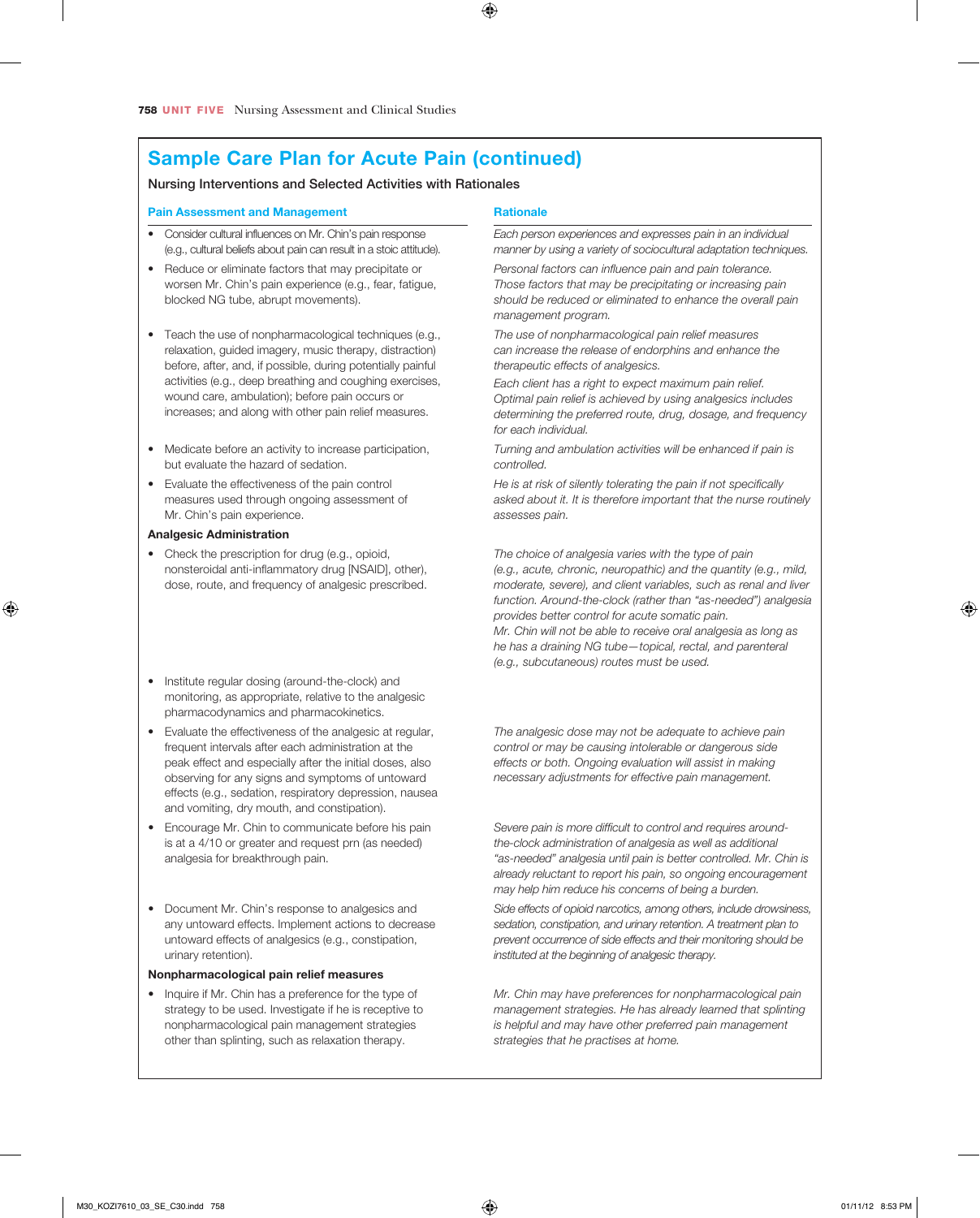## Sample Care Plan for Acute Pain (continued)

### Nursing Interventions and Selected Activities with Rationales

| Pain Assessment and Management | Rationale |
|---|---|
| • Consider cultural influences on Mr. Chin's pain response (e.g., cultural beliefs about pain can result in a stoic attitude). | *Each person experiences and expresses pain in an individual manner by using a variety of sociocultural adaptation techniques.* |
| • Reduce or eliminate factors that may precipitate or worsen Mr. Chin's pain experience (e.g., fear, fatigue, blocked NG tube, abrupt movements). | *Personal factors can influence pain and pain tolerance. Those factors that may be precipitating or increasing pain should be reduced or eliminated to enhance the overall pain management program.* |
| • Teach the use of nonpharmacological techniques (e.g., relaxation, guided imagery, music therapy, distraction) before, after, and, if possible, during potentially painful activities (e.g., deep breathing and coughing exercises, wound care, ambulation); before pain occurs or increases; and along with other pain relief measures. | *The use of nonpharmacological pain relief measures can increase the release of endorphins and enhance the therapeutic effects of analgesics.* *Each client has a right to expect maximum pain relief. Optimal pain relief is achieved by using analgesics includes determining the preferred route, drug, dosage, and frequency for each individual.* |
| • Medicate before an activity to increase participation, but evaluate the hazard of sedation. | *Turning and ambulation activities will be enhanced if pain is controlled.* |
| • Evaluate the effectiveness of the pain control measures used through ongoing assessment of Mr. Chin's pain experience. | *He is at risk of silently tolerating the pain if not specifically asked about it. It is therefore important that the nurse routinely assesses pain.* |
| **Analgesic Administration** | |
| • Check the prescription for drug (e.g., opioid, nonsteroidal anti-inflammatory drug [NSAID], other), dose, route, and frequency of analgesic prescribed. | *The choice of analgesia varies with the type of pain (e.g., acute, chronic, neuropathic) and the quantity (e.g., mild, moderate, severe), and client variables, such as renal and liver function. Around-the-clock (rather than "as-needed") analgesia provides better control for acute somatic pain.* *Mr. Chin will not be able to receive oral analgesia as long as he has a draining NG tube—topical, rectal, and parenteral (e.g., subcutaneous) routes must be used.* |
| • Institute regular dosing (around-the-clock) and monitoring, as appropriate, relative to the analgesic pharmacodynamics and pharmacokinetics. | |
| • Evaluate the effectiveness of the analgesic at regular, frequent intervals after each administration at the peak effect and especially after the initial doses, also observing for any signs and symptoms of untoward effects (e.g., sedation, respiratory depression, nausea and vomiting, dry mouth, and constipation). | *The analgesic dose may not be adequate to achieve pain control or may be causing intolerable or dangerous side effects or both. Ongoing evaluation will assist in making necessary adjustments for effective pain management.* |
| • Encourage Mr. Chin to communicate before his pain is at a 4/10 or greater and request prn (as needed) analgesia for breakthrough pain. | *Severe pain is more difficult to control and requires around-the-clock administration of analgesia as well as additional "as-needed" analgesia until pain is better controlled. Mr. Chin is already reluctant to report his pain, so ongoing encouragement may help him reduce his concerns of being a burden.* |
| • Document Mr. Chin's response to analgesics and any untoward effects. Implement actions to decrease untoward effects of analgesics (e.g., constipation, urinary retention). | *Side effects of opioid narcotics, among others, include drowsiness, sedation, constipation, and urinary retention. A treatment plan to prevent occurrence of side effects and their monitoring should be instituted at the beginning of analgesic therapy.* |
| **Nonpharmacological pain relief measures** | |
| • Inquire if Mr. Chin has a preference for the type of strategy to be used. Investigate if he is receptive to nonpharmacological pain management strategies other than splinting, such as relaxation therapy. | *Mr. Chin may have preferences for nonpharmacological pain management strategies. He has already learned that splinting is helpful and may have other preferred pain management strategies that he practises at home.* |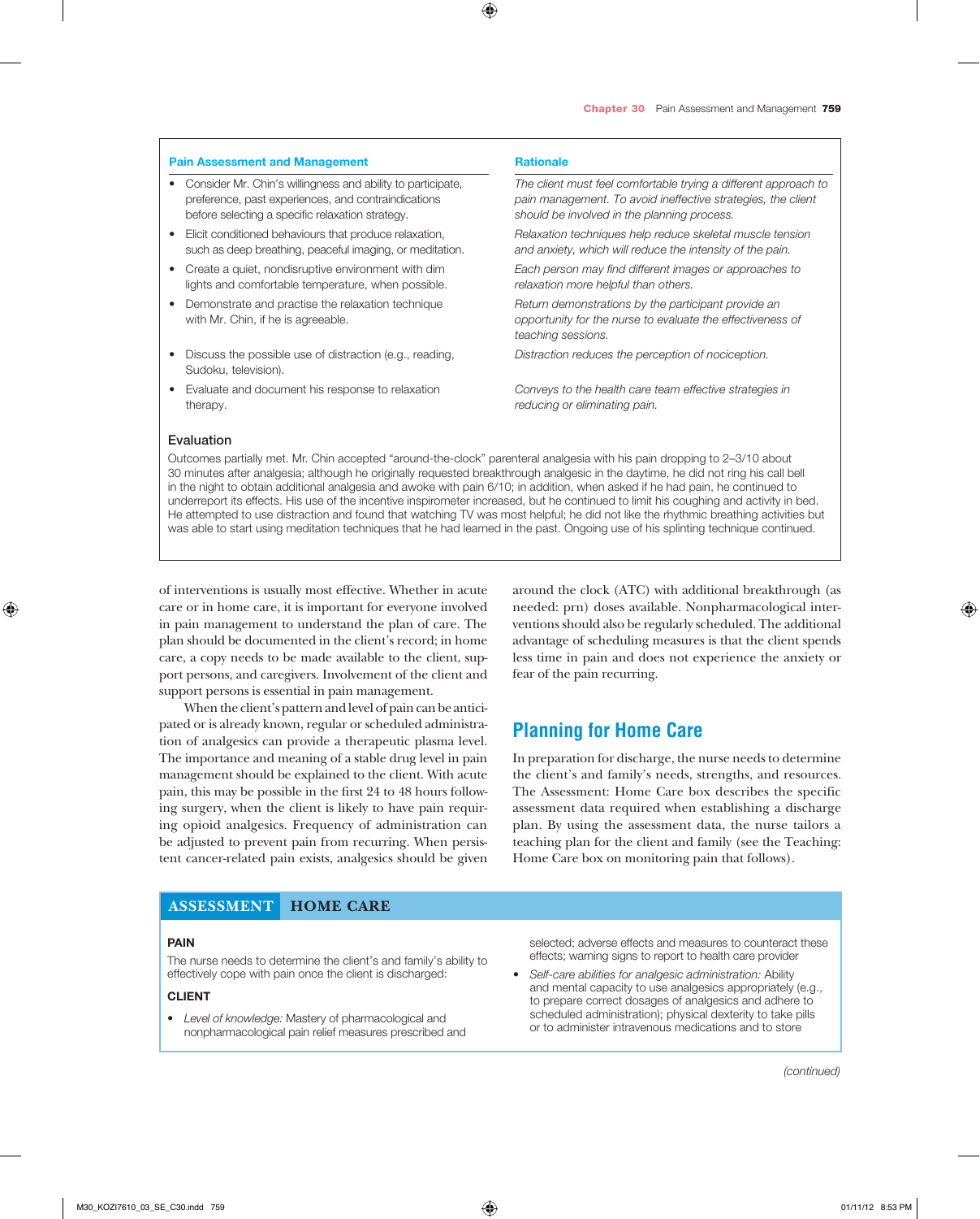| Pain Assessment and Management | Rationale |
| --- | --- |
| • Consider Mr. Chin's willingness and ability to participate, preference, past experiences, and contraindications before selecting a specific relaxation strategy. | *The client must feel comfortable trying a different approach to pain management. To avoid ineffective strategies, the client should be involved in the planning process.* |
| • Elicit conditioned behaviours that produce relaxation, such as deep breathing, peaceful imaging, or meditation. | *Relaxation techniques help reduce skeletal muscle tension and anxiety, which will reduce the intensity of the pain.* |
| • Create a quiet, nondisruptive environment with dim lights and comfortable temperature, when possible. | *Each person may find different images or approaches to relaxation more helpful than others.* |
| • Demonstrate and practise the relaxation technique with Mr. Chin, if he is agreeable. | *Return demonstrations by the participant provide an opportunity for the nurse to evaluate the effectiveness of teaching sessions.* |
| • Discuss the possible use of distraction (e.g., reading, Sudoku, television). | *Distraction reduces the perception of nociception.* |
| • Evaluate and document his response to relaxation therapy. | *Conveys to the health care team effective strategies in reducing or eliminating pain.* |

**Evaluation**

Outcomes partially met. Mr. Chin accepted "around-the-clock" parenteral analgesia with his pain dropping to 2–3/10 about 30 minutes after analgesia; although he originally requested breakthrough analgesic in the daytime, he did not ring his call bell in the night to obtain additional analgesia and awoke with pain 6/10; in addition, when asked if he had pain, he continued to underreport its effects. His use of the incentive inspirometer increased, but he continued to limit his coughing and activity in bed. He attempted to use distraction and found that watching TV was most helpful; he did not like the rhythmic breathing activities but was able to start using meditation techniques that he had learned in the past. Ongoing use of his splinting technique continued.

of interventions is usually most effective. Whether in acute care or in home care, it is important for everyone involved in pain management to understand the plan of care. The plan should be documented in the client's record; in home care, a copy needs to be made available to the client, support persons, and caregivers. Involvement of the client and support persons is essential in pain management.

When the client's pattern and level of pain can be anticipated or is already known, regular or scheduled administration of analgesics can provide a therapeutic plasma level. The importance and meaning of a stable drug level in pain management should be explained to the client. With acute pain, this may be possible in the first 24 to 48 hours following surgery, when the client is likely to have pain requiring opioid analgesics. Frequency of administration can be adjusted to prevent pain from recurring. When persistent cancer-related pain exists, analgesics should be given around the clock (ATC) with additional breakthrough (as needed: prn) doses available. Nonpharmacological interventions should also be regularly scheduled. The additional advantage of scheduling measures is that the client spends less time in pain and does not experience the anxiety or fear of the pain recurring.

## Planning for Home Care

In preparation for discharge, the nurse needs to determine the client's and family's needs, strengths, and resources. The Assessment: Home Care box describes the specific assessment data required when establishing a discharge plan. By using the assessment data, the nurse tailors a teaching plan for the client and family (see the Teaching: Home Care box on monitoring pain that follows).

### ASSESSMENT HOME CARE

**PAIN**

The nurse needs to determine the client's and family's ability to effectively cope with pain once the client is discharged:

**CLIENT**

- *Level of knowledge:* Mastery of pharmacological and nonpharmacological pain relief measures prescribed and selected; adverse effects and measures to counteract these effects; warning signs to report to health care provider
- *Self-care abilities for analgesic administration:* Ability and mental capacity to use analgesics appropriately (e.g., to prepare correct dosages of analgesics and adhere to scheduled administration); physical dexterity to take pills or to administer intravenous medications and to store

*(continued)*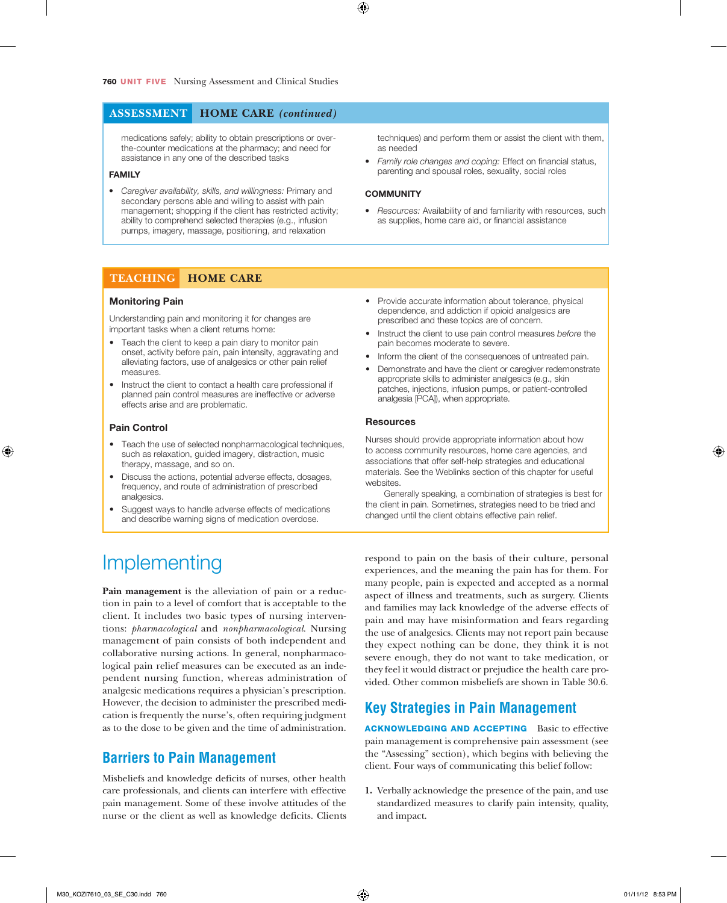## ASSESSMENT HOME CARE *(continued)*

medications safely; ability to obtain prescriptions or over-the-counter medications at the pharmacy; and need for assistance in any one of the described tasks

**FAMILY**

- *Caregiver availability, skills, and willingness:* Primary and secondary persons able and willing to assist with pain management; shopping if the client has restricted activity; ability to comprehend selected therapies (e.g., infusion pumps, imagery, massage, positioning, and relaxation techniques) and perform them or assist the client with them, as needed
- *Family role changes and coping:* Effect on financial status, parenting and spousal roles, sexuality, social roles

**COMMUNITY**

- *Resources:* Availability of and familiarity with resources, such as supplies, home care aid, or financial assistance

## TEACHING HOME CARE

### Monitoring Pain

Understanding pain and monitoring it for changes are important tasks when a client returns home:

- Teach the client to keep a pain diary to monitor pain onset, activity before pain, pain intensity, aggravating and alleviating factors, use of analgesics or other pain relief measures.
- Instruct the client to contact a health care professional if planned pain control measures are ineffective or adverse effects arise and are problematic.

### Pain Control

- Teach the use of selected nonpharmacological techniques, such as relaxation, guided imagery, distraction, music therapy, massage, and so on.
- Discuss the actions, potential adverse effects, dosages, frequency, and route of administration of prescribed analgesics.
- Suggest ways to handle adverse effects of medications and describe warning signs of medication overdose.
- Provide accurate information about tolerance, physical dependence, and addiction if opioid analgesics are prescribed and these topics are of concern.
- Instruct the client to use pain control measures *before* the pain becomes moderate to severe.
- Inform the client of the consequences of untreated pain.
- Demonstrate and have the client or caregiver redemonstrate appropriate skills to administer analgesics (e.g., skin patches, injections, infusion pumps, or patient-controlled analgesia [PCA]), when appropriate.

### Resources

Nurses should provide appropriate information about how to access community resources, home care agencies, and associations that offer self-help strategies and educational materials. See the Weblinks section of this chapter for useful websites.

Generally speaking, a combination of strategies is best for the client in pain. Sometimes, strategies need to be tried and changed until the client obtains effective pain relief.

# Implementing

**Pain management** is the alleviation of pain or a reduction in pain to a level of comfort that is acceptable to the client. It includes two basic types of nursing interventions: *pharmacological* and *nonpharmacological*. Nursing management of pain consists of both independent and collaborative nursing actions. In general, nonpharmacological pain relief measures can be executed as an independent nursing function, whereas administration of analgesic medications requires a physician's prescription. However, the decision to administer the prescribed medication is frequently the nurse's, often requiring judgment as to the dose to be given and the time of administration.

## Barriers to Pain Management

Misbeliefs and knowledge deficits of nurses, other health care professionals, and clients can interfere with effective pain management. Some of these involve attitudes of the nurse or the client as well as knowledge deficits. Clients respond to pain on the basis of their culture, personal experiences, and the meaning the pain has for them. For many people, pain is expected and accepted as a normal aspect of illness and treatments, such as surgery. Clients and families may lack knowledge of the adverse effects of pain and may have misinformation and fears regarding the use of analgesics. Clients may not report pain because they expect nothing can be done, they think it is not severe enough, they do not want to take medication, or they feel it would distract or prejudice the health care provided. Other common misbeliefs are shown in Table 30.6.

## Key Strategies in Pain Management

**ACKNOWLEDGING AND ACCEPTING** Basic to effective pain management is comprehensive pain assessment (see the "Assessing" section), which begins with believing the client. Four ways of communicating this belief follow:

1. Verbally acknowledge the presence of the pain, and use standardized measures to clarify pain intensity, quality, and impact.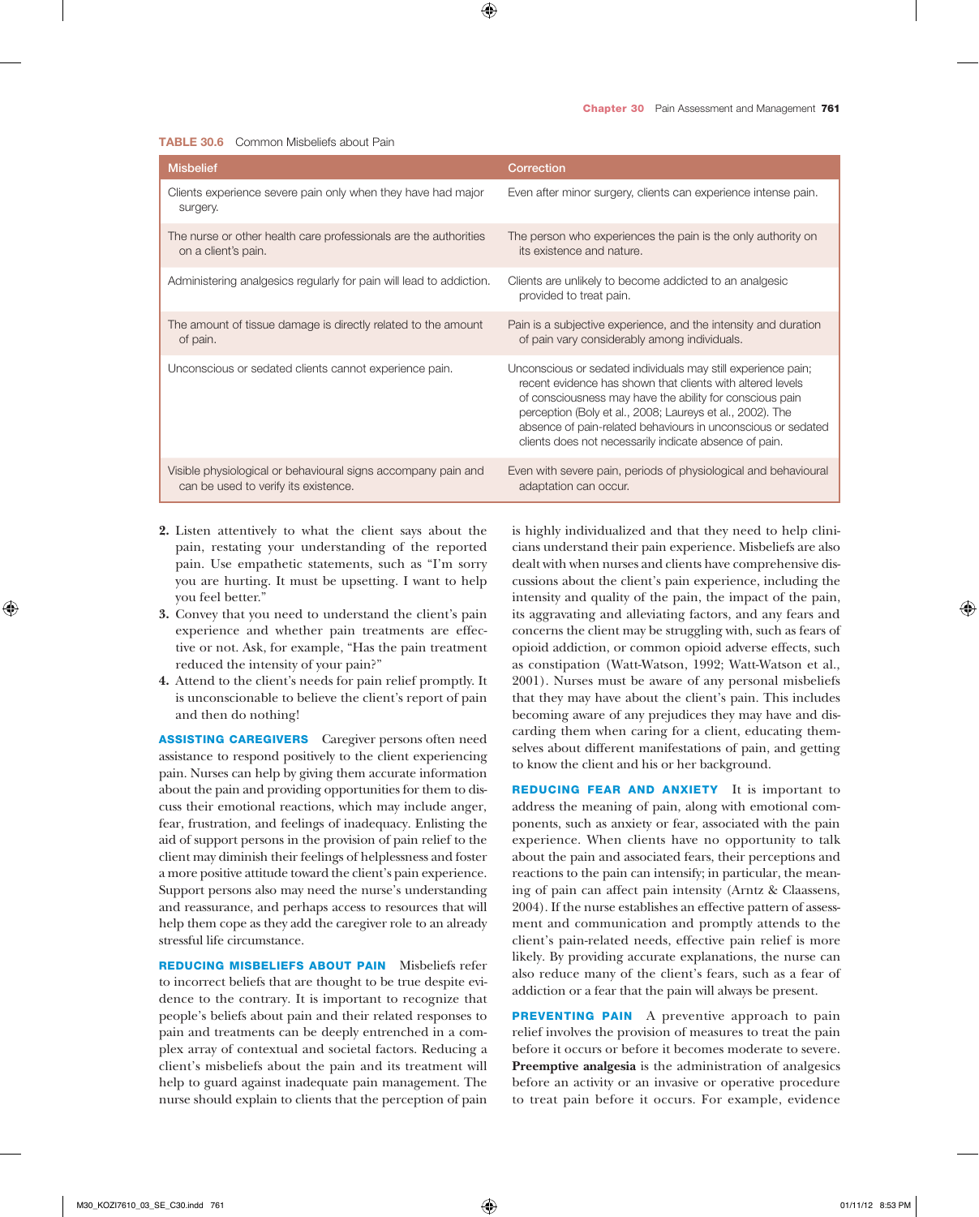**TABLE 30.6** Common Misbeliefs about Pain

| Misbelief | Correction |
|---|---|
| Clients experience severe pain only when they have had major surgery. | Even after minor surgery, clients can experience intense pain. |
| The nurse or other health care professionals are the authorities on a client's pain. | The person who experiences the pain is the only authority on its existence and nature. |
| Administering analgesics regularly for pain will lead to addiction. | Clients are unlikely to become addicted to an analgesic provided to treat pain. |
| The amount of tissue damage is directly related to the amount of pain. | Pain is a subjective experience, and the intensity and duration of pain vary considerably among individuals. |
| Unconscious or sedated clients cannot experience pain. | Unconscious or sedated individuals may still experience pain; recent evidence has shown that clients with altered levels of consciousness may have the ability for conscious pain perception (Boly et al., 2008; Laureys et al., 2002). The absence of pain-related behaviours in unconscious or sedated clients does not necessarily indicate absence of pain. |
| Visible physiological or behavioural signs accompany pain and can be used to verify its existence. | Even with severe pain, periods of physiological and behavioural adaptation can occur. |

2. Listen attentively to what the client says about the pain, restating your understanding of the reported pain. Use empathetic statements, such as "I'm sorry you are hurting. It must be upsetting. I want to help you feel better."
3. Convey that you need to understand the client's pain experience and whether pain treatments are effective or not. Ask, for example, "Has the pain treatment reduced the intensity of your pain?"
4. Attend to the client's needs for pain relief promptly. It is unconscionable to believe the client's report of pain and then do nothing!

**ASSISTING CAREGIVERS** Caregiver persons often need assistance to respond positively to the client experiencing pain. Nurses can help by giving them accurate information about the pain and providing opportunities for them to discuss their emotional reactions, which may include anger, fear, frustration, and feelings of inadequacy. Enlisting the aid of support persons in the provision of pain relief to the client may diminish their feelings of helplessness and foster a more positive attitude toward the client's pain experience. Support persons also may need the nurse's understanding and reassurance, and perhaps access to resources that will help them cope as they add the caregiver role to an already stressful life circumstance.

**REDUCING MISBELIEFS ABOUT PAIN** Misbeliefs refer to incorrect beliefs that are thought to be true despite evidence to the contrary. It is important to recognize that people's beliefs about pain and their related responses to pain and treatments can be deeply entrenched in a complex array of contextual and societal factors. Reducing a client's misbeliefs about the pain and its treatment will help to guard against inadequate pain management. The nurse should explain to clients that the perception of pain is highly individualized and that they need to help clinicians understand their pain experience. Misbeliefs are also dealt with when nurses and clients have comprehensive discussions about the client's pain experience, including the intensity and quality of the pain, the impact of the pain, its aggravating and alleviating factors, and any fears and concerns the client may be struggling with, such as fears of opioid addiction, or common opioid adverse effects, such as constipation (Watt-Watson, 1992; Watt-Watson et al., 2001). Nurses must be aware of any personal misbeliefs that they may have about the client's pain. This includes becoming aware of any prejudices they may have and discarding them when caring for a client, educating themselves about different manifestations of pain, and getting to know the client and his or her background.

**REDUCING FEAR AND ANXIETY** It is important to address the meaning of pain, along with emotional components, such as anxiety or fear, associated with the pain experience. When clients have no opportunity to talk about the pain and associated fears, their perceptions and reactions to the pain can intensify; in particular, the meaning of pain can affect pain intensity (Arntz & Claassens, 2004). If the nurse establishes an effective pattern of assessment and communication and promptly attends to the client's pain-related needs, effective pain relief is more likely. By providing accurate explanations, the nurse can also reduce many of the client's fears, such as a fear of addiction or a fear that the pain will always be present.

**PREVENTING PAIN** A preventive approach to pain relief involves the provision of measures to treat the pain before it occurs or before it becomes moderate to severe. **Preemptive analgesia** is the administration of analgesics before an activity or an invasive or operative procedure to treat pain before it occurs. For example, evidence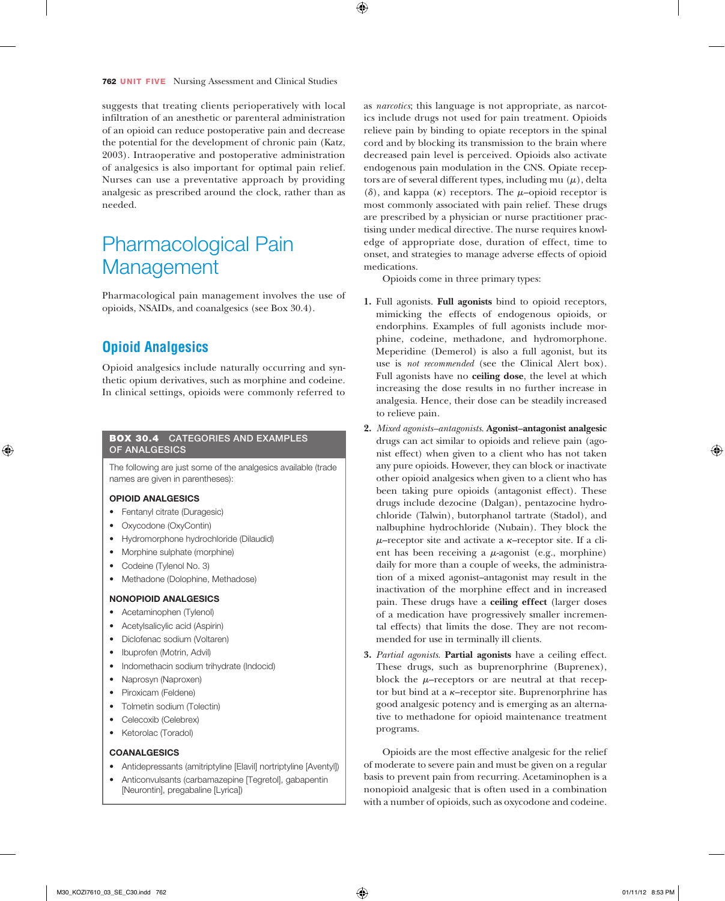suggests that treating clients perioperatively with local infiltration of an anesthetic or parenteral administration of an opioid can reduce postoperative pain and decrease the potential for the development of chronic pain (Katz, 2003). Intraoperative and postoperative administration of analgesics is also important for optimal pain relief. Nurses can use a preventative approach by providing analgesic as prescribed around the clock, rather than as needed.

# Pharmacological Pain Management

Pharmacological pain management involves the use of opioids, NSAIDs, and coanalgesics (see Box 30.4).

## Opioid Analgesics

Opioid analgesics include naturally occurring and synthetic opium derivatives, such as morphine and codeine. In clinical settings, opioids were commonly referred to as *narcotics*; this language is not appropriate, as narcotics include drugs not used for pain treatment. Opioids relieve pain by binding to opiate receptors in the spinal cord and by blocking its transmission to the brain where decreased pain level is perceived. Opioids also activate endogenous pain modulation in the CNS. Opiate receptors are of several different types, including mu ($\mu$), delta ($\delta$), and kappa ($\kappa$) receptors. The $\mu$–opioid receptor is most commonly associated with pain relief. These drugs are prescribed by a physician or nurse practitioner practising under medical directive. The nurse requires knowledge of appropriate dose, duration of effect, time to onset, and strategies to manage adverse effects of opioid medications.

Opioids come in three primary types:

1. Full agonists. **Full agonists** bind to opioid receptors, mimicking the effects of endogenous opioids, or endorphins. Examples of full agonists include morphine, codeine, methadone, and hydromorphone. Meperidine (Demerol) is also a full agonist, but its use is *not recommended* (see the Clinical Alert box). Full agonists have no **ceiling dose**, the level at which increasing the dose results in no further increase in analgesia. Hence, their dose can be steadily increased to relieve pain.
2. *Mixed agonists–antagonists*. **Agonist–antagonist analgesic** drugs can act similar to opioids and relieve pain (agonist effect) when given to a client who has not taken any pure opioids. However, they can block or inactivate other opioid analgesics when given to a client who has been taking pure opioids (antagonist effect). These drugs include dezocine (Dalgan), pentazocine hydrochloride (Talwin), butorphanol tartrate (Stadol), and nalbuphine hydrochloride (Nubain). They block the $\mu$–receptor site and activate a $\kappa$–receptor site. If a client has been receiving a $\mu$-agonist (e.g., morphine) daily for more than a couple of weeks, the administration of a mixed agonist–antagonist may result in the inactivation of the morphine effect and in increased pain. These drugs have a **ceiling effect** (larger doses of a medication have progressively smaller incremental effects) that limits the dose. They are not recommended for use in terminally ill clients.
3. *Partial agonists*. **Partial agonists** have a ceiling effect. These drugs, such as buprenorphrine (Buprenex), block the $\mu$–receptors or are neutral at that receptor but bind at a $\kappa$–receptor site. Buprenorphrine has good analgesic potency and is emerging as an alternative to methadone for opioid maintenance treatment programs.

Opioids are the most effective analgesic for the relief of moderate to severe pain and must be given on a regular basis to prevent pain from recurring. Acetaminophen is a nonopioid analgesic that is often used in a combination with a number of opioids, such as oxycodone and codeine.

**BOX 30.4 CATEGORIES AND EXAMPLES OF ANALGESICS**

The following are just some of the analgesics available (trade names are given in parentheses):

**OPIOID ANALGESICS**

- Fentanyl citrate (Duragesic)
- Oxycodone (OxyContin)
- Hydromorphone hydrochloride (Dilaudid)
- Morphine sulphate (morphine)
- Codeine (Tylenol No. 3)
- Methadone (Dolophine, Methadose)

**NONOPIOID ANALGESICS**

- Acetaminophen (Tylenol)
- Acetylsalicylic acid (Aspirin)
- Diclofenac sodium (Voltaren)
- Ibuprofen (Motrin, Advil)
- Indomethacin sodium trihydrate (Indocid)
- Naprosyn (Naproxen)
- Piroxicam (Feldene)
- Tolmetin sodium (Tolectin)
- Celecoxib (Celebrex)
- Ketorolac (Toradol)

**COANALGESICS**

- Antidepressants (amitriptyline [Elavil] nortriptyline [Aventyl])
- Anticonvulsants (carbamazepine [Tegretol], gabapentin [Neurontin], pregabaline [Lyrica])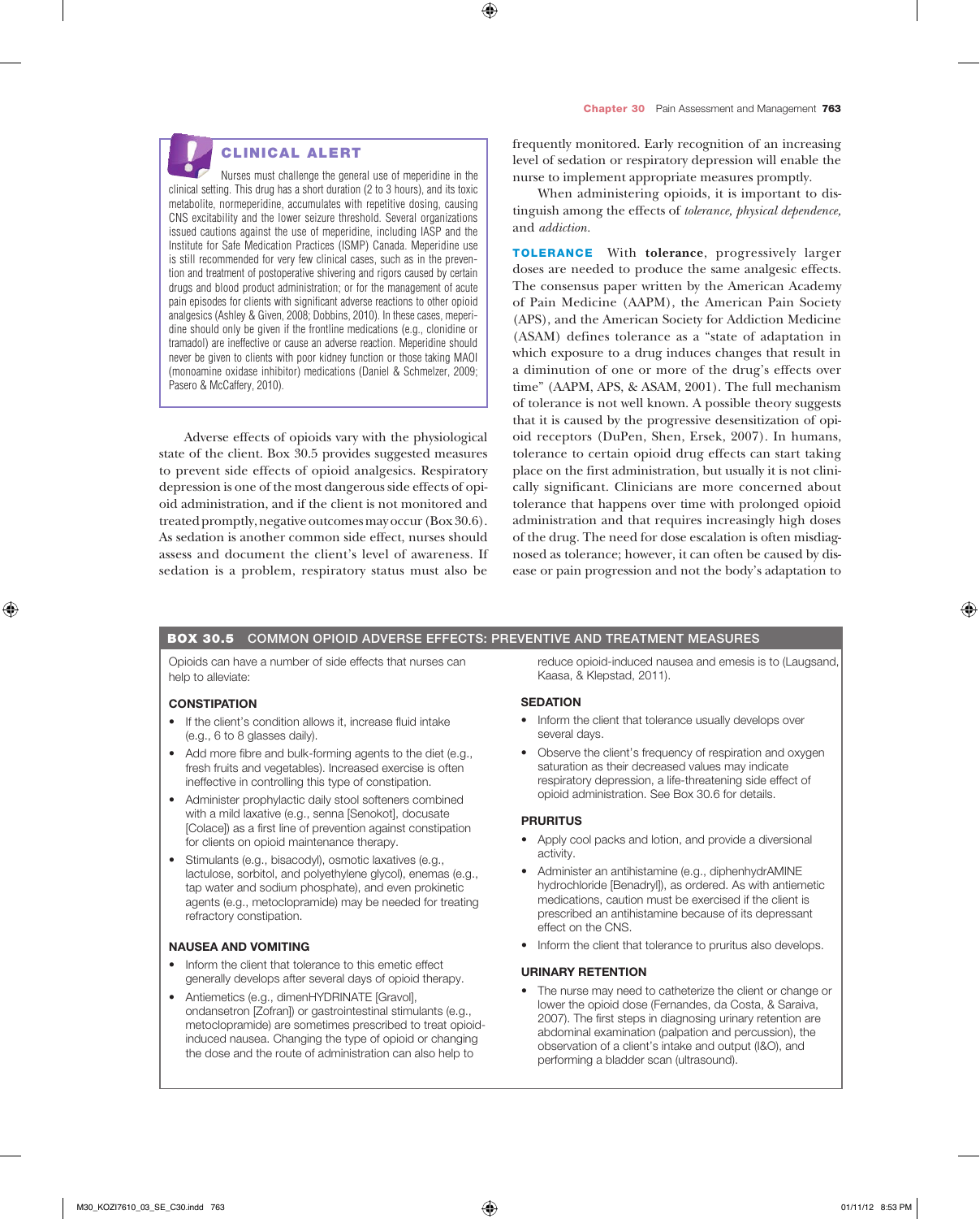> **CLINICAL ALERT**
>
> Nurses must challenge the general use of meperidine in the clinical setting. This drug has a short duration (2 to 3 hours), and its toxic metabolite, normeperidine, accumulates with repetitive dosing, causing CNS excitability and the lower seizure threshold. Several organizations issued cautions against the use of meperidine, including IASP and the Institute for Safe Medication Practices (ISMP) Canada. Meperidine use is still recommended for very few clinical cases, such as in the prevention and treatment of postoperative shivering and rigors caused by certain drugs and blood product administration; or for the management of acute pain episodes for clients with significant adverse reactions to other opioid analgesics (Ashley & Given, 2008; Dobbins, 2010). In these cases, meperidine should only be given if the frontline medications (e.g., clonidine or tramadol) are ineffective or cause an adverse reaction. Meperidine should never be given to clients with poor kidney function or those taking MAOI (monoamine oxidase inhibitor) medications (Daniel & Schmelzer, 2009; Pasero & McCaffery, 2010).

Adverse effects of opioids vary with the physiological state of the client. Box 30.5 provides suggested measures to prevent side effects of opioid analgesics. Respiratory depression is one of the most dangerous side effects of opioid administration, and if the client is not monitored and treated promptly, negative outcomes may occur (Box 30.6). As sedation is another common side effect, nurses should assess and document the client's level of awareness. If sedation is a problem, respiratory status must also be frequently monitored. Early recognition of an increasing level of sedation or respiratory depression will enable the nurse to implement appropriate measures promptly.

When administering opioids, it is important to distinguish among the effects of *tolerance, physical dependence,* and *addiction.*

**TOLERANCE** With **tolerance**, progressively larger doses are needed to produce the same analgesic effects. The consensus paper written by the American Academy of Pain Medicine (AAPM), the American Pain Society (APS), and the American Society for Addiction Medicine (ASAM) defines tolerance as a "state of adaptation in which exposure to a drug induces changes that result in a diminution of one or more of the drug's effects over time" (AAPM, APS, & ASAM, 2001). The full mechanism of tolerance is not well known. A possible theory suggests that it is caused by the progressive desensitization of opioid receptors (DuPen, Shen, Ersek, 2007). In humans, tolerance to certain opioid drug effects can start taking place on the first administration, but usually it is not clinically significant. Clinicians are more concerned about tolerance that happens over time with prolonged opioid administration and that requires increasingly high doses of the drug. The need for dose escalation is often misdiagnosed as tolerance; however, it can often be caused by disease or pain progression and not the body's adaptation to

## BOX 30.5 COMMON OPIOID ADVERSE EFFECTS: PREVENTIVE AND TREATMENT MEASURES

Opioids can have a number of side effects that nurses can help to alleviate:

**CONSTIPATION**

- If the client's condition allows it, increase fluid intake (e.g., 6 to 8 glasses daily).
- Add more fibre and bulk-forming agents to the diet (e.g., fresh fruits and vegetables). Increased exercise is often ineffective in controlling this type of constipation.
- Administer prophylactic daily stool softeners combined with a mild laxative (e.g., senna [Senokot], docusate [Colace]) as a first line of prevention against constipation for clients on opioid maintenance therapy.
- Stimulants (e.g., bisacodyl), osmotic laxatives (e.g., lactulose, sorbitol, and polyethylene glycol), enemas (e.g., tap water and sodium phosphate), and even prokinetic agents (e.g., metoclopramide) may be needed for treating refractory constipation.

**NAUSEA AND VOMITING**

- Inform the client that tolerance to this emetic effect generally develops after several days of opioid therapy.
- Antiemetics (e.g., dimenHYDRINATE [Gravol], ondansetron [Zofran]) or gastrointestinal stimulants (e.g., metoclopramide) are sometimes prescribed to treat opioid-induced nausea. Changing the type of opioid or changing the dose and the route of administration can also help to reduce opioid-induced nausea and emesis is to (Laugsand, Kaasa, & Klepstad, 2011).

**SEDATION**

- Inform the client that tolerance usually develops over several days.
- Observe the client's frequency of respiration and oxygen saturation as their decreased values may indicate respiratory depression, a life-threatening side effect of opioid administration. See Box 30.6 for details.

**PRURITUS**

- Apply cool packs and lotion, and provide a diversional activity.
- Administer an antihistamine (e.g., diphenhydrAMINE hydrochloride [Benadryl]), as ordered. As with antiemetic medications, caution must be exercised if the client is prescribed an antihistamine because of its depressant effect on the CNS.
- Inform the client that tolerance to pruritus also develops.

**URINARY RETENTION**

- The nurse may need to catheterize the client or change or lower the opioid dose (Fernandes, da Costa, & Saraiva, 2007). The first steps in diagnosing urinary retention are abdominal examination (palpation and percussion), the observation of a client's intake and output (I&O), and performing a bladder scan (ultrasound).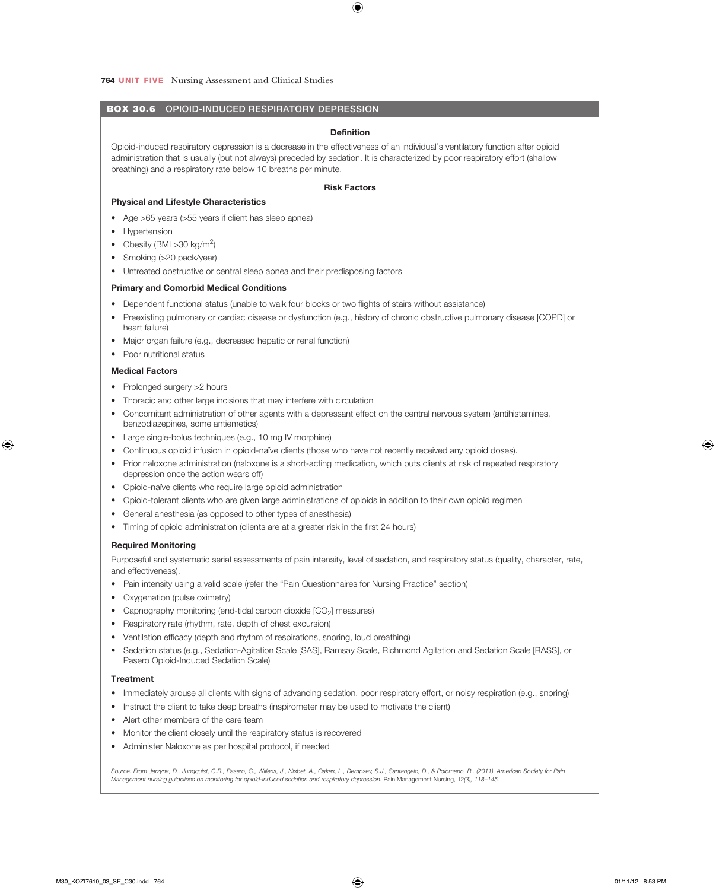## BOX 30.6 OPIOID-INDUCED RESPIRATORY DEPRESSION

**Definition**

Opioid-induced respiratory depression is a decrease in the effectiveness of an individual's ventilatory function after opioid administration that is usually (but not always) preceded by sedation. It is characterized by poor respiratory effort (shallow breathing) and a respiratory rate below 10 breaths per minute.

**Risk Factors**

**Physical and Lifestyle Characteristics**

- Age >65 years (>55 years if client has sleep apnea)
- Hypertension
- Obesity (BMI >30 kg/m$^2$)
- Smoking (>20 pack/year)
- Untreated obstructive or central sleep apnea and their predisposing factors

**Primary and Comorbid Medical Conditions**

- Dependent functional status (unable to walk four blocks or two flights of stairs without assistance)
- Preexisting pulmonary or cardiac disease or dysfunction (e.g., history of chronic obstructive pulmonary disease [COPD] or heart failure)
- Major organ failure (e.g., decreased hepatic or renal function)
- Poor nutritional status

**Medical Factors**

- Prolonged surgery >2 hours
- Thoracic and other large incisions that may interfere with circulation
- Concomitant administration of other agents with a depressant effect on the central nervous system (antihistamines, benzodiazepines, some antiemetics)
- Large single-bolus techniques (e.g., 10 mg IV morphine)
- Continuous opioid infusion in opioid-naïve clients (those who have not recently received any opioid doses).
- Prior naloxone administration (naloxone is a short-acting medication, which puts clients at risk of repeated respiratory depression once the action wears off)
- Opioid-naïve clients who require large opioid administration
- Opioid-tolerant clients who are given large administrations of opioids in addition to their own opioid regimen
- General anesthesia (as opposed to other types of anesthesia)
- Timing of opioid administration (clients are at a greater risk in the first 24 hours)

**Required Monitoring**

Purposeful and systematic serial assessments of pain intensity, level of sedation, and respiratory status (quality, character, rate, and effectiveness).

- Pain intensity using a valid scale (refer the "Pain Questionnaires for Nursing Practice" section)
- Oxygenation (pulse oximetry)
- Capnography monitoring (end-tidal carbon dioxide [$CO_2$] measures)
- Respiratory rate (rhythm, rate, depth of chest excursion)
- Ventilation efficacy (depth and rhythm of respirations, snoring, loud breathing)
- Sedation status (e.g., Sedation-Agitation Scale [SAS], Ramsay Scale, Richmond Agitation and Sedation Scale [RASS], or Pasero Opioid-Induced Sedation Scale)

**Treatment**

- Immediately arouse all clients with signs of advancing sedation, poor respiratory effort, or noisy respiration (e.g., snoring)
- Instruct the client to take deep breaths (inspirometer may be used to motivate the client)
- Alert other members of the care team
- Monitor the client closely until the respiratory status is recovered
- Administer Naloxone as per hospital protocol, if needed

*Source: From Jarzyna, D., Jungquist, C.R., Pasero, C., Willens, J., Nisbet, A., Oakes, L., Dempsey, S.J., Santangelo, D., & Polomano, R.. (2011). American Society for Pain Management nursing guidelines on monitoring for opioid-induced sedation and respiratory depression.* Pain Management Nursing, *12(3), 118–145.*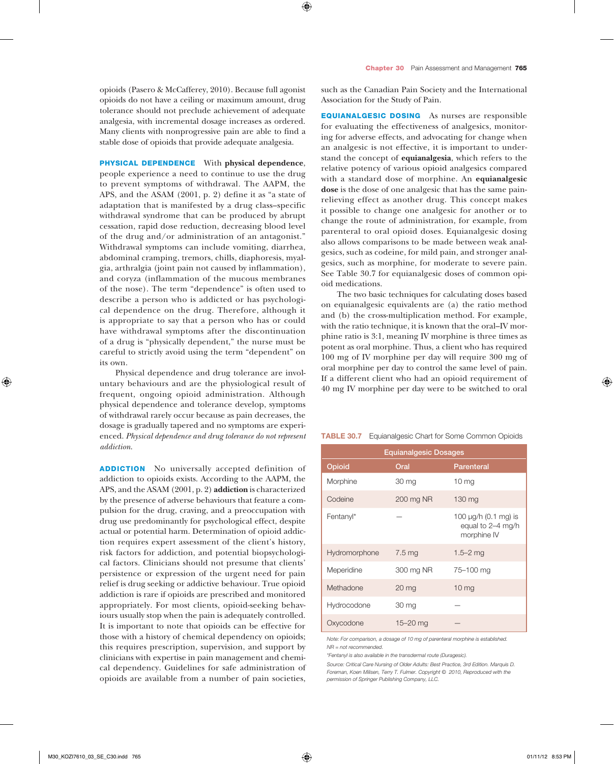opioids (Pasero & McCafferey, 2010). Because full agonist opioids do not have a ceiling or maximum amount, drug tolerance should not preclude achievement of adequate analgesia, with incremental dosage increases as ordered. Many clients with nonprogressive pain are able to find a stable dose of opioids that provide adequate analgesia.

**PHYSICAL DEPENDENCE** With **physical dependence**, people experience a need to continue to use the drug to prevent symptoms of withdrawal. The AAPM, the APS, and the ASAM (2001, p. 2) define it as "a state of adaptation that is manifested by a drug class–specific withdrawal syndrome that can be produced by abrupt cessation, rapid dose reduction, decreasing blood level of the drug and/or administration of an antagonist." Withdrawal symptoms can include vomiting, diarrhea, abdominal cramping, tremors, chills, diaphoresis, myalgia, arthralgia (joint pain not caused by inflammation), and coryza (inflammation of the mucous membranes of the nose). The term "dependence" is often used to describe a person who is addicted or has psychological dependence on the drug. Therefore, although it is appropriate to say that a person who has or could have withdrawal symptoms after the discontinuation of a drug is "physically dependent," the nurse must be careful to strictly avoid using the term "dependent" on its own.

Physical dependence and drug tolerance are involuntary behaviours and are the physiological result of frequent, ongoing opioid administration. Although physical dependence and tolerance develop, symptoms of withdrawal rarely occur because as pain decreases, the dosage is gradually tapered and no symptoms are experienced. *Physical dependence and drug tolerance do not represent addiction.*

**ADDICTION** No universally accepted definition of addiction to opioids exists. According to the AAPM, the APS, and the ASAM (2001, p. 2) **addiction** is characterized by the presence of adverse behaviours that feature a compulsion for the drug, craving, and a preoccupation with drug use predominantly for psychological effect, despite actual or potential harm. Determination of opioid addiction requires expert assessment of the client's history, risk factors for addiction, and potential biopsychological factors. Clinicians should not presume that clients' persistence or expression of the urgent need for pain relief is drug seeking or addictive behaviour. True opioid addiction is rare if opioids are prescribed and monitored appropriately. For most clients, opioid-seeking behaviours usually stop when the pain is adequately controlled. It is important to note that opioids can be effective for those with a history of chemical dependency on opioids; this requires prescription, supervision, and support by clinicians with expertise in pain management and chemical dependency. Guidelines for safe administration of opioids are available from a number of pain societies, such as the Canadian Pain Society and the International Association for the Study of Pain.

**EQUIANALGESIC DOSING** As nurses are responsible for evaluating the effectiveness of analgesics, monitoring for adverse effects, and advocating for change when an analgesic is not effective, it is important to understand the concept of **equianalgesia**, which refers to the relative potency of various opioid analgesics compared with a standard dose of morphine. An **equianalgesic dose** is the dose of one analgesic that has the same pain-relieving effect as another drug. This concept makes it possible to change one analgesic for another or to change the route of administration, for example, from parenteral to oral opioid doses. Equianalgesic dosing also allows comparisons to be made between weak analgesics, such as codeine, for mild pain, and stronger analgesics, such as morphine, for moderate to severe pain. See Table 30.7 for equianalgesic doses of common opioid medications.

The two basic techniques for calculating doses based on equianalgesic equivalents are (a) the ratio method and (b) the cross-multiplication method. For example, with the ratio technique, it is known that the oral–IV morphine ratio is 3:1, meaning IV morphine is three times as potent as oral morphine. Thus, a client who has required 100 mg of IV morphine per day will require 300 mg of oral morphine per day to control the same level of pain. If a different client who had an opioid requirement of 40 mg IV morphine per day were to be switched to oral

**TABLE 30.7** Equianalgesic Chart for Some Common Opioids

| Equianalgesic Dosages | | |
|---|---|---|
| **Opioid** | **Oral** | **Parenteral** |
| Morphine | 30 mg | 10 mg |
| Codeine | 200 mg NR | 130 mg |
| Fentanyl* | — | 100 μg/h (0.1 mg) is equal to 2–4 mg/h morphine IV |
| Hydromorphone | 7.5 mg | 1.5–2 mg |
| Meperidine | 300 mg NR | 75–100 mg |
| Methadone | 20 mg | 10 mg |
| Hydrocodone | 30 mg | — |
| Oxycodone | 15–20 mg | — |

*Note: For comparison, a dosage of 10 mg of parenteral morphine is established.*
*NR = not recommended.*
*\*Fentanyl is also available in the transdermal route (Duragesic).*
*Source: Critical Care Nursing of Older Adults: Best Practice, 3rd Edition. Marquis D. Foreman, Koen Milisen, Terry T. Fulmer. Copyright © 2010, Reproduced with the permission of Springer Publishing Company, LLC.*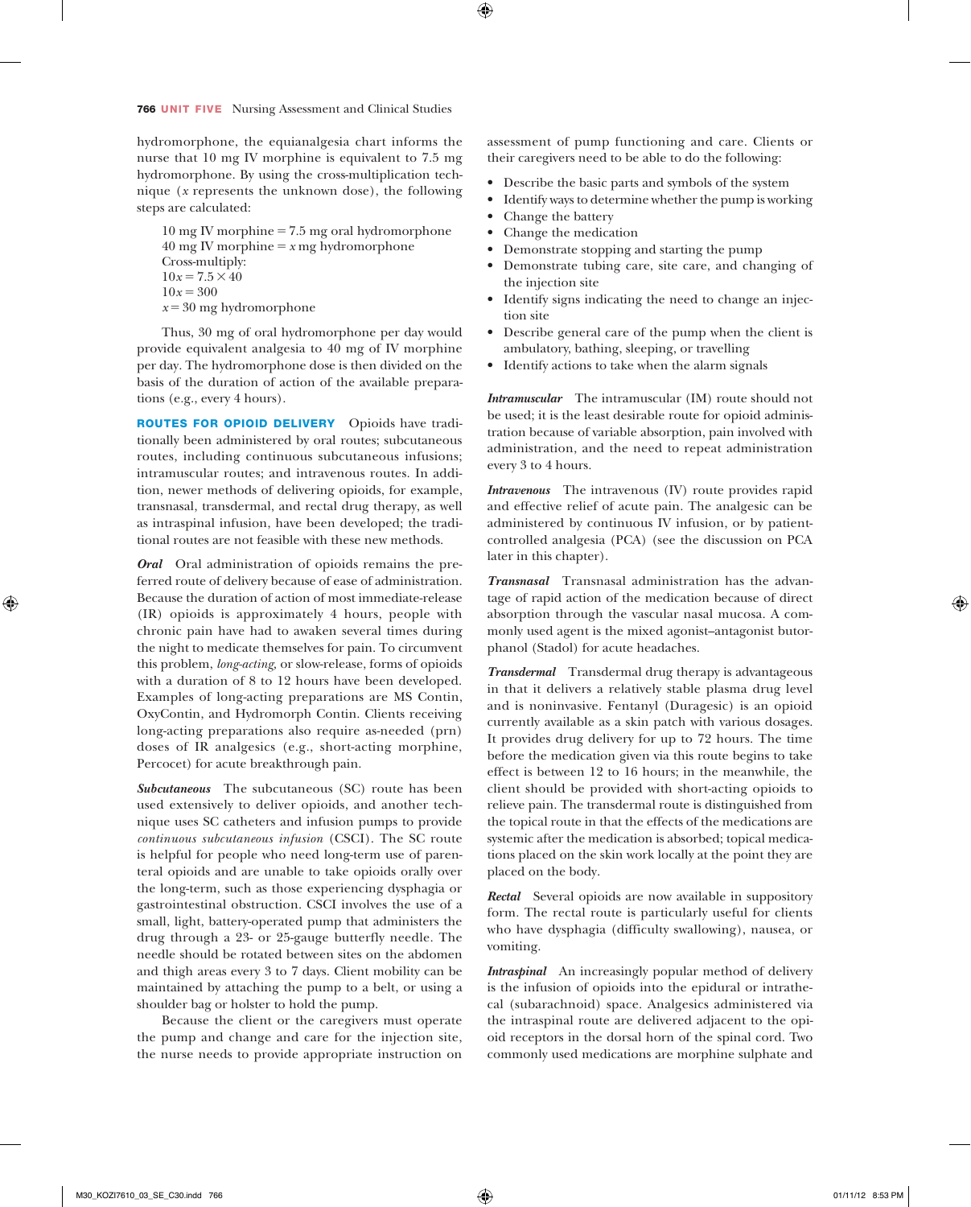hydromorphone, the equianalgesia chart informs the nurse that 10 mg IV morphine is equivalent to 7.5 mg hydromorphone. By using the cross-multiplication technique ($x$ represents the unknown dose), the following steps are calculated:

> 10 mg IV morphine = 7.5 mg oral hydromorphone
> 40 mg IV morphine = $x$ mg hydromorphone
> Cross-multiply:
> $10x = 7.5 \times 40$
> $10x = 300$
> $x = 30$ mg hydromorphone

Thus, 30 mg of oral hydromorphone per day would provide equivalent analgesia to 40 mg of IV morphine per day. The hydromorphone dose is then divided on the basis of the duration of action of the available preparations (e.g., every 4 hours).

**ROUTES FOR OPIOID DELIVERY** Opioids have traditionally been administered by oral routes; subcutaneous routes, including continuous subcutaneous infusions; intramuscular routes; and intravenous routes. In addition, newer methods of delivering opioids, for example, transnasal, transdermal, and rectal drug therapy, as well as intraspinal infusion, have been developed; the traditional routes are not feasible with these new methods.

***Oral*** Oral administration of opioids remains the preferred route of delivery because of ease of administration. Because the duration of action of most immediate-release (IR) opioids is approximately 4 hours, people with chronic pain have had to awaken several times during the night to medicate themselves for pain. To circumvent this problem, *long-acting*, or slow-release, forms of opioids with a duration of 8 to 12 hours have been developed. Examples of long-acting preparations are MS Contin, OxyContin, and Hydromorph Contin. Clients receiving long-acting preparations also require as-needed (prn) doses of IR analgesics (e.g., short-acting morphine, Percocet) for acute breakthrough pain.

***Subcutaneous*** The subcutaneous (SC) route has been used extensively to deliver opioids, and another technique uses SC catheters and infusion pumps to provide *continuous subcutaneous infusion* (CSCI). The SC route is helpful for people who need long-term use of parenteral opioids and are unable to take opioids orally over the long-term, such as those experiencing dysphagia or gastrointestinal obstruction. CSCI involves the use of a small, light, battery-operated pump that administers the drug through a 23- or 25-gauge butterfly needle. The needle should be rotated between sites on the abdomen and thigh areas every 3 to 7 days. Client mobility can be maintained by attaching the pump to a belt, or using a shoulder bag or holster to hold the pump.

Because the client or the caregivers must operate the pump and change and care for the injection site, the nurse needs to provide appropriate instruction on assessment of pump functioning and care. Clients or their caregivers need to be able to do the following:

- Describe the basic parts and symbols of the system
- Identify ways to determine whether the pump is working
- Change the battery
- Change the medication
- Demonstrate stopping and starting the pump
- Demonstrate tubing care, site care, and changing of the injection site
- Identify signs indicating the need to change an injection site
- Describe general care of the pump when the client is ambulatory, bathing, sleeping, or travelling
- Identify actions to take when the alarm signals

***Intramuscular*** The intramuscular (IM) route should not be used; it is the least desirable route for opioid administration because of variable absorption, pain involved with administration, and the need to repeat administration every 3 to 4 hours.

***Intravenous*** The intravenous (IV) route provides rapid and effective relief of acute pain. The analgesic can be administered by continuous IV infusion, or by patient-controlled analgesia (PCA) (see the discussion on PCA later in this chapter).

***Transnasal*** Transnasal administration has the advantage of rapid action of the medication because of direct absorption through the vascular nasal mucosa. A commonly used agent is the mixed agonist–antagonist butorphanol (Stadol) for acute headaches.

***Transdermal*** Transdermal drug therapy is advantageous in that it delivers a relatively stable plasma drug level and is noninvasive. Fentanyl (Duragesic) is an opioid currently available as a skin patch with various dosages. It provides drug delivery for up to 72 hours. The time before the medication given via this route begins to take effect is between 12 to 16 hours; in the meanwhile, the client should be provided with short-acting opioids to relieve pain. The transdermal route is distinguished from the topical route in that the effects of the medications are systemic after the medication is absorbed; topical medications placed on the skin work locally at the point they are placed on the body.

***Rectal*** Several opioids are now available in suppository form. The rectal route is particularly useful for clients who have dysphagia (difficulty swallowing), nausea, or vomiting.

***Intraspinal*** An increasingly popular method of delivery is the infusion of opioids into the epidural or intrathecal (subarachnoid) space. Analgesics administered via the intraspinal route are delivered adjacent to the opioid receptors in the dorsal horn of the spinal cord. Two commonly used medications are morphine sulphate and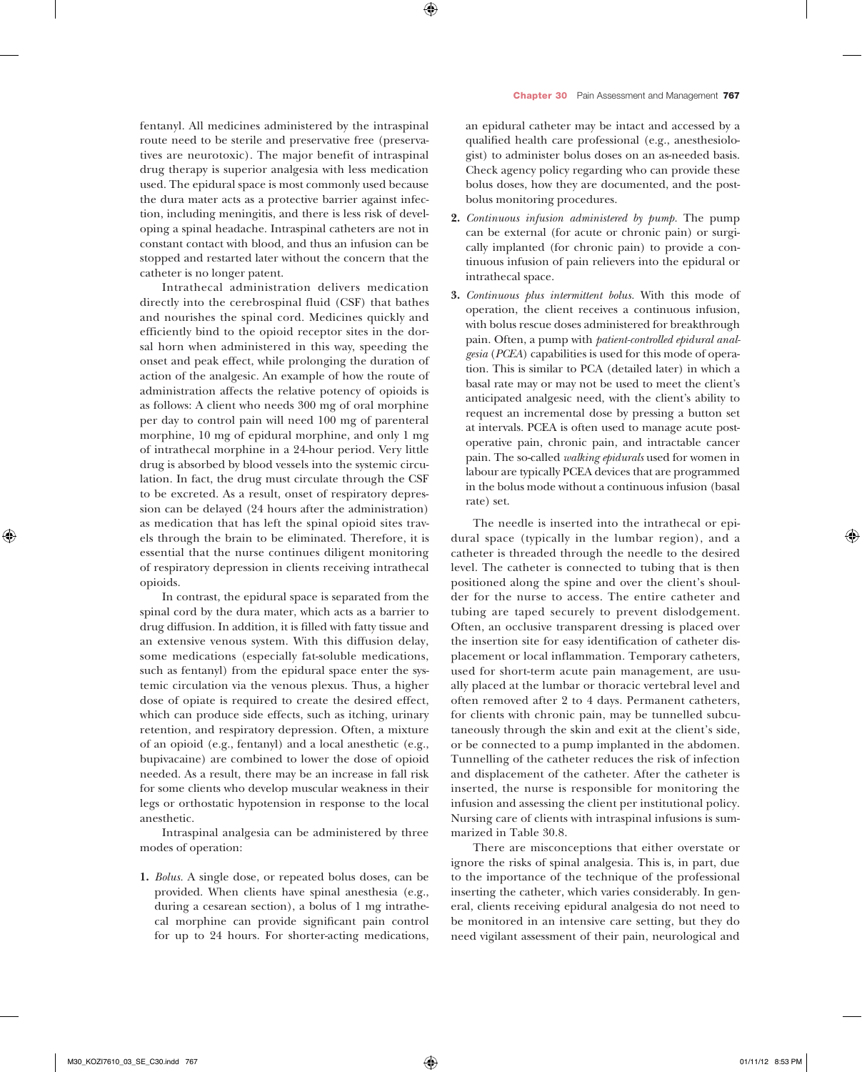fentanyl. All medicines administered by the intraspinal route need to be sterile and preservative free (preservatives are neurotoxic). The major benefit of intraspinal drug therapy is superior analgesia with less medication used. The epidural space is most commonly used because the dura mater acts as a protective barrier against infection, including meningitis, and there is less risk of developing a spinal headache. Intraspinal catheters are not in constant contact with blood, and thus an infusion can be stopped and restarted later without the concern that the catheter is no longer patent.

Intrathecal administration delivers medication directly into the cerebrospinal fluid (CSF) that bathes and nourishes the spinal cord. Medicines quickly and efficiently bind to the opioid receptor sites in the dorsal horn when administered in this way, speeding the onset and peak effect, while prolonging the duration of action of the analgesic. An example of how the route of administration affects the relative potency of opioids is as follows: A client who needs 300 mg of oral morphine per day to control pain will need 100 mg of parenteral morphine, 10 mg of epidural morphine, and only 1 mg of intrathecal morphine in a 24-hour period. Very little drug is absorbed by blood vessels into the systemic circulation. In fact, the drug must circulate through the CSF to be excreted. As a result, onset of respiratory depression can be delayed (24 hours after the administration) as medication that has left the spinal opioid sites travels through the brain to be eliminated. Therefore, it is essential that the nurse continues diligent monitoring of respiratory depression in clients receiving intrathecal opioids.

In contrast, the epidural space is separated from the spinal cord by the dura mater, which acts as a barrier to drug diffusion. In addition, it is filled with fatty tissue and an extensive venous system. With this diffusion delay, some medications (especially fat-soluble medications, such as fentanyl) from the epidural space enter the systemic circulation via the venous plexus. Thus, a higher dose of opiate is required to create the desired effect, which can produce side effects, such as itching, urinary retention, and respiratory depression. Often, a mixture of an opioid (e.g., fentanyl) and a local anesthetic (e.g., bupivacaine) are combined to lower the dose of opioid needed. As a result, there may be an increase in fall risk for some clients who develop muscular weakness in their legs or orthostatic hypotension in response to the local anesthetic.

Intraspinal analgesia can be administered by three modes of operation:

1. *Bolus.* A single dose, or repeated bolus doses, can be provided. When clients have spinal anesthesia (e.g., during a cesarean section), a bolus of 1 mg intrathecal morphine can provide significant pain control for up to 24 hours. For shorter-acting medications, an epidural catheter may be intact and accessed by a qualified health care professional (e.g., anesthesiologist) to administer bolus doses on an as-needed basis. Check agency policy regarding who can provide these bolus doses, how they are documented, and the post-bolus monitoring procedures.
2. *Continuous infusion administered by pump.* The pump can be external (for acute or chronic pain) or surgically implanted (for chronic pain) to provide a continuous infusion of pain relievers into the epidural or intrathecal space.
3. *Continuous plus intermittent bolus.* With this mode of operation, the client receives a continuous infusion, with bolus rescue doses administered for breakthrough pain. Often, a pump with *patient-controlled epidural analgesia* (*PCEA*) capabilities is used for this mode of operation. This is similar to PCA (detailed later) in which a basal rate may or may not be used to meet the client's anticipated analgesic need, with the client's ability to request an incremental dose by pressing a button set at intervals. PCEA is often used to manage acute postoperative pain, chronic pain, and intractable cancer pain. The so-called *walking epidurals* used for women in labour are typically PCEA devices that are programmed in the bolus mode without a continuous infusion (basal rate) set.

The needle is inserted into the intrathecal or epidural space (typically in the lumbar region), and a catheter is threaded through the needle to the desired level. The catheter is connected to tubing that is then positioned along the spine and over the client's shoulder for the nurse to access. The entire catheter and tubing are taped securely to prevent dislodgement. Often, an occlusive transparent dressing is placed over the insertion site for easy identification of catheter displacement or local inflammation. Temporary catheters, used for short-term acute pain management, are usually placed at the lumbar or thoracic vertebral level and often removed after 2 to 4 days. Permanent catheters, for clients with chronic pain, may be tunnelled subcutaneously through the skin and exit at the client's side, or be connected to a pump implanted in the abdomen. Tunnelling of the catheter reduces the risk of infection and displacement of the catheter. After the catheter is inserted, the nurse is responsible for monitoring the infusion and assessing the client per institutional policy. Nursing care of clients with intraspinal infusions is summarized in Table 30.8.

There are misconceptions that either overstate or ignore the risks of spinal analgesia. This is, in part, due to the importance of the technique of the professional inserting the catheter, which varies considerably. In general, clients receiving epidural analgesia do not need to be monitored in an intensive care setting, but they do need vigilant assessment of their pain, neurological and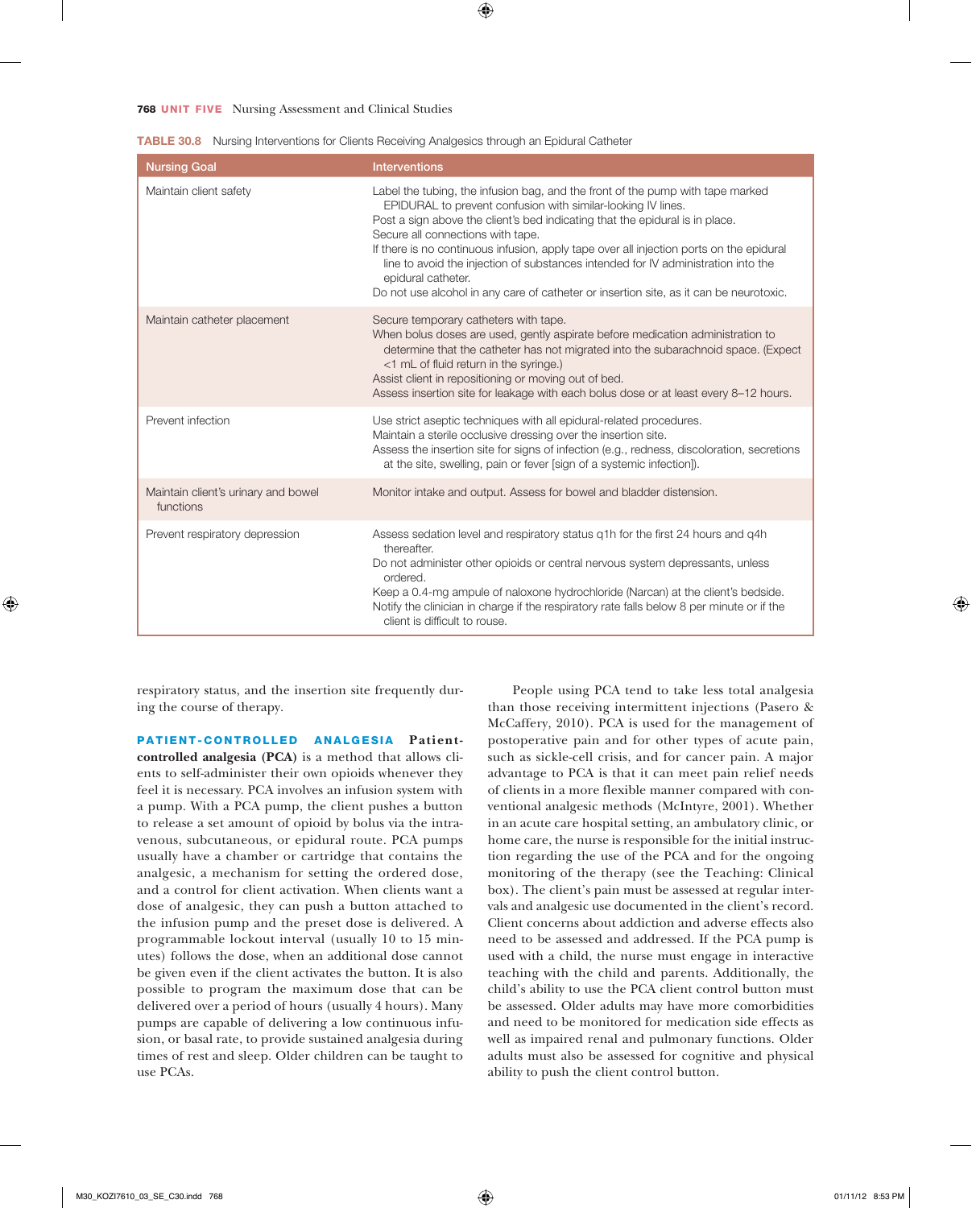**TABLE 30.8** Nursing Interventions for Clients Receiving Analgesics through an Epidural Catheter

| Nursing Goal | Interventions |
|---|---|
| Maintain client safety | Label the tubing, the infusion bag, and the front of the pump with tape marked EPIDURAL to prevent confusion with similar-looking IV lines.<br>Post a sign above the client's bed indicating that the epidural is in place.<br>Secure all connections with tape.<br>If there is no continuous infusion, apply tape over all injection ports on the epidural line to avoid the injection of substances intended for IV administration into the epidural catheter.<br>Do not use alcohol in any care of catheter or insertion site, as it can be neurotoxic. |
| Maintain catheter placement | Secure temporary catheters with tape.<br>When bolus doses are used, gently aspirate before medication administration to determine that the catheter has not migrated into the subarachnoid space. (Expect <1 mL of fluid return in the syringe.)<br>Assist client in repositioning or moving out of bed.<br>Assess insertion site for leakage with each bolus dose or at least every 8–12 hours. |
| Prevent infection | Use strict aseptic techniques with all epidural-related procedures.<br>Maintain a sterile occlusive dressing over the insertion site.<br>Assess the insertion site for signs of infection (e.g., redness, discoloration, secretions at the site, swelling, pain or fever [sign of a systemic infection]). |
| Maintain client's urinary and bowel functions | Monitor intake and output. Assess for bowel and bladder distension. |
| Prevent respiratory depression | Assess sedation level and respiratory status q1h for the first 24 hours and q4h thereafter.<br>Do not administer other opioids or central nervous system depressants, unless ordered.<br>Keep a 0.4-mg ampule of naloxone hydrochloride (Narcan) at the client's bedside.<br>Notify the clinician in charge if the respiratory rate falls below 8 per minute or if the client is difficult to rouse. |

respiratory status, and the insertion site frequently during the course of therapy.

**PATIENT-CONTROLLED ANALGESIA** **Patient-controlled analgesia (PCA)** is a method that allows clients to self-administer their own opioids whenever they feel it is necessary. PCA involves an infusion system with a pump. With a PCA pump, the client pushes a button to release a set amount of opioid by bolus via the intravenous, subcutaneous, or epidural route. PCA pumps usually have a chamber or cartridge that contains the analgesic, a mechanism for setting the ordered dose, and a control for client activation. When clients want a dose of analgesic, they can push a button attached to the infusion pump and the preset dose is delivered. A programmable lockout interval (usually 10 to 15 minutes) follows the dose, when an additional dose cannot be given even if the client activates the button. It is also possible to program the maximum dose that can be delivered over a period of hours (usually 4 hours). Many pumps are capable of delivering a low continuous infusion, or basal rate, to provide sustained analgesia during times of rest and sleep. Older children can be taught to use PCAs.

People using PCA tend to take less total analgesia than those receiving intermittent injections (Pasero & McCaffery, 2010). PCA is used for the management of postoperative pain and for other types of acute pain, such as sickle-cell crisis, and for cancer pain. A major advantage to PCA is that it can meet pain relief needs of clients in a more flexible manner compared with conventional analgesic methods (McIntyre, 2001). Whether in an acute care hospital setting, an ambulatory clinic, or home care, the nurse is responsible for the initial instruction regarding the use of the PCA and for the ongoing monitoring of the therapy (see the Teaching: Clinical box). The client's pain must be assessed at regular intervals and analgesic use documented in the client's record. Client concerns about addiction and adverse effects also need to be assessed and addressed. If the PCA pump is used with a child, the nurse must engage in interactive teaching with the child and parents. Additionally, the child's ability to use the PCA client control button must be assessed. Older adults may have more comorbidities and need to be monitored for medication side effects as well as impaired renal and pulmonary functions. Older adults must also be assessed for cognitive and physical ability to push the client control button.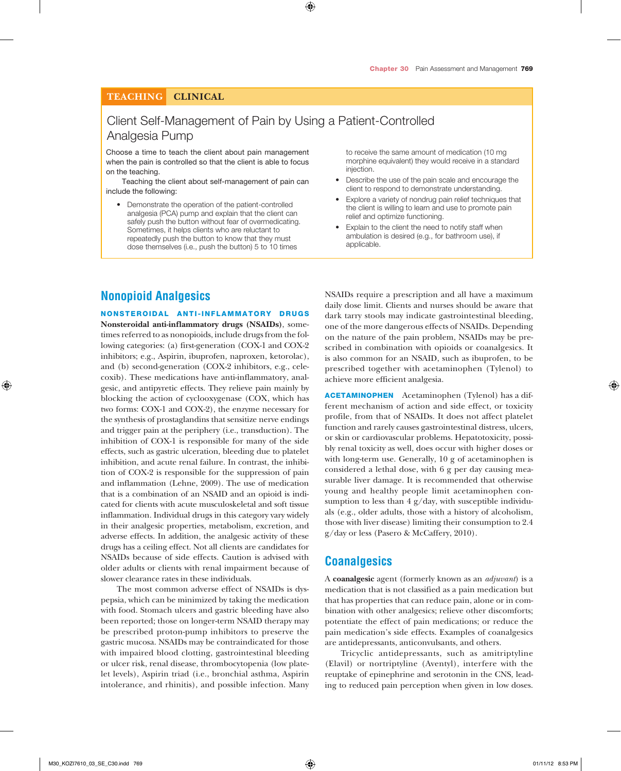**TEACHING** **CLINICAL**

### Client Self-Management of Pain by Using a Patient-Controlled Analgesia Pump

Choose a time to teach the client about pain management when the pain is controlled so that the client is able to focus on the teaching.

Teaching the client about self-management of pain can include the following:

- Demonstrate the operation of the patient-controlled analgesia (PCA) pump and explain that the client can safely push the button without fear of overmedicating. Sometimes, it helps clients who are reluctant to repeatedly push the button to know that they must dose themselves (i.e., push the button) 5 to 10 times to receive the same amount of medication (10 mg morphine equivalent) they would receive in a standard injection.
- Describe the use of the pain scale and encourage the client to respond to demonstrate understanding.
- Explore a variety of nondrug pain relief techniques that the client is willing to learn and use to promote pain relief and optimize functioning.
- Explain to the client the need to notify staff when ambulation is desired (e.g., for bathroom use), if applicable.

## Nonopioid Analgesics

**NONSTEROIDAL ANTI-INFLAMMATORY DRUGS** **Nonsteroidal anti-inflammatory drugs (NSAIDs)**, sometimes referred to as nonopioids, include drugs from the following categories: (a) first-generation (COX-1 and COX-2 inhibitors; e.g., Aspirin, ibuprofen, naproxen, ketorolac), and (b) second-generation (COX-2 inhibitors, e.g., celecoxib). These medications have anti-inflammatory, analgesic, and antipyretic effects. They relieve pain mainly by blocking the action of cyclooxygenase (COX, which has two forms: COX-1 and COX-2), the enzyme necessary for the synthesis of prostaglandins that sensitize nerve endings and trigger pain at the periphery (i.e., transduction). The inhibition of COX-1 is responsible for many of the side effects, such as gastric ulceration, bleeding due to platelet inhibition, and acute renal failure. In contrast, the inhibition of COX-2 is responsible for the suppression of pain and inflammation (Lehne, 2009). The use of medication that is a combination of an NSAID and an opioid is indicated for clients with acute musculoskeletal and soft tissue inflammation. Individual drugs in this category vary widely in their analgesic properties, metabolism, excretion, and adverse effects. In addition, the analgesic activity of these drugs has a ceiling effect. Not all clients are candidates for NSAIDs because of side effects. Caution is advised with older adults or clients with renal impairment because of slower clearance rates in these individuals.

The most common adverse effect of NSAIDs is dyspepsia, which can be minimized by taking the medication with food. Stomach ulcers and gastric bleeding have also been reported; those on longer-term NSAID therapy may be prescribed proton-pump inhibitors to preserve the gastric mucosa. NSAIDs may be contraindicated for those with impaired blood clotting, gastrointestinal bleeding or ulcer risk, renal disease, thrombocytopenia (low platelet levels), Aspirin triad (i.e., bronchial asthma, Aspirin intolerance, and rhinitis), and possible infection. Many NSAIDs require a prescription and all have a maximum daily dose limit. Clients and nurses should be aware that dark tarry stools may indicate gastrointestinal bleeding, one of the more dangerous effects of NSAIDs. Depending on the nature of the pain problem, NSAIDs may be prescribed in combination with opioids or coanalgesics. It is also common for an NSAID, such as ibuprofen, to be prescribed together with acetaminophen (Tylenol) to achieve more efficient analgesia.

**ACETAMINOPHEN** Acetaminophen (Tylenol) has a different mechanism of action and side effect, or toxicity profile, from that of NSAIDs. It does not affect platelet function and rarely causes gastrointestinal distress, ulcers, or skin or cardiovascular problems. Hepatotoxicity, possibly renal toxicity as well, does occur with higher doses or with long-term use. Generally, 10 g of acetaminophen is considered a lethal dose, with 6 g per day causing measurable liver damage. It is recommended that otherwise young and healthy people limit acetaminophen consumption to less than 4 g/day, with susceptible individuals (e.g., older adults, those with a history of alcoholism, those with liver disease) limiting their consumption to 2.4 g/day or less (Pasero & McCaffery, 2010).

## Coanalgesics

A **coanalgesic** agent (formerly known as an *adjuvant*) is a medication that is not classified as a pain medication but that has properties that can reduce pain, alone or in combination with other analgesics; relieve other discomforts; potentiate the effect of pain medications; or reduce the pain medication's side effects. Examples of coanalgesics are antidepressants, anticonvulsants, and others.

Tricyclic antidepressants, such as amitriptyline (Elavil) or nortriptyline (Aventyl), interfere with the reuptake of epinephrine and serotonin in the CNS, leading to reduced pain perception when given in low doses.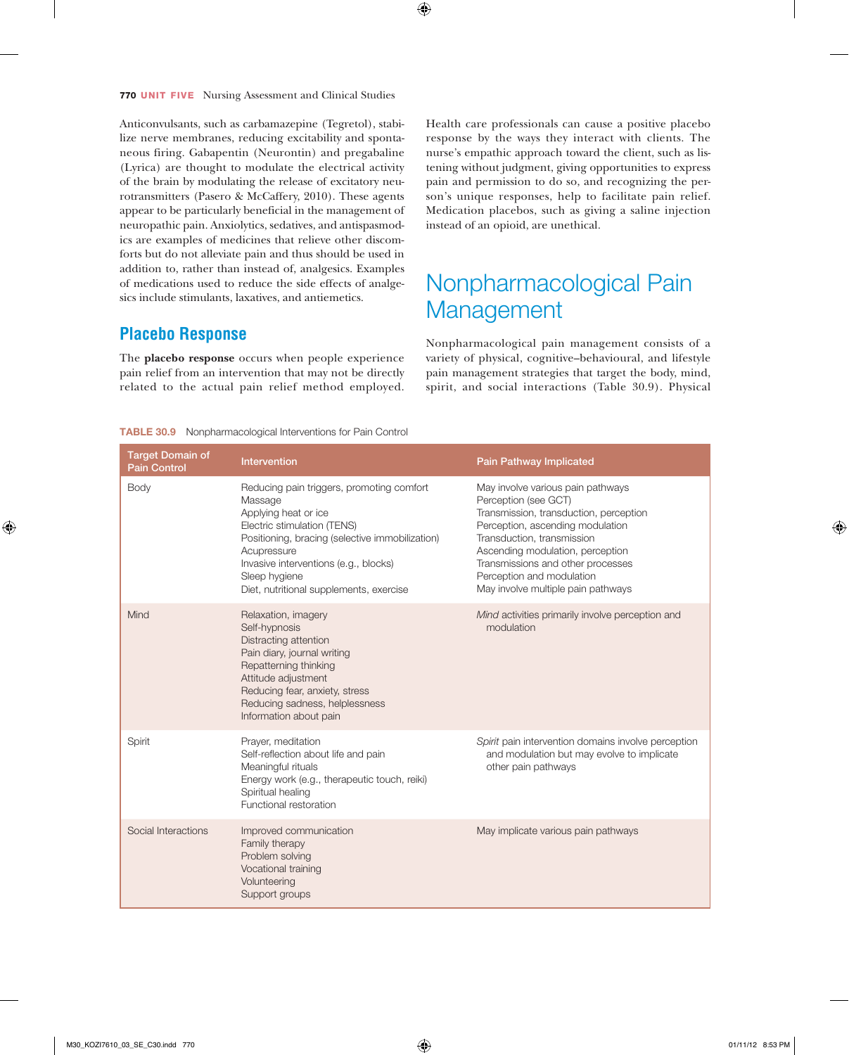Anticonvulsants, such as carbamazepine (Tegretol), stabilize nerve membranes, reducing excitability and spontaneous firing. Gabapentin (Neurontin) and pregabaline (Lyrica) are thought to modulate the electrical activity of the brain by modulating the release of excitatory neurotransmitters (Pasero & McCaffery, 2010). These agents appear to be particularly beneficial in the management of neuropathic pain. Anxiolytics, sedatives, and antispasmodics are examples of medicines that relieve other discomforts but do not alleviate pain and thus should be used in addition to, rather than instead of, analgesics. Examples of medications used to reduce the side effects of analgesics include stimulants, laxatives, and antiemetics.

## Placebo Response

The **placebo response** occurs when people experience pain relief from an intervention that may not be directly related to the actual pain relief method employed. Health care professionals can cause a positive placebo response by the ways they interact with clients. The nurse's empathic approach toward the client, such as listening without judgment, giving opportunities to express pain and permission to do so, and recognizing the person's unique responses, help to facilitate pain relief. Medication placebos, such as giving a saline injection instead of an opioid, are unethical.

# Nonpharmacological Pain Management

Nonpharmacological pain management consists of a variety of physical, cognitive–behavioural, and lifestyle pain management strategies that target the body, mind, spirit, and social interactions (Table 30.9). Physical

**TABLE 30.9** Nonpharmacological Interventions for Pain Control

| Target Domain of Pain Control | Intervention | Pain Pathway Implicated |
|---|---|---|
| Body | Reducing pain triggers, promoting comfort<br>Massage<br>Applying heat or ice<br>Electric stimulation (TENS)<br>Positioning, bracing (selective immobilization)<br>Acupressure<br>Invasive interventions (e.g., blocks)<br>Sleep hygiene<br>Diet, nutritional supplements, exercise | May involve various pain pathways<br>Perception (see GCT)<br>Transmission, transduction, perception<br>Perception, ascending modulation<br>Transduction, transmission<br>Ascending modulation, perception<br>Transmissions and other processes<br>Perception and modulation<br>May involve multiple pain pathways |
| Mind | Relaxation, imagery<br>Self-hypnosis<br>Distracting attention<br>Pain diary, journal writing<br>Repatterning thinking<br>Attitude adjustment<br>Reducing fear, anxiety, stress<br>Reducing sadness, helplessness<br>Information about pain | *Mind* activities primarily involve perception and modulation |
| Spirit | Prayer, meditation<br>Self-reflection about life and pain<br>Meaningful rituals<br>Energy work (e.g., therapeutic touch, reiki)<br>Spiritual healing<br>Functional restoration | *Spirit* pain intervention domains involve perception and modulation but may evolve to implicate other pain pathways |
| Social Interactions | Improved communication<br>Family therapy<br>Problem solving<br>Vocational training<br>Volunteering<br>Support groups | May implicate various pain pathways |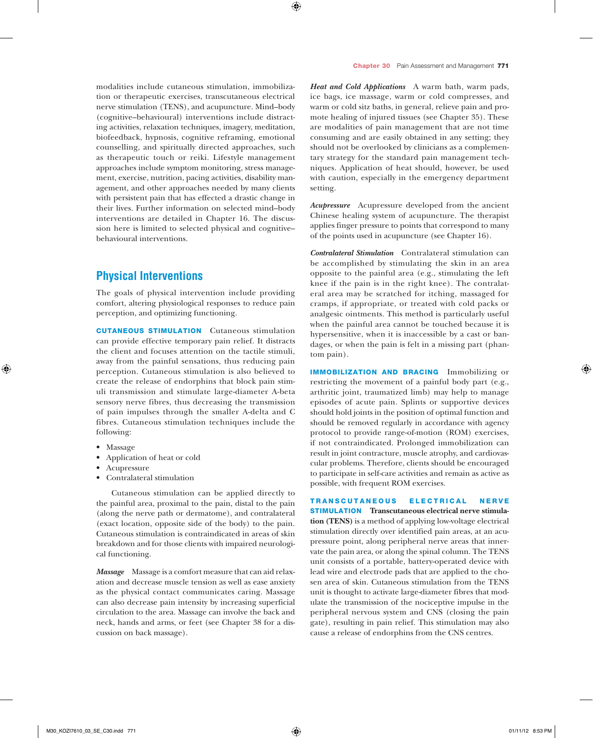modalities include cutaneous stimulation, immobilization or therapeutic exercises, transcutaneous electrical nerve stimulation (TENS), and acupuncture. Mind–body (cognitive–behavioural) interventions include distracting activities, relaxation techniques, imagery, meditation, biofeedback, hypnosis, cognitive reframing, emotional counselling, and spiritually directed approaches, such as therapeutic touch or reiki. Lifestyle management approaches include symptom monitoring, stress management, exercise, nutrition, pacing activities, disability management, and other approaches needed by many clients with persistent pain that has effected a drastic change in their lives. Further information on selected mind–body interventions are detailed in Chapter 16. The discussion here is limited to selected physical and cognitive–behavioural interventions.

## Physical Interventions

The goals of physical intervention include providing comfort, altering physiological responses to reduce pain perception, and optimizing functioning.

**CUTANEOUS STIMULATION** Cutaneous stimulation can provide effective temporary pain relief. It distracts the client and focuses attention on the tactile stimuli, away from the painful sensations, thus reducing pain perception. Cutaneous stimulation is also believed to create the release of endorphins that block pain stimuli transmission and stimulate large-diameter A-beta sensory nerve fibres, thus decreasing the transmission of pain impulses through the smaller A-delta and C fibres. Cutaneous stimulation techniques include the following:

- Massage
- Application of heat or cold
- Acupressure
- Contralateral stimulation

Cutaneous stimulation can be applied directly to the painful area, proximal to the pain, distal to the pain (along the nerve path or dermatome), and contralateral (exact location, opposite side of the body) to the pain. Cutaneous stimulation is contraindicated in areas of skin breakdown and for those clients with impaired neurological functioning.

***Massage*** Massage is a comfort measure that can aid relaxation and decrease muscle tension as well as ease anxiety as the physical contact communicates caring. Massage can also decrease pain intensity by increasing superficial circulation to the area. Massage can involve the back and neck, hands and arms, or feet (see Chapter 38 for a discussion on back massage).

***Heat and Cold Applications*** A warm bath, warm pads, ice bags, ice massage, warm or cold compresses, and warm or cold sitz baths, in general, relieve pain and promote healing of injured tissues (see Chapter 35). These are modalities of pain management that are not time consuming and are easily obtained in any setting; they should not be overlooked by clinicians as a complementary strategy for the standard pain management techniques. Application of heat should, however, be used with caution, especially in the emergency department setting.

***Acupressure*** Acupressure developed from the ancient Chinese healing system of acupuncture. The therapist applies finger pressure to points that correspond to many of the points used in acupuncture (see Chapter 16).

***Contralateral Stimulation*** Contralateral stimulation can be accomplished by stimulating the skin in an area opposite to the painful area (e.g., stimulating the left knee if the pain is in the right knee). The contralateral area may be scratched for itching, massaged for cramps, if appropriate, or treated with cold packs or analgesic ointments. This method is particularly useful when the painful area cannot be touched because it is hypersensitive, when it is inaccessible by a cast or bandages, or when the pain is felt in a missing part (phantom pain).

**IMMOBILIZATION AND BRACING** Immobilizing or restricting the movement of a painful body part (e.g., arthritic joint, traumatized limb) may help to manage episodes of acute pain. Splints or supportive devices should hold joints in the position of optimal function and should be removed regularly in accordance with agency protocol to provide range-of-motion (ROM) exercises, if not contraindicated. Prolonged immobilization can result in joint contracture, muscle atrophy, and cardiovascular problems. Therefore, clients should be encouraged to participate in self-care activities and remain as active as possible, with frequent ROM exercises.

**TRANSCUTANEOUS ELECTRICAL NERVE STIMULATION** **Transcutaneous electrical nerve stimulation (TENS)** is a method of applying low-voltage electrical stimulation directly over identified pain areas, at an acupressure point, along peripheral nerve areas that innervate the pain area, or along the spinal column. The TENS unit consists of a portable, battery-operated device with lead wire and electrode pads that are applied to the chosen area of skin. Cutaneous stimulation from the TENS unit is thought to activate large-diameter fibres that modulate the transmission of the nociceptive impulse in the peripheral nervous system and CNS (closing the pain gate), resulting in pain relief. This stimulation may also cause a release of endorphins from the CNS centres.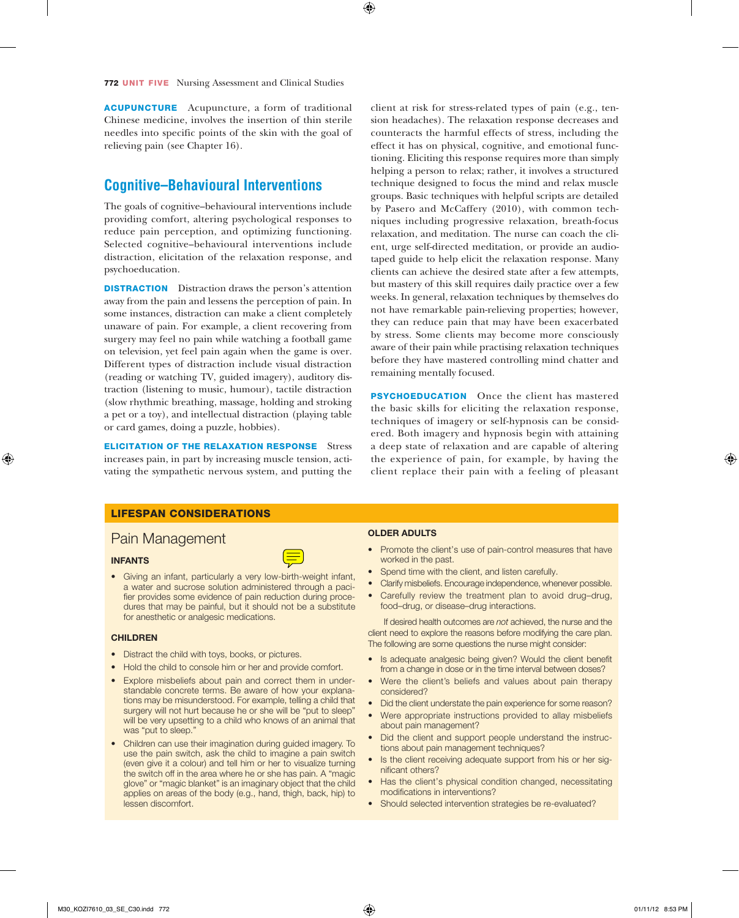**ACUPUNCTURE** Acupuncture, a form of traditional Chinese medicine, involves the insertion of thin sterile needles into specific points of the skin with the goal of relieving pain (see Chapter 16).

## Cognitive–Behavioural Interventions

The goals of cognitive–behavioural interventions include providing comfort, altering psychological responses to reduce pain perception, and optimizing functioning. Selected cognitive–behavioural interventions include distraction, elicitation of the relaxation response, and psychoeducation.

**DISTRACTION** Distraction draws the person's attention away from the pain and lessens the perception of pain. In some instances, distraction can make a client completely unaware of pain. For example, a client recovering from surgery may feel no pain while watching a football game on television, yet feel pain again when the game is over. Different types of distraction include visual distraction (reading or watching TV, guided imagery), auditory distraction (listening to music, humour), tactile distraction (slow rhythmic breathing, massage, holding and stroking a pet or a toy), and intellectual distraction (playing table or card games, doing a puzzle, hobbies).

**ELICITATION OF THE RELAXATION RESPONSE** Stress increases pain, in part by increasing muscle tension, activating the sympathetic nervous system, and putting the client at risk for stress-related types of pain (e.g., tension headaches). The relaxation response decreases and counteracts the harmful effects of stress, including the effect it has on physical, cognitive, and emotional functioning. Eliciting this response requires more than simply helping a person to relax; rather, it involves a structured technique designed to focus the mind and relax muscle groups. Basic techniques with helpful scripts are detailed by Pasero and McCaffery (2010), with common techniques including progressive relaxation, breath-focus relaxation, and meditation. The nurse can coach the client, urge self-directed meditation, or provide an audiotaped guide to help elicit the relaxation response. Many clients can achieve the desired state after a few attempts, but mastery of this skill requires daily practice over a few weeks. In general, relaxation techniques by themselves do not have remarkable pain-relieving properties; however, they can reduce pain that may have been exacerbated by stress. Some clients may become more consciously aware of their pain while practising relaxation techniques before they have mastered controlling mind chatter and remaining mentally focused.

**PSYCHOEDUCATION** Once the client has mastered the basic skills for eliciting the relaxation response, techniques of imagery or self-hypnosis can be considered. Both imagery and hypnosis begin with attaining a deep state of relaxation and are capable of altering the experience of pain, for example, by having the client replace their pain with a feeling of pleasant

---

### LIFESPAN CONSIDERATIONS

#### Pain Management

**INFANTS**

- Giving an infant, particularly a very low-birth-weight infant, a water and sucrose solution administered through a pacifier provides some evidence of pain reduction during procedures that may be painful, but it should not be a substitute for anesthetic or analgesic medications.

**CHILDREN**

- Distract the child with toys, books, or pictures.
- Hold the child to console him or her and provide comfort.
- Explore misbeliefs about pain and correct them in understandable concrete terms. Be aware of how your explanations may be misunderstood. For example, telling a child that surgery will not hurt because he or she will be "put to sleep" will be very upsetting to a child who knows of an animal that was "put to sleep."
- Children can use their imagination during guided imagery. To use the pain switch, ask the child to imagine a pain switch (even give it a colour) and tell him or her to visualize turning the switch off in the area where he or she has pain. A "magic glove" or "magic blanket" is an imaginary object that the child applies on areas of the body (e.g., hand, thigh, back, hip) to lessen discomfort.

**OLDER ADULTS**

- Promote the client's use of pain-control measures that have worked in the past.
- Spend time with the client, and listen carefully.
- Clarify misbeliefs. Encourage independence, whenever possible.
- Carefully review the treatment plan to avoid drug–drug, food–drug, or disease–drug interactions.

If desired health outcomes are *not* achieved, the nurse and the client need to explore the reasons before modifying the care plan. The following are some questions the nurse might consider:

- Is adequate analgesic being given? Would the client benefit from a change in dose or in the time interval between doses?
- Were the client's beliefs and values about pain therapy considered?
- Did the client understate the pain experience for some reason?
- Were appropriate instructions provided to allay misbeliefs about pain management?
- Did the client and support people understand the instructions about pain management techniques?
- Is the client receiving adequate support from his or her significant others?
- Has the client's physical condition changed, necessitating modifications in interventions?
- Should selected intervention strategies be re-evaluated?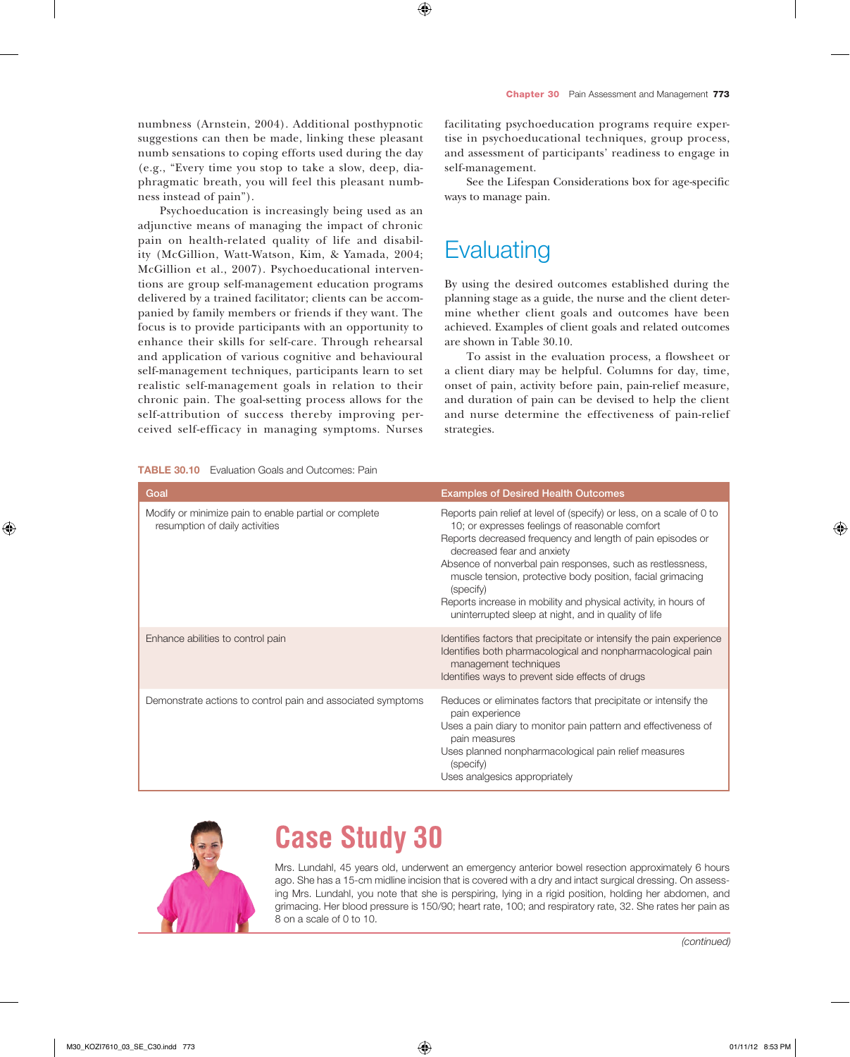numbness (Arnstein, 2004). Additional posthypnotic suggestions can then be made, linking these pleasant numb sensations to coping efforts used during the day (e.g., "Every time you stop to take a slow, deep, diaphragmatic breath, you will feel this pleasant numbness instead of pain").

Psychoeducation is increasingly being used as an adjunctive means of managing the impact of chronic pain on health-related quality of life and disability (McGillion, Watt-Watson, Kim, & Yamada, 2004; McGillion et al., 2007). Psychoeducational interventions are group self-management education programs delivered by a trained facilitator; clients can be accompanied by family members or friends if they want. The focus is to provide participants with an opportunity to enhance their skills for self-care. Through rehearsal and application of various cognitive and behavioural self-management techniques, participants learn to set realistic self-management goals in relation to their chronic pain. The goal-setting process allows for the self-attribution of success thereby improving perceived self-efficacy in managing symptoms. Nurses facilitating psychoeducation programs require expertise in psychoeducational techniques, group process, and assessment of participants' readiness to engage in self-management.

See the Lifespan Considerations box for age-specific ways to manage pain.

# Evaluating

By using the desired outcomes established during the planning stage as a guide, the nurse and the client determine whether client goals and outcomes have been achieved. Examples of client goals and related outcomes are shown in Table 30.10.

To assist in the evaluation process, a flowsheet or a client diary may be helpful. Columns for day, time, onset of pain, activity before pain, pain-relief measure, and duration of pain can be devised to help the client and nurse determine the effectiveness of pain-relief strategies.

**TABLE 30.10** Evaluation Goals and Outcomes: Pain

| Goal | Examples of Desired Health Outcomes |
|---|---|
| Modify or minimize pain to enable partial or complete resumption of daily activities | Reports pain relief at level of (specify) or less, on a scale of 0 to 10; or expresses feelings of reasonable comfort<br>Reports decreased frequency and length of pain episodes or decreased fear and anxiety<br>Absence of nonverbal pain responses, such as restlessness, muscle tension, protective body position, facial grimacing (specify)<br>Reports increase in mobility and physical activity, in hours of uninterrupted sleep at night, and in quality of life |
| Enhance abilities to control pain | Identifies factors that precipitate or intensify the pain experience<br>Identifies both pharmacological and nonpharmacological pain management techniques<br>Identifies ways to prevent side effects of drugs |
| Demonstrate actions to control pain and associated symptoms | Reduces or eliminates factors that precipitate or intensify the pain experience<br>Uses a pain diary to monitor pain pattern and effectiveness of pain measures<br>Uses planned nonpharmacological pain relief measures (specify)<br>Uses analgesics appropriately |

# Case Study 30

Mrs. Lundahl, 45 years old, underwent an emergency anterior bowel resection approximately 6 hours ago. She has a 15-cm midline incision that is covered with a dry and intact surgical dressing. On assessing Mrs. Lundahl, you note that she is perspiring, lying in a rigid position, holding her abdomen, and grimacing. Her blood pressure is 150/90; heart rate, 100; and respiratory rate, 32. She rates her pain as 8 on a scale of 0 to 10.

*(continued)*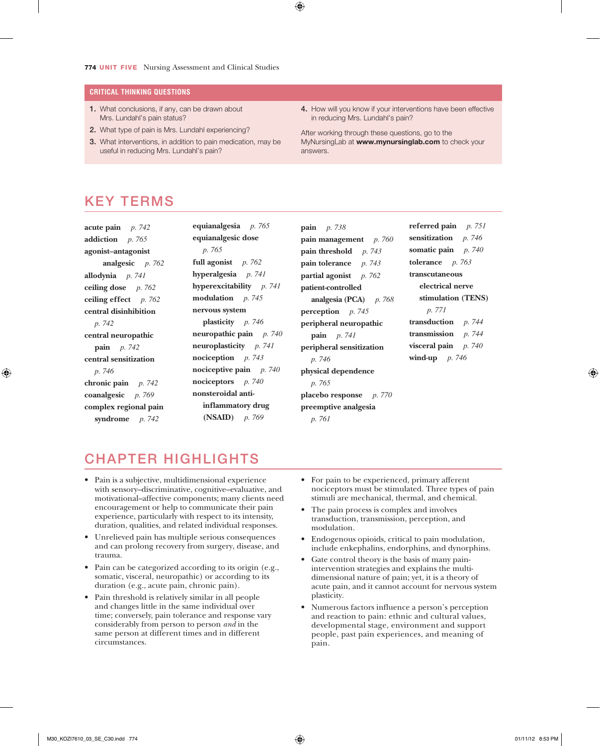### CRITICAL THINKING QUESTIONS

1. What conclusions, if any, can be drawn about Mrs. Lundahl's pain status?
2. What type of pain is Mrs. Lundahl experiencing?
3. What interventions, in addition to pain medication, may be useful in reducing Mrs. Lundahl's pain?
4. How will you know if your interventions have been effective in reducing Mrs. Lundahl's pain?

After working through these questions, go to the MyNursingLab at **www.mynursinglab.com** to check your answers.

## KEY TERMS

**acute pain** *p. 742*
**addiction** *p. 765*
**agonist–antagonist analgesic** *p. 762*
**allodynia** *p. 741*
**ceiling dose** *p. 762*
**ceiling effect** *p. 762*
**central disinhibition** *p. 742*
**central neuropathic pain** *p. 742*
**central sensitization** *p. 746*
**chronic pain** *p. 742*
**coanalgesic** *p. 769*
**complex regional pain syndrome** *p. 742*
**equianalgesia** *p. 765*
**equianalgesic dose** *p. 765*
**full agonist** *p. 762*
**hyperalgesia** *p. 741*
**hyperexcitability** *p. 741*
**modulation** *p. 745*
**nervous system plasticity** *p. 746*
**neuropathic pain** *p. 740*
**neuroplasticity** *p. 741*
**nociception** *p. 743*
**nociceptive pain** *p. 740*
**nociceptors** *p. 740*
**nonsteroidal anti-inflammatory drug (NSAID)** *p. 769*
**pain** *p. 738*
**pain management** *p. 760*
**pain threshold** *p. 743*
**pain tolerance** *p. 743*
**partial agonist** *p. 762*
**patient-controlled analgesia (PCA)** *p. 768*
**perception** *p. 745*
**peripheral neuropathic pain** *p. 741*
**peripheral sensitization** *p. 746*
**physical dependence** *p. 765*
**placebo response** *p. 770*
**preemptive analgesia** *p. 761*
**referred pain** *p. 751*
**sensitization** *p. 746*
**somatic pain** *p. 740*
**tolerance** *p. 763*
**transcutaneous electrical nerve stimulation (TENS)** *p. 771*
**transduction** *p. 744*
**transmission** *p. 744*
**visceral pain** *p. 740*
**wind-up** *p. 746*

## CHAPTER HIGHLIGHTS

- Pain is a subjective, multidimensional experience with sensory–discriminative, cognitive–evaluative, and motivational–affective components; many clients need encouragement or help to communicate their pain experience, particularly with respect to its intensity, duration, qualities, and related individual responses.
- Unrelieved pain has multiple serious consequences and can prolong recovery from surgery, disease, and trauma.
- Pain can be categorized according to its origin (e.g., somatic, visceral, neuropathic) or according to its duration (e.g., acute pain, chronic pain).
- Pain threshold is relatively similar in all people and changes little in the same individual over time; conversely, pain tolerance and response vary considerably from person to person *and* in the same person at different times and in different circumstances.
- For pain to be experienced, primary afferent nociceptors must be stimulated. Three types of pain stimuli are mechanical, thermal, and chemical.
- The pain process is complex and involves transduction, transmission, perception, and modulation.
- Endogenous opioids, critical to pain modulation, include enkephalins, endorphins, and dynorphins.
- Gate control theory is the basis of many pain-intervention strategies and explains the multidimensional nature of pain; yet, it is a theory of acute pain, and it cannot account for nervous system plasticity.
- Numerous factors influence a person's perception and reaction to pain: ethnic and cultural values, developmental stage, environment and support people, past pain experiences, and meaning of pain.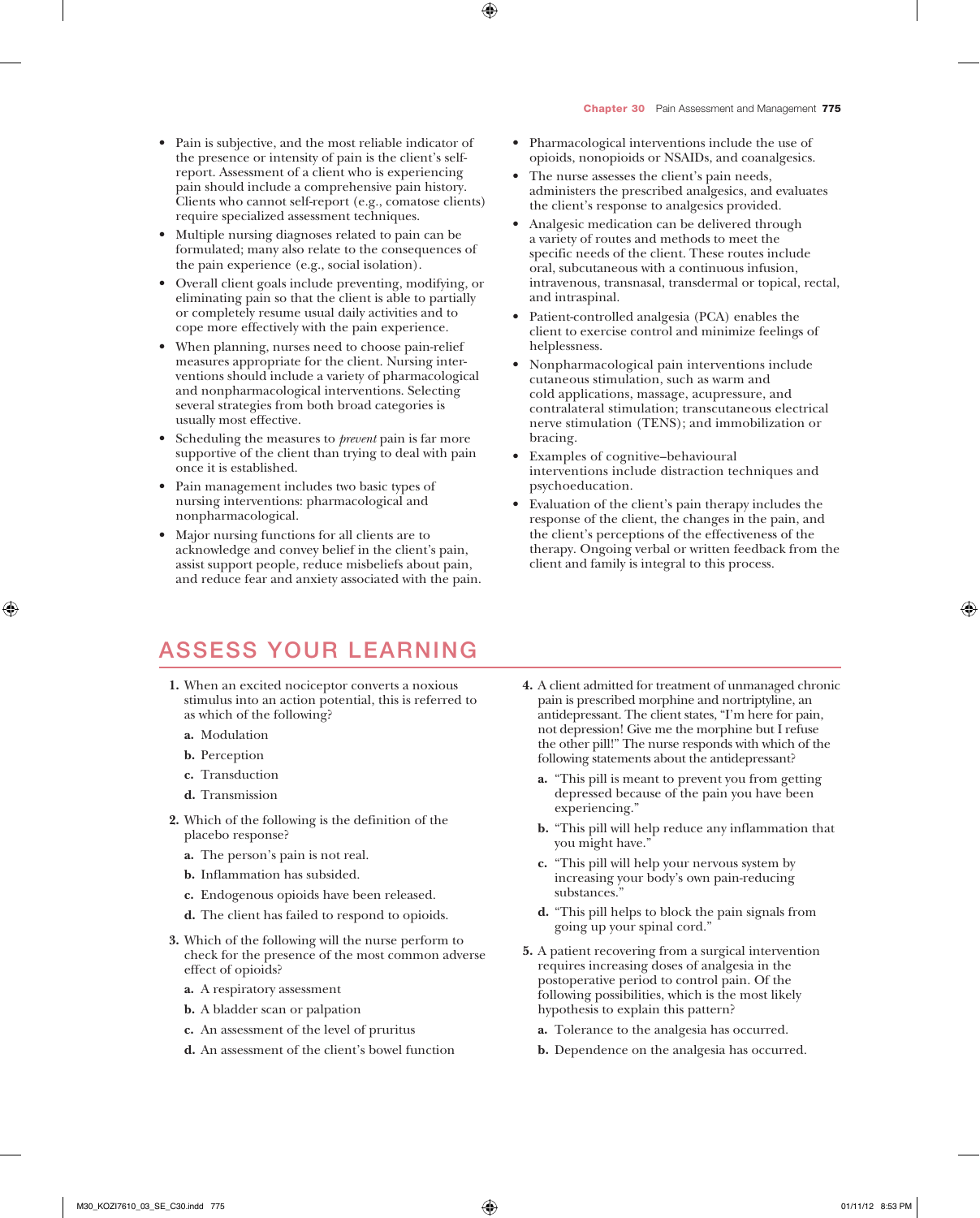- Pain is subjective, and the most reliable indicator of the presence or intensity of pain is the client's self-report. Assessment of a client who is experiencing pain should include a comprehensive pain history. Clients who cannot self-report (e.g., comatose clients) require specialized assessment techniques.
- Multiple nursing diagnoses related to pain can be formulated; many also relate to the consequences of the pain experience (e.g., social isolation).
- Overall client goals include preventing, modifying, or eliminating pain so that the client is able to partially or completely resume usual daily activities and to cope more effectively with the pain experience.
- When planning, nurses need to choose pain-relief measures appropriate for the client. Nursing interventions should include a variety of pharmacological and nonpharmacological interventions. Selecting several strategies from both broad categories is usually most effective.
- Scheduling the measures to *prevent* pain is far more supportive of the client than trying to deal with pain once it is established.
- Pain management includes two basic types of nursing interventions: pharmacological and nonpharmacological.
- Major nursing functions for all clients are to acknowledge and convey belief in the client's pain, assist support people, reduce misbeliefs about pain, and reduce fear and anxiety associated with the pain.
- Pharmacological interventions include the use of opioids, nonopioids or NSAIDs, and coanalgesics.
- The nurse assesses the client's pain needs, administers the prescribed analgesics, and evaluates the client's response to analgesics provided.
- Analgesic medication can be delivered through a variety of routes and methods to meet the specific needs of the client. These routes include oral, subcutaneous with a continuous infusion, intravenous, transnasal, transdermal or topical, rectal, and intraspinal.
- Patient-controlled analgesia (PCA) enables the client to exercise control and minimize feelings of helplessness.
- Nonpharmacological pain interventions include cutaneous stimulation, such as warm and cold applications, massage, acupressure, and contralateral stimulation; transcutaneous electrical nerve stimulation (TENS); and immobilization or bracing.
- Examples of cognitive–behavioural interventions include distraction techniques and psychoeducation.
- Evaluation of the client's pain therapy includes the response of the client, the changes in the pain, and the client's perceptions of the effectiveness of the therapy. Ongoing verbal or written feedback from the client and family is integral to this process.

## ASSESS YOUR LEARNING

1. When an excited nociceptor converts a noxious stimulus into an action potential, this is referred to as which of the following?
   - **a.** Modulation
   - **b.** Perception
   - **c.** Transduction
   - **d.** Transmission

2. Which of the following is the definition of the placebo response?
   - **a.** The person's pain is not real.
   - **b.** Inflammation has subsided.
   - **c.** Endogenous opioids have been released.
   - **d.** The client has failed to respond to opioids.

3. Which of the following will the nurse perform to check for the presence of the most common adverse effect of opioids?
   - **a.** A respiratory assessment
   - **b.** A bladder scan or palpation
   - **c.** An assessment of the level of pruritus
   - **d.** An assessment of the client's bowel function

4. A client admitted for treatment of unmanaged chronic pain is prescribed morphine and nortriptyline, an antidepressant. The client states, "I'm here for pain, not depression! Give me the morphine but I refuse the other pill!" The nurse responds with which of the following statements about the antidepressant?
   - **a.** "This pill is meant to prevent you from getting depressed because of the pain you have been experiencing."
   - **b.** "This pill will help reduce any inflammation that you might have."
   - **c.** "This pill will help your nervous system by increasing your body's own pain-reducing substances."
   - **d.** "This pill helps to block the pain signals from going up your spinal cord."

5. A patient recovering from a surgical intervention requires increasing doses of analgesia in the postoperative period to control pain. Of the following possibilities, which is the most likely hypothesis to explain this pattern?
   - **a.** Tolerance to the analgesia has occurred.
   - **b.** Dependence on the analgesia has occurred.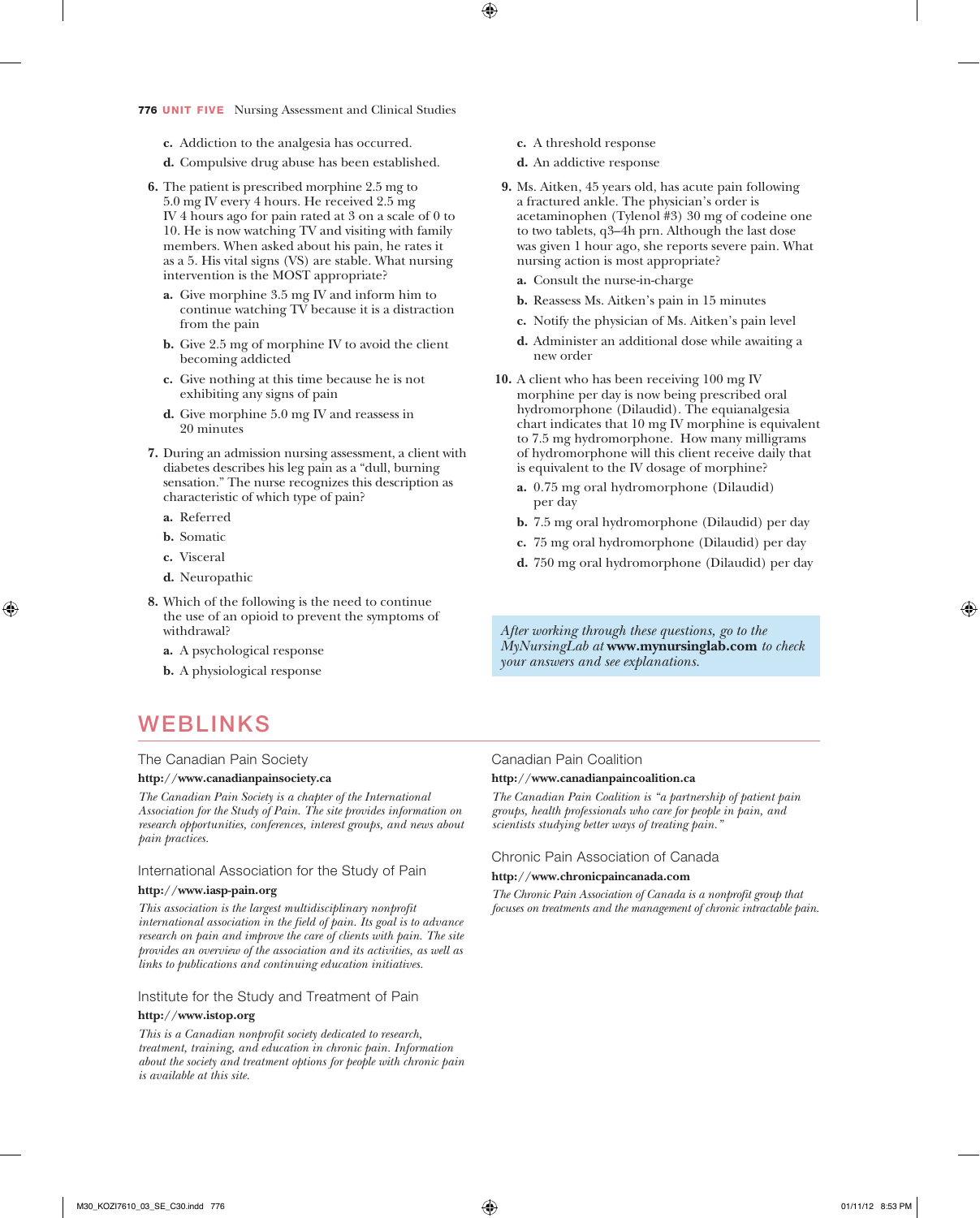c. Addiction to the analgesia has occurred.

d. Compulsive drug abuse has been established.

6. The patient is prescribed morphine 2.5 mg to 5.0 mg IV every 4 hours. He received 2.5 mg IV 4 hours ago for pain rated at 3 on a scale of 0 to 10. He is now watching TV and visiting with family members. When asked about his pain, he rates it as a 5. His vital signs (VS) are stable. What nursing intervention is the MOST appropriate?
   - **a.** Give morphine 3.5 mg IV and inform him to continue watching TV because it is a distraction from the pain
   - **b.** Give 2.5 mg of morphine IV to avoid the client becoming addicted
   - **c.** Give nothing at this time because he is not exhibiting any signs of pain
   - **d.** Give morphine 5.0 mg IV and reassess in 20 minutes

7. During an admission nursing assessment, a client with diabetes describes his leg pain as a "dull, burning sensation." The nurse recognizes this description as characteristic of which type of pain?
   - **a.** Referred
   - **b.** Somatic
   - **c.** Visceral
   - **d.** Neuropathic

8. Which of the following is the need to continue the use of an opioid to prevent the symptoms of withdrawal?
   - **a.** A psychological response
   - **b.** A physiological response
   - **c.** A threshold response
   - **d.** An addictive response

9. Ms. Aitken, 45 years old, has acute pain following a fractured ankle. The physician's order is acetaminophen (Tylenol #3) 30 mg of codeine one to two tablets, q3–4h prn. Although the last dose was given 1 hour ago, she reports severe pain. What nursing action is most appropriate?
   - **a.** Consult the nurse-in-charge
   - **b.** Reassess Ms. Aitken's pain in 15 minutes
   - **c.** Notify the physician of Ms. Aitken's pain level
   - **d.** Administer an additional dose while awaiting a new order

10. A client who has been receiving 100 mg IV morphine per day is now being prescribed oral hydromorphone (Dilaudid). The equianalgesia chart indicates that 10 mg IV morphine is equivalent to 7.5 mg hydromorphone. How many milligrams of hydromorphone will this client receive daily that is equivalent to the IV dosage of morphine?
    - **a.** 0.75 mg oral hydromorphone (Dilaudid) per day
    - **b.** 7.5 mg oral hydromorphone (Dilaudid) per day
    - **c.** 75 mg oral hydromorphone (Dilaudid) per day
    - **d.** 750 mg oral hydromorphone (Dilaudid) per day

*After working through these questions, go to the MyNursingLab at* **www.mynursinglab.com** *to check your answers and see explanations.*

## WEBLINKS

### The Canadian Pain Society

**http://www.canadianpainsociety.ca**

*The Canadian Pain Society is a chapter of the International Association for the Study of Pain. The site provides information on research opportunities, conferences, interest groups, and news about pain practices.*

### International Association for the Study of Pain

**http://www.iasp-pain.org**

*This association is the largest multidisciplinary nonprofit international association in the field of pain. Its goal is to advance research on pain and improve the care of clients with pain. The site provides an overview of the association and its activities, as well as links to publications and continuing education initiatives.*

### Institute for the Study and Treatment of Pain

**http://www.istop.org**

*This is a Canadian nonprofit society dedicated to research, treatment, training, and education in chronic pain. Information about the society and treatment options for people with chronic pain is available at this site.*

### Canadian Pain Coalition

**http://www.canadianpaincoalition.ca**

*The Canadian Pain Coalition is "a partnership of patient pain groups, health professionals who care for people in pain, and scientists studying better ways of treating pain."*

### Chronic Pain Association of Canada

**http://www.chronicpaincanada.com**

*The Chronic Pain Association of Canada is a nonprofit group that focuses on treatments and the management of chronic intractable pain.*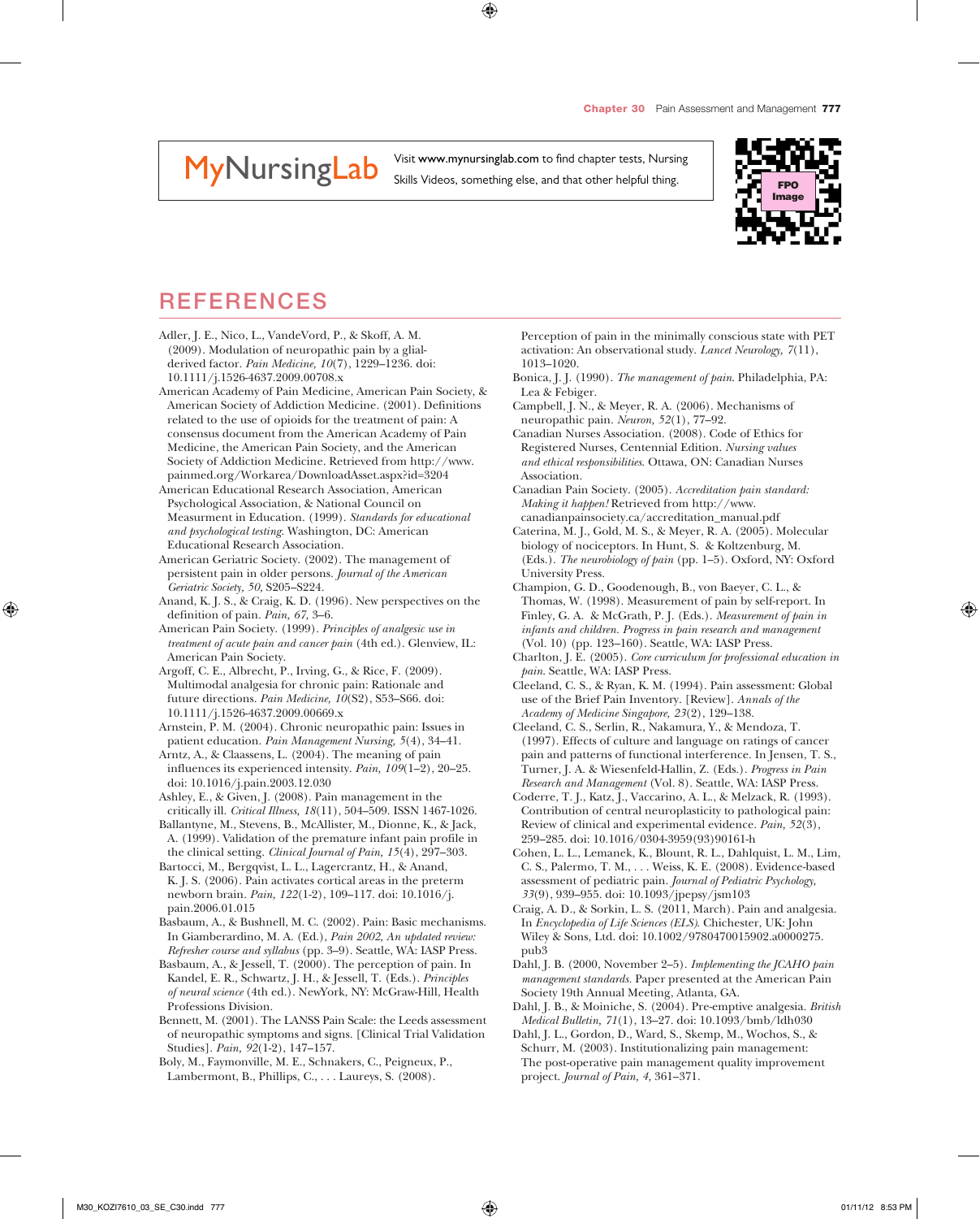MyNursingLab Visit www.mynursinglab.com to find chapter tests, Nursing Skills Videos, something else, and that other helpful thing.

FPO Image

# REFERENCES

Adler, J. E., Nico, L., VandeVord, P., & Skoff, A. M. (2009). Modulation of neuropathic pain by a glial-derived factor. *Pain Medicine, 10*(7), 1229–1236. doi: 10.1111/j.1526-4637.2009.00708.x

American Academy of Pain Medicine, American Pain Society, & American Society of Addiction Medicine. (2001). Definitions related to the use of opioids for the treatment of pain: A consensus document from the American Academy of Pain Medicine, the American Pain Society, and the American Society of Addiction Medicine. Retrieved from http://www.painmed.org/Workarea/DownloadAsset.aspx?id=3204

American Educational Research Association, American Psychological Association, & National Council on Measurment in Education. (1999). *Standards for educational and psychological testing*. Washington, DC: American Educational Research Association.

American Geriatric Society. (2002). The management of persistent pain in older persons. *Journal of the American Geriatric Society, 50*, S205–S224.

Anand, K. J. S., & Craig, K. D. (1996). New perspectives on the definition of pain. *Pain, 67*, 3–6.

American Pain Society. (1999). *Principles of analgesic use in treatment of acute pain and cancer pain* (4th ed.). Glenview, IL: American Pain Society.

Argoff, C. E., Albrecht, P., Irving, G., & Rice, F. (2009). Multimodal analgesia for chronic pain: Rationale and future directions. *Pain Medicine, 10*(S2), S53–S66. doi: 10.1111/j.1526-4637.2009.00669.x

Arnstein, P. M. (2004). Chronic neuropathic pain: Issues in patient education. *Pain Management Nursing, 5*(4), 34–41.

Arntz, A., & Claassens, L. (2004). The meaning of pain influences its experienced intensity. *Pain, 109*(1–2), 20–25. doi: 10.1016/j.pain.2003.12.030

Ashley, E., & Given, J. (2008). Pain management in the critically ill. *Critical Illness, 18*(11), 504–509. ISSN 1467-1026.

Ballantyne, M., Stevens, B., McAllister, M., Dionne, K., & Jack, A. (1999). Validation of the premature infant pain profile in the clinical setting. *Clinical Journal of Pain, 15*(4), 297–303.

Bartocci, M., Bergqvist, L. L., Lagercrantz, H., & Anand, K. J. S. (2006). Pain activates cortical areas in the preterm newborn brain. *Pain, 122*(1-2), 109–117. doi: 10.1016/j.pain.2006.01.015

Basbaum, A., & Bushnell, M. C. (2002). Pain: Basic mechanisms. In Giamberardino, M. A. (Ed.), *Pain 2002, An updated review: Refresher course and syllabus* (pp. 3–9). Seattle, WA: IASP Press.

Basbaum, A., & Jessell, T. (2000). The perception of pain. In Kandel, E. R., Schwartz, J. H., & Jessell, T. (Eds.). *Principles of neural science* (4th ed.). NewYork, NY: McGraw-Hill, Health Professions Division.

Bennett, M. (2001). The LANSS Pain Scale: the Leeds assessment of neuropathic symptoms and signs. [Clinical Trial Validation Studies]. *Pain, 92*(1-2), 147–157.

Boly, M., Faymonville, M. E., Schnakers, C., Peigneux, P., Lambermont, B., Phillips, C., . . . Laureys, S. (2008). Perception of pain in the minimally conscious state with PET activation: An observational study. *Lancet Neurology, 7*(11), 1013–1020.

Bonica, J. J. (1990). *The management of pain*. Philadelphia, PA: Lea & Febiger.

Campbell, J. N., & Meyer, R. A. (2006). Mechanisms of neuropathic pain. *Neuron, 52*(1), 77–92.

Canadian Nurses Association. (2008). Code of Ethics for Registered Nurses, Centennial Edition. *Nursing values and ethical responsibilities*. Ottawa, ON: Canadian Nurses Association.

Canadian Pain Society. (2005). *Accreditation pain standard: Making it happen!* Retrieved from http://www.canadianpainsociety.ca/accreditation_manual.pdf

Caterina, M. J., Gold, M. S., & Meyer, R. A. (2005). Molecular biology of nociceptors. In Hunt, S. & Koltzenburg, M. (Eds.). *The neurobiology of pain* (pp. 1–5). Oxford, NY: Oxford University Press.

Champion, G. D., Goodenough, B., von Baeyer, C. L., & Thomas, W. (1998). Measurement of pain by self-report. In Finley, G. A. & McGrath, P. J. (Eds.). *Measurement of pain in infants and children. Progress in pain research and management* (Vol. 10) (pp. 123–160). Seattle, WA: IASP Press.

Charlton, J. E. (2005). *Core curriculum for professional education in pain*. Seattle, WA: IASP Press.

Cleeland, C. S., & Ryan, K. M. (1994). Pain assessment: Global use of the Brief Pain Inventory. [Review]. *Annals of the Academy of Medicine Singapore, 23*(2), 129–138.

Cleeland, C. S., Serlin, R., Nakamura, Y., & Mendoza, T. (1997). Effects of culture and language on ratings of cancer pain and patterns of functional interference. In Jensen, T. S., Turner, J. A. & Wiesenfeld-Hallin, Z. (Eds.). *Progress in Pain Research and Management* (Vol. 8). Seattle, WA: IASP Press.

Coderre, T. J., Katz, J., Vaccarino, A. L., & Melzack, R. (1993). Contribution of central neuroplasticity to pathological pain: Review of clinical and experimental evidence. *Pain, 52*(3), 259–285. doi: 10.1016/0304-3959(93)90161-h

Cohen, L. L., Lemanek, K., Blount, R. L., Dahlquist, L. M., Lim, C. S., Palermo, T. M., . . . Weiss, K. E. (2008). Evidence-based assessment of pediatric pain. *Journal of Pediatric Psychology, 33*(9), 939–955. doi: 10.1093/jpepsy/jsm103

Craig, A. D., & Sorkin, L. S. (2011, March). Pain and analgesia. In *Encyclopedia of Life Sciences (ELS)*. Chichester, UK: John Wiley & Sons, Ltd. doi: 10.1002/9780470015902.a0000275.pub3

Dahl, J. B. (2000, November 2–5). *Implementing the JCAHO pain management standards*. Paper presented at the American Pain Society 19th Annual Meeting, Atlanta, GA.

Dahl, J. B., & Moiniche, S. (2004). Pre-emptive analgesia. *British Medical Bulletin, 71*(1), 13–27. doi: 10.1093/bmb/ldh030

Dahl, J. L., Gordon, D., Ward, S., Skemp, M., Wochos, S., & Schurr, M. (2003). Institutionalizing pain management: The post-operative pain management quality improvement project. *Journal of Pain, 4*, 361–371.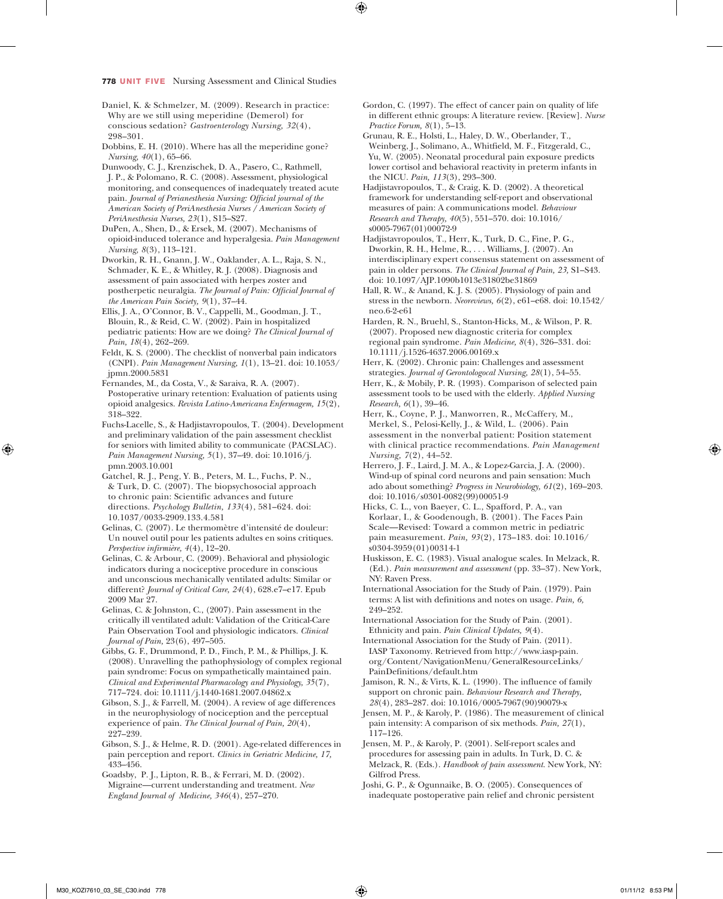Daniel, K. & Schmelzer, M. (2009). Research in practice: Why are we still using meperidine (Demerol) for conscious sedation? *Gastroenterology Nursing, 32*(4), 298–301.

Dobbins, E. H. (2010). Where has all the meperidine gone? *Nursing, 40*(1), 65–66.

Dunwoody, C. J., Krenzischek, D. A., Pasero, C., Rathmell, J. P., & Polomano, R. C. (2008). Assessment, physiological monitoring, and consequences of inadequately treated acute pain. *Journal of Perianesthesia Nursing: Official journal of the American Society of PeriAnesthesia Nurses / American Society of PeriAnesthesia Nurses, 23*(1), S15–S27.

DuPen, A., Shen, D., & Ersek, M. (2007). Mechanisms of opioid-induced tolerance and hyperalgesia. *Pain Management Nursing, 8*(3), 113–121.

Dworkin, R. H., Gnann, J. W., Oaklander, A. L., Raja, S. N., Schmader, K. E., & Whitley, R. J. (2008). Diagnosis and assessment of pain associated with herpes zoster and postherpetic neuralgia. *The Journal of Pain: Official Journal of the American Pain Society, 9*(1), 37–44.

Ellis, J. A., O'Connor, B. V., Cappelli, M., Goodman, J. T., Blouin, R., & Reid, C. W. (2002). Pain in hospitalized pediatric patients: How are we doing? *The Clinical Journal of Pain, 18*(4), 262–269.

Feldt, K. S. (2000). The checklist of nonverbal pain indicators (CNPI). *Pain Management Nursing, 1*(1), 13–21. doi: 10.1053/jpmn.2000.5831

Fernandes, M., da Costa, V., & Saraiva, R. A. (2007). Postoperative urinary retention: Evaluation of patients using opioid analgesics. *Revista Latino-Americana Enfermagem, 15*(2), 318–322.

Fuchs-Lacelle, S., & Hadjistavropoulos, T. (2004). Development and preliminary validation of the pain assessment checklist for seniors with limited ability to communicate (PACSLAC). *Pain Management Nursing, 5*(1), 37–49. doi: 10.1016/j.pmn.2003.10.001

Gatchel, R. J., Peng, Y. B., Peters, M. L., Fuchs, P. N., & Turk, D. C. (2007). The biopsychosocial approach to chronic pain: Scientific advances and future directions. *Psychology Bulletin, 133*(4), 581–624. doi: 10.1037/0033-2909.133.4.581

Gelinas, C. (2007). Le thermomètre d'intensité de douleur: Un nouvel outil pour les patients adultes en soins critiques. *Perspective infirmière, 4*(4), 12–20.

Gelinas, C. & Arbour, C. (2009). Behavioral and physiologic indicators during a nociceptive procedure in conscious and unconscious mechanically ventilated adults: Similar or different? *Journal of Critical Care, 24*(4), 628.e7–e17. Epub 2009 Mar 27.

Gelinas, C. & Johnston, C., (2007). Pain assessment in the critically ill ventilated adult: Validation of the Critical-Care Pain Observation Tool and physiologic indicators. *Clinical Journal of Pain,* 23(6), 497–505.

Gibbs, G. F., Drummond, P. D., Finch, P. M., & Phillips, J. K. (2008). Unravelling the pathophysiology of complex regional pain syndrome: Focus on sympathetically maintained pain. *Clinical and Experimental Pharmacology and Physiology, 35*(7), 717–724. doi: 10.1111/j.1440-1681.2007.04862.x

Gibson, S. J., & Farrell, M. (2004). A review of age differences in the neurophysiology of nociception and the perceptual experience of pain. *The Clinical Journal of Pain, 20*(4), 227–239.

Gibson, S. J., & Helme, R. D. (2001). Age-related differences in pain perception and report. *Clinics in Geriatric Medicine, 17,* 433–456.

Goadsby, P. J., Lipton, R. B., & Ferrari, M. D. (2002). Migraine—current understanding and treatment. *New England Journal of Medicine, 346*(4), 257–270.

Gordon, C. (1997). The effect of cancer pain on quality of life in different ethnic groups: A literature review. [Review]. *Nurse Practice Forum, 8*(1), 5–13.

Grunau, R. E., Holsti, L., Haley, D. W., Oberlander, T., Weinberg, J., Solimano, A., Whitfield, M. F., Fitzgerald, C., Yu, W. (2005). Neonatal procedural pain exposure predicts lower cortisol and behavioral reactivity in preterm infants in the NICU. *Pain, 113*(3), 293–300.

Hadjistavropoulos, T., & Craig, K. D. (2002). A theoretical framework for understanding self-report and observational measures of pain: A communications model. *Behaviour Research and Therapy, 40*(5), 551–570. doi: 10.1016/s0005-7967(01)00072-9

Hadjistavropoulos, T., Herr, K., Turk, D. C., Fine, P. G., Dworkin, R. H., Helme, R., . . . Williams, J. (2007). An interdisciplinary expert consensus statement on assessment of pain in older persons. *The Clinical Journal of Pain, 23,* S1–S43. doi: 10.1097/AJP.1090b1013e31802be31869

Hall, R. W., & Anand, K. J. S. (2005). Physiology of pain and stress in the newborn. *Neoreviews, 6*(2), e61–e68. doi: 10.1542/neo.6-2-e61

Harden, R. N., Bruehl, S., Stanton-Hicks, M., & Wilson, P. R. (2007). Proposed new diagnostic criteria for complex regional pain syndrome. *Pain Medicine, 8*(4), 326–331. doi: 10.1111/j.1526-4637.2006.00169.x

Herr, K. (2002). Chronic pain: Challenges and assessment strategies. *Journal of Gerontologocal Nursing, 28*(1), 54–55.

Herr, K., & Mobily, P. R. (1993). Comparison of selected pain assessment tools to be used with the elderly. *Applied Nursing Research, 6*(1), 39–46.

Herr, K., Coyne, P. J., Manworren, R., McCaffery, M., Merkel, S., Pelosi-Kelly, J., & Wild, L. (2006). Pain assessment in the nonverbal patient: Position statement with clinical practice recommendations. *Pain Management Nursing, 7*(2), 44–52.

Herrero, J. F., Laird, J. M. A., & Lopez-Garcia, J. A. (2000). Wind-up of spinal cord neurons and pain sensation: Much ado about something? *Progress in Neurobiology, 61*(2), 169–203. doi: 10.1016/s0301-0082(99)00051-9

Hicks, C. L., von Baeyer, C. L., Spafford, P. A., van Korlaar, I., & Goodenough, B. (2001). The Faces Pain Scale—Revised: Toward a common metric in pediatric pain measurement. *Pain, 93*(2), 173–183. doi: 10.1016/s0304-3959(01)00314-1

Huskisson, E. C. (1983). Visual analogue scales. In Melzack, R. (Ed.). *Pain measurement and assessment* (pp. 33–37). New York, NY: Raven Press.

International Association for the Study of Pain. (1979). Pain terms: A list with definitions and notes on usage. *Pain, 6,* 249–252.

International Association for the Study of Pain. (2001). Ethnicity and pain. *Pain Clinical Updates, 9*(4).

International Association for the Study of Pain. (2011). IASP Taxonomy. Retrieved from http://www.iasp-pain.org/Content/NavigationMenu/GeneralResourceLinks/PainDefinitions/default.htm

Jamison, R. N., & Virts, K. L. (1990). The influence of family support on chronic pain. *Behaviour Research and Therapy, 28*(4), 283–287. doi: 10.1016/0005-7967(90)90079-x

Jensen, M. P., & Karoly, P. (1986). The measurement of clinical pain intensity: A comparison of six methods. *Pain, 27*(1), 117–126.

Jensen, M. P., & Karoly, P. (2001). Self-report scales and procedures for assessing pain in adults. In Turk, D. C. & Melzack, R. (Eds.). *Handbook of pain assessment.* New York, NY: Gilfrod Press.

Joshi, G. P., & Ogunnaike, B. O. (2005). Consequences of inadequate postoperative pain relief and chronic persistent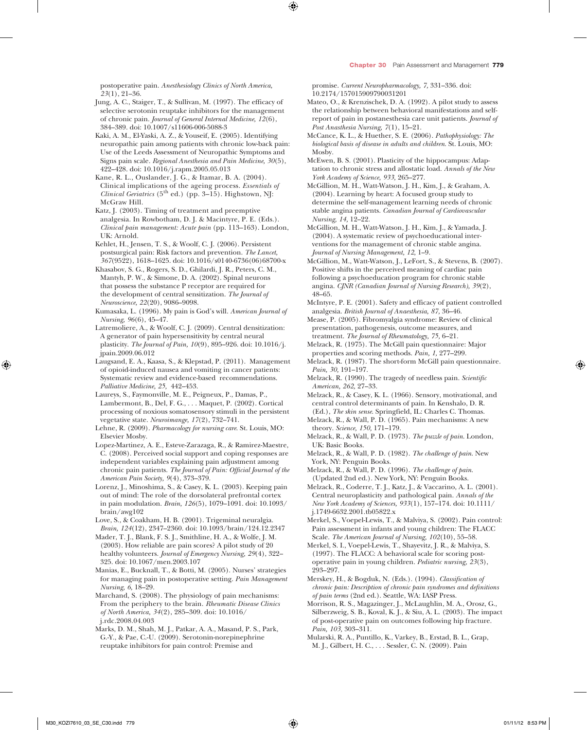postoperative pain. *Anesthesiology Clinics of North America, 23*(1), 21–36.

Jung, A. C., Staiger, T., & Sullivan, M. (1997). The efficacy of selective serotonin reuptake inhibitors for the management of chronic pain. *Journal of General Internal Medicine, 12*(6), 384–389. doi: 10.1007/s11606-006-5088-3

Kaki, A. M., El-Yaski, A. Z., & Youseif, E. (2005). Identifying neuropathic pain among patients with chronic low-back pain: Use of the Leeds Assessment of Neuropathic Symptoms and Signs pain scale. *Regional Anesthesia and Pain Medicine, 30*(5), 422–428. doi: 10.1016/j.rapm.2005.05.013

Kane, R. L., Ouslander, J. G., & Itamar, B. A. (2004). Clinical implications of the ageing process. *Essentials of Clinical Geriatrics* (5th ed.) (pp. 3–15). Highstown, NJ: McGraw Hill.

Katz, J. (2003). Timing of treatment and preemptive analgesia. In Rowbotham, D. J. & Macintyre, P. E. (Eds.). *Clinical pain management: Acute pain* (pp. 113–163). London, UK: Arnold.

Kehlet, H., Jensen, T. S., & Woolf, C. J. (2006). Persistent postsurgical pain: Risk factors and prevention. *The Lancet, 367*(9522), 1618–1625. doi: 10.1016/s0140-6736(06)68700-x

Khasabov, S. G., Rogers, S. D., Ghilardi, J. R., Peters, C. M., Mantyh, P. W., & Simone, D. A. (2002). Spinal neurons that possess the substance P receptor are required for the development of central sensitization. *The Journal of Neuroscience, 22*(20), 9086–9098.

Kumasaka, L. (1996). My pain is God's will. *American Journal of Nursing, 96*(6), 45–47.

Latremoliere, A., & Woolf, C. J. (2009). Central densitization: A generator of pain hypersensitivity by central neural plasticity. *The Journal of Pain, 10*(9), 895–926. doi: 10.1016/j.jpain.2009.06.012

Laugsand, E. A., Kaasa, S., & Klepstad, P. (2011). Management of opioid-induced nausea and vomiting in cancer patients: Systematic review and evidence-based recommendations. *Palliative Medicine, 25,* 442–453.

Laureys, S., Faymonville, M. E., Peigneux, P., Damas, P., Lambermont, B., Del, F. G., . . . Maquet, P. (2002). Cortical processing of noxious somatosensory stimuli in the persistent vegetative state. *Neuroimange, 17*(2), 732–741.

Lehne, R. (2009). *Pharmacology for nursing care*. St. Louis, MO: Elsevier Mosby.

Lopez-Martinez, A. E., Esteve-Zarazaga, R., & Ramirez-Maestre, C. (2008). Perceived social support and coping responses are independent variables explaining pain adjustment among chronic pain patients. *The Journal of Pain: Official Journal of the American Pain Society, 9*(4), 373–379.

Lorenz, J., Minoshima, S., & Casey, K. L. (2003). Keeping pain out of mind: The role of the dorsolateral prefrontal cortex in pain modulation. *Brain, 126*(5), 1079–1091. doi: 10.1093/brain/awg102

Love, S., & Coakham, H. B. (2001). Trigeminal neuralgia. *Brain, 124*(12), 2347–2360. doi: 10.1093/brain/124.12.2347

Mader, T. J., Blank, F. S. J., Smithline, H. A., & Wolfe, J. M. (2003). How reliable are pain scores? A pilot study of 20 healthy volunteers. *Journal of Emergency Nursing, 29*(4), 322–325. doi: 10.1067/men.2003.107

Manias, E., Bucknall, T., & Botti, M. (2005). Nurses' strategies for managing pain in postoperative setting. *Pain Management Nursing, 6,* 18–29.

Marchand, S. (2008). The physiology of pain mechanisms: From the periphery to the brain. *Rheumatic Disease Clinics of North America, 34*(2), 285–309. doi: 10.1016/j.rdc.2008.04.003

Marks, D. M., Shah, M. J., Patkar, A. A., Masand, P. S., Park, G.-Y., & Pae, C.-U. (2009). Serotonin-norepinephrine reuptake inhibitors for pain control: Premise and promise. *Current Neuropharmacology, 7,* 331–336. doi: 10.2174/157015909790031201

Mateo, O., & Krenzischek, D. A. (1992). A pilot study to assess the relationship between behavioral manifestations and self-report of pain in postanesthesia care unit patients. *Journal of Post Anasthesia Nursing, 7*(1), 15–21.

McCance, K. L., & Huether, S. E. (2006). *Pathophysiology: The biological basis of disease in adults and children*. St. Louis, MO: Mosby.

McEwen, B. S. (2001). Plasticity of the hippocampus: Adaptation to chronic stress and allostatic load. *Annals of the New York Academy of Science, 933,* 265–277.

McGillion, M. H., Watt-Watson, J. H., Kim, J., & Graham, A. (2004). Learning by heart: A focused group study to determine the self-management learning needs of chronic stable angina patients. *Canadian Journal of Cardiovascular Nursing, 14,* 12–22.

McGillion, M. H., Watt-Watson, J. H., Kim, J., & Yamada, J. (2004). A systematic review of psychoeducational interventions for the management of chronic stable angina. *Journal of Nursing Management, 12,* 1–9.

McGillion, M., Watt-Watson, J., LeFort, S., & Stevens, B. (2007). Positive shifts in the perceived meaning of cardiac pain following a psychoeducation program for chronic stable angina. *CJNR (Canadian Journal of Nursing Research), 39*(2), 48–65.

McIntyre, P. E. (2001). Safety and efficacy of patient controlled analgesia. *British Journal of Anaesthesia, 87,* 36–46.

Mease, P. (2005). Fibromyalgia syndrome: Review of clinical presentation, pathogenesis, outcome measures, and treatment. *The Journal of Rheumatology, 75,* 6–21.

Melzack, R. (1975). The McGill pain questionnaire: Major properties and scoring methods. *Pain, 1,* 277–299.

Melzack, R. (1987). The short-form McGill pain questionnaire. *Pain, 30,* 191–197.

Melzack, R. (1990). The tragedy of needless pain. *Scientific American, 262,* 27–33.

Melzack, R., & Casey, K. L. (1966). Sensory, motivational, and central control determinants of pain. In Kenshalo, D. R. (Ed.), *The skin sense*. Springfield, IL: Charles C. Thomas.

Melzack, R., & Wall, P. D. (1965). Pain mechanisms: A new theory. *Science, 150,* 171–179.

Melzack, R., & Wall, P. D. (1973). *The puzzle of pain*. London, UK: Basic Books.

Melzack, R., & Wall, P. D. (1982). *The challenge of pain*. New York, NY: Penguin Books.

Melzack, R., & Wall, P. D. (1996). *The challenge of pain*. (Updated 2nd ed.). New York, NY: Penguin Books.

Melzack, R., Coderre, T. J., Katz, J., & Vaccarino, A. L. (2001). Central neuroplasticity and pathological pain. *Annals of the New York Academy of Sciences, 933*(1), 157–174. doi: 10.1111/j.1749-6632.2001.tb05822.x

Merkel, S., Voepel-Lewis, T., & Malviya, S. (2002). Pain control: Pain assessment in infants and young children: The FLACC Scale. *The American Journal of Nursing, 102*(10), 55–58.

Merkel, S. I., Voepel-Lewis, T., Shayevitz, J. R., & Malviya, S. (1997). The FLACC: A behavioral scale for scoring postoperative pain in young children. *Pediatric nursing, 23*(3), 293–297.

Merskey, H., & Bogduk, N. (Eds.). (1994). *Classification of chronic pain: Description of chronic pain syndromes and definitions of pain terms* (2nd ed.). Seattle, WA: IASP Press.

Morrison, R. S., Magazinger, J., McLaughlin, M. A., Orosz, G., Silberzweig, S. B., Koval, K. J., & Siu, A. L. (2003). The impact of post-operative pain on outcomes following hip fracture. *Pain, 103,* 303–311.

Mularski, R. A., Puntillo, K., Varkey, B., Erstad, B. L., Grap, M. J., Gilbert, H. C., . . . Sessler, C. N. (2009). Pain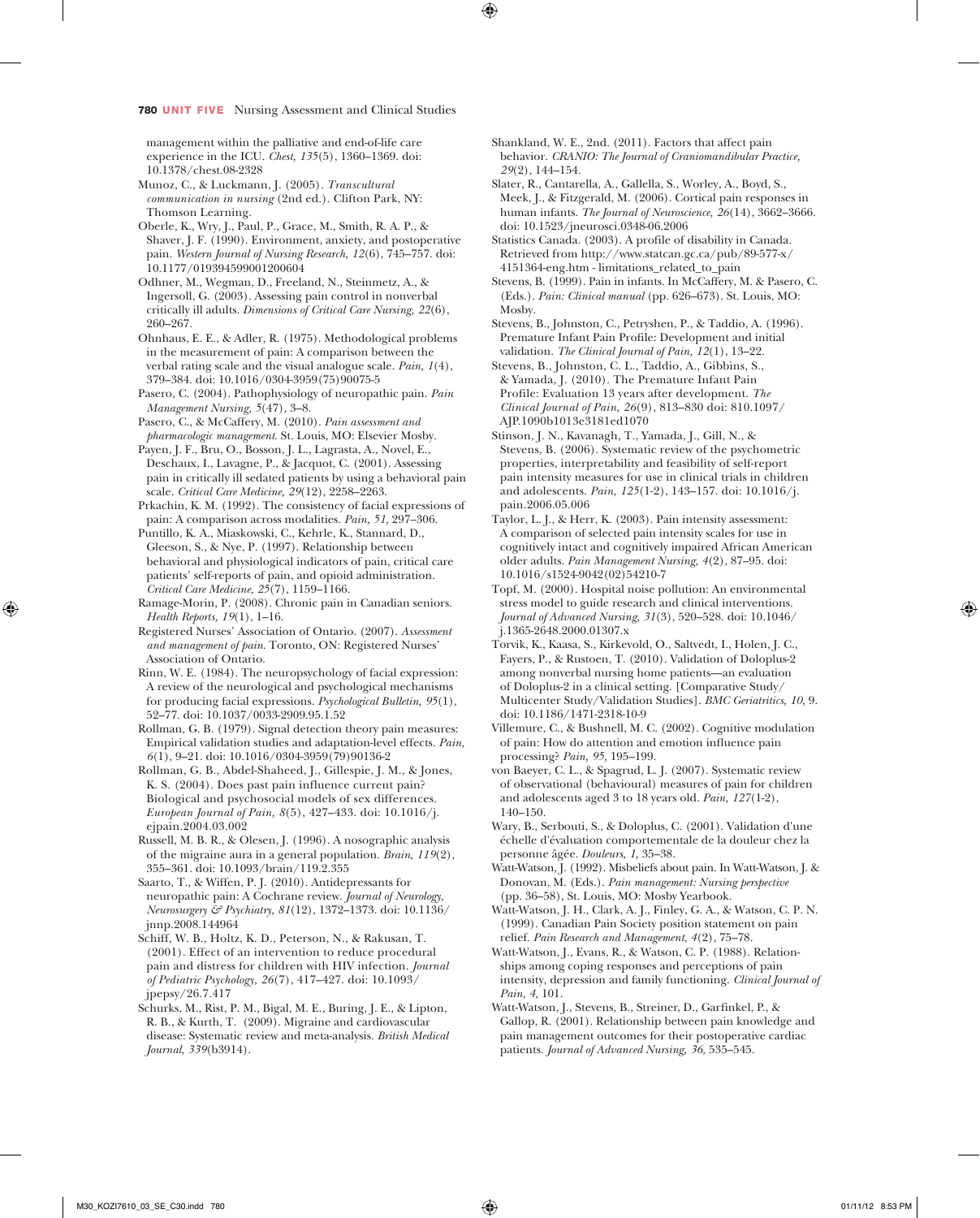management within the palliative and end-of-life care experience in the ICU. *Chest, 135*(5), 1360–1369. doi: 10.1378/chest.08-2328

Munoz, C., & Luckmann, J. (2005). *Transcultural communication in nursing* (2nd ed.). Clifton Park, NY: Thomson Learning.

Oberle, K., Wry, J., Paul, P., Grace, M., Smith, R. A. P., & Shaver, J. F. (1990). Environment, anxiety, and postoperative pain. *Western Journal of Nursing Research, 12*(6), 745–757. doi: 10.1177/019394599001200604

Odhner, M., Wegman, D., Freeland, N., Steinmetz, A., & Ingersoll, G. (2003). Assessing pain control in nonverbal critically ill adults. *Dimensions of Critical Care Nursing, 22*(6), 260–267.

Ohnhaus, E. E., & Adler, R. (1975). Methodological problems in the measurement of pain: A comparison between the verbal rating scale and the visual analogue scale. *Pain, 1*(4), 379–384. doi: 10.1016/0304-3959(75)90075-5

Pasero, C. (2004). Pathophysiology of neuropathic pain. *Pain Management Nursing, 5*(47), 3–8.

Pasero, C., & McCaffery, M. (2010). *Pain assessment and pharmacologic management*. St. Louis, MO: Elsevier Mosby.

Payen, J. F., Bru, O., Bosson, J. L., Lagrasta, A., Novel, E., Deschaux, I., Lavagne, P., & Jacquot, C. (2001). Assessing pain in critically ill sedated patients by using a behavioral pain scale. *Critical Care Medicine, 29*(12), 2258–2263.

Prkachin, K. M. (1992). The consistency of facial expressions of pain: A comparison across modalities. *Pain, 51,* 297–306.

Puntillo, K. A., Miaskowski, C., Kehrle, K., Stannard, D., Gleeson, S., & Nye, P. (1997). Relationship between behavioral and physiological indicators of pain, critical care patients' self-reports of pain, and opioid administration. *Critical Care Medicine, 25*(7), 1159–1166.

Ramage-Morin, P. (2008). Chronic pain in Canadian seniors. *Health Reports, 19*(1), 1–16.

Registered Nurses' Association of Ontario. (2007). *Assessment and management of pain*. Toronto, ON: Registered Nurses' Association of Ontario.

Rinn, W. E. (1984). The neuropsychology of facial expression: A review of the neurological and psychological mechanisms for producing facial expressions. *Psychological Bulletin, 95*(1), 52–77. doi: 10.1037/0033-2909.95.1.52

Rollman, G. B. (1979). Signal detection theory pain measures: Empirical validation studies and adaptation-level effects. *Pain, 6*(1), 9–21. doi: 10.1016/0304-3959(79)90136-2

Rollman, G. B., Abdel-Shaheed, J., Gillespie, J. M., & Jones, K. S. (2004). Does past pain influence current pain? Biological and psychosocial models of sex differences. *European Journal of Pain, 8*(5), 427–433. doi: 10.1016/j.ejpain.2004.03.002

Russell, M. B. R., & Olesen, J. (1996). A nosographic analysis of the migraine aura in a general population. *Brain, 119*(2), 355–361. doi: 10.1093/brain/119.2.355

Saarto, T., & Wiffen, P. J. (2010). Antidepressants for neuropathic pain: A Cochrane review. *Journal of Neurology, Neurosurgery & Psychiatry, 81*(12), 1372–1373. doi: 10.1136/jnnp.2008.144964

Schiff, W. B., Holtz, K. D., Peterson, N., & Rakusan, T. (2001). Effect of an intervention to reduce procedural pain and distress for children with HIV infection. *Journal of Pediatric Psychology, 26*(7), 417–427. doi: 10.1093/jpepsy/26.7.417

Schurks, M., Rist, P. M., Bigal, M. E., Buring, J. E., & Lipton, R. B., & Kurth, T. (2009). Migraine and cardiovascular disease: Systematic review and meta-analysis. *British Medical Journal, 339*(b3914).

Shankland, W. E., 2nd. (2011). Factors that affect pain behavior. *CRANIO: The Journal of Craniomandibular Practice, 29*(2), 144–154.

Slater, R., Cantarella, A., Gallella, S., Worley, A., Boyd, S., Meek, J., & Fitzgerald, M. (2006). Cortical pain responses in human infants. *The Journal of Neuroscience, 26*(14), 3662–3666. doi: 10.1523/jneurosci.0348-06.2006

Statistics Canada. (2003). A profile of disability in Canada. Retrieved from http://www.statcan.gc.ca/pub/89-577-x/4151364-eng.htm - limitations_related_to_pain

Stevens, B. (1999). Pain in infants. In McCaffery, M. & Pasero, C. (Eds.). *Pain: Clinical manual* (pp. 626–673). St. Louis, MO: Mosby.

Stevens, B., Johnston, C., Petryshen, P., & Taddio, A. (1996). Premature Infant Pain Profile: Development and initial validation. *The Clinical Journal of Pain, 12*(1), 13–22.

Stevens, B., Johnston, C. L., Taddio, A., Gibbins, S., & Yamada, J. (2010). The Premature Infant Pain Profile: Evaluation 13 years after development. *The Clinical Journal of Pain, 26*(9), 813–830 doi: 810.1097/AJP.1090b1013e3181ed1070

Stinson, J. N., Kavanagh, T., Yamada, J., Gill, N., & Stevens, B. (2006). Systematic review of the psychometric properties, interpretability and feasibility of self-report pain intensity measures for use in clinical trials in children and adolescents. *Pain, 125*(1-2), 143–157. doi: 10.1016/j.pain.2006.05.006

Taylor, L. J., & Herr, K. (2003). Pain intensity assessment: A comparison of selected pain intensity scales for use in cognitively intact and cognitively impaired African American older adults. *Pain Management Nursing, 4*(2), 87–95. doi: 10.1016/s1524-9042(02)54210-7

Topf, M. (2000). Hospital noise pollution: An environmental stress model to guide research and clinical interventions. *Journal of Advanced Nursing, 31*(3), 520–528. doi: 10.1046/j.1365-2648.2000.01307.x

Torvik, K., Kaasa, S., Kirkevold, O., Saltvedt, I., Holen, J. C., Fayers, P., & Rustoen, T. (2010). Validation of Doloplus-2 among nonverbal nursing home patients—an evaluation of Doloplus-2 in a clinical setting. [Comparative Study/Multicenter Study/Validation Studies]. *BMC Geriatrics, 10,* 9. doi: 10.1186/1471-2318-10-9

Villemure, C., & Bushnell, M. C. (2002). Cognitive modulation of pain: How do attention and emotion influence pain processing? *Pain, 95,* 195–199.

von Baeyer, C. L., & Spagrud, L. J. (2007). Systematic review of observational (behavioural) measures of pain for children and adolescents aged 3 to 18 years old. *Pain, 127*(1-2), 140–150.

Wary, B., Serbouti, S., & Doloplus, C. (2001). Validation d'une échelle d'évaluation comportementale de la douleur chez la personne âgée. *Douleurs, 1,* 35–38.

Watt-Watson, J. (1992). Misbeliefs about pain. In Watt-Watson, J. & Donovan, M. (Eds.). *Pain management: Nursing perspective* (pp. 36–58), St. Louis, MO: Mosby Yearbook.

Watt-Watson, J. H., Clark, A. J., Finley, G. A., & Watson, C. P. N. (1999). Canadian Pain Society position statement on pain relief. *Pain Research and Management, 4*(2), 75–78.

Watt-Watson, J., Evans, R., & Watson, C. P. (1988). Relationships among coping responses and perceptions of pain intensity, depression and family functioning. *Clinical Journal of Pain, 4,* 101.

Watt-Watson, J., Stevens, B., Streiner, D., Garfinkel, P., & Gallop, R. (2001). Relationship between pain knowledge and pain management outcomes for their postoperative cardiac patients. *Journal of Advanced Nursing, 36,* 535–545.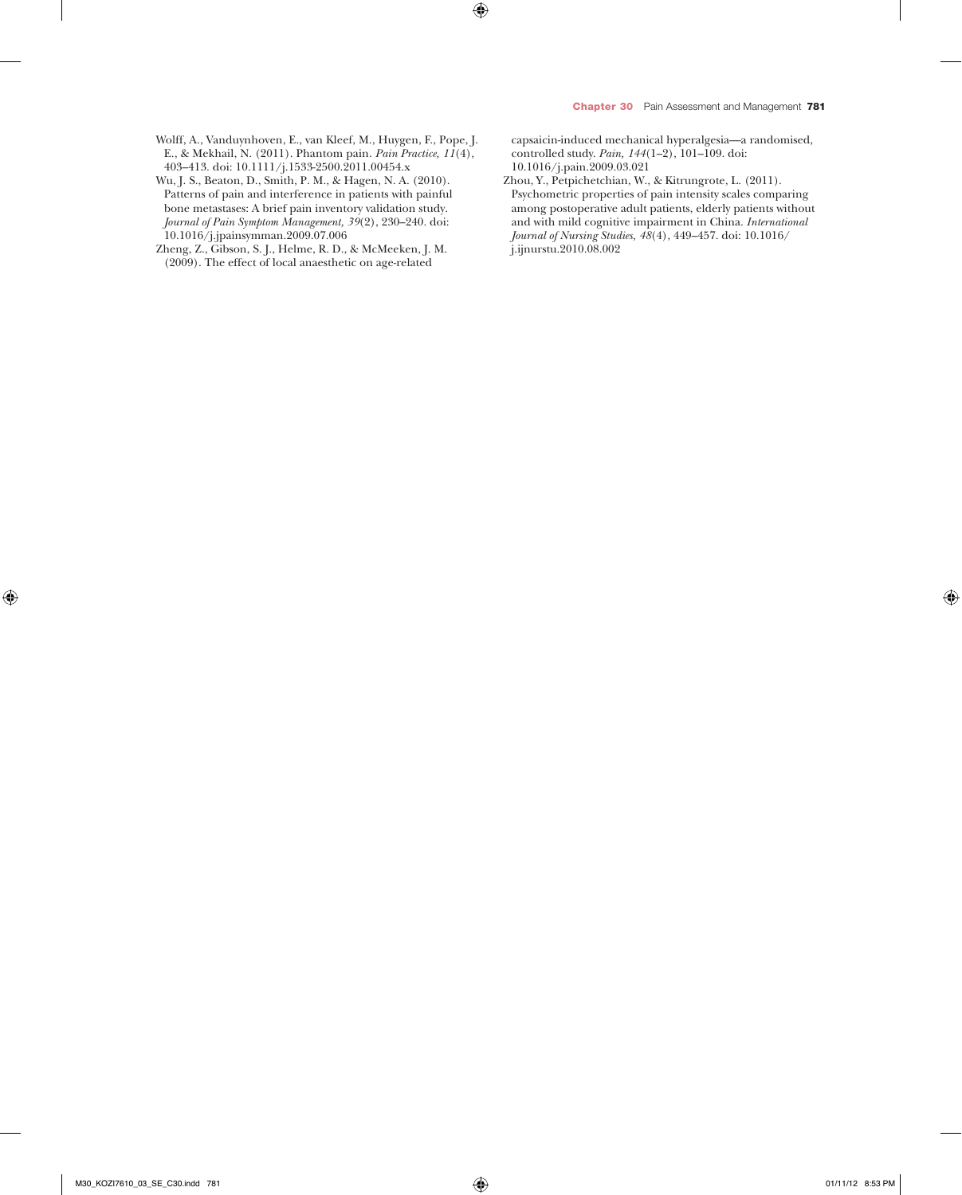Wolff, A., Vanduynhoven, E., van Kleef, M., Huygen, F., Pope, J. E., & Mekhail, N. (2011). Phantom pain. *Pain Practice, 11*(4), 403–413. doi: 10.1111/j.1533-2500.2011.00454.x

Wu, J. S., Beaton, D., Smith, P. M., & Hagen, N. A. (2010). Patterns of pain and interference in patients with painful bone metastases: A brief pain inventory validation study. *Journal of Pain Symptom Management, 39*(2), 230–240. doi: 10.1016/j.jpainsymman.2009.07.006

Zheng, Z., Gibson, S. J., Helme, R. D., & McMeeken, J. M. (2009). The effect of local anaesthetic on age-related capsaicin-induced mechanical hyperalgesia—a randomised, controlled study. *Pain, 144*(1–2), 101–109. doi: 10.1016/j.pain.2009.03.021

Zhou, Y., Petpichetchian, W., & Kitrungrote, L. (2011). Psychometric properties of pain intensity scales comparing among postoperative adult patients, elderly patients without and with mild cognitive impairment in China. *International Journal of Nursing Studies, 48*(4), 449–457. doi: 10.1016/j.ijnurstu.2010.08.002